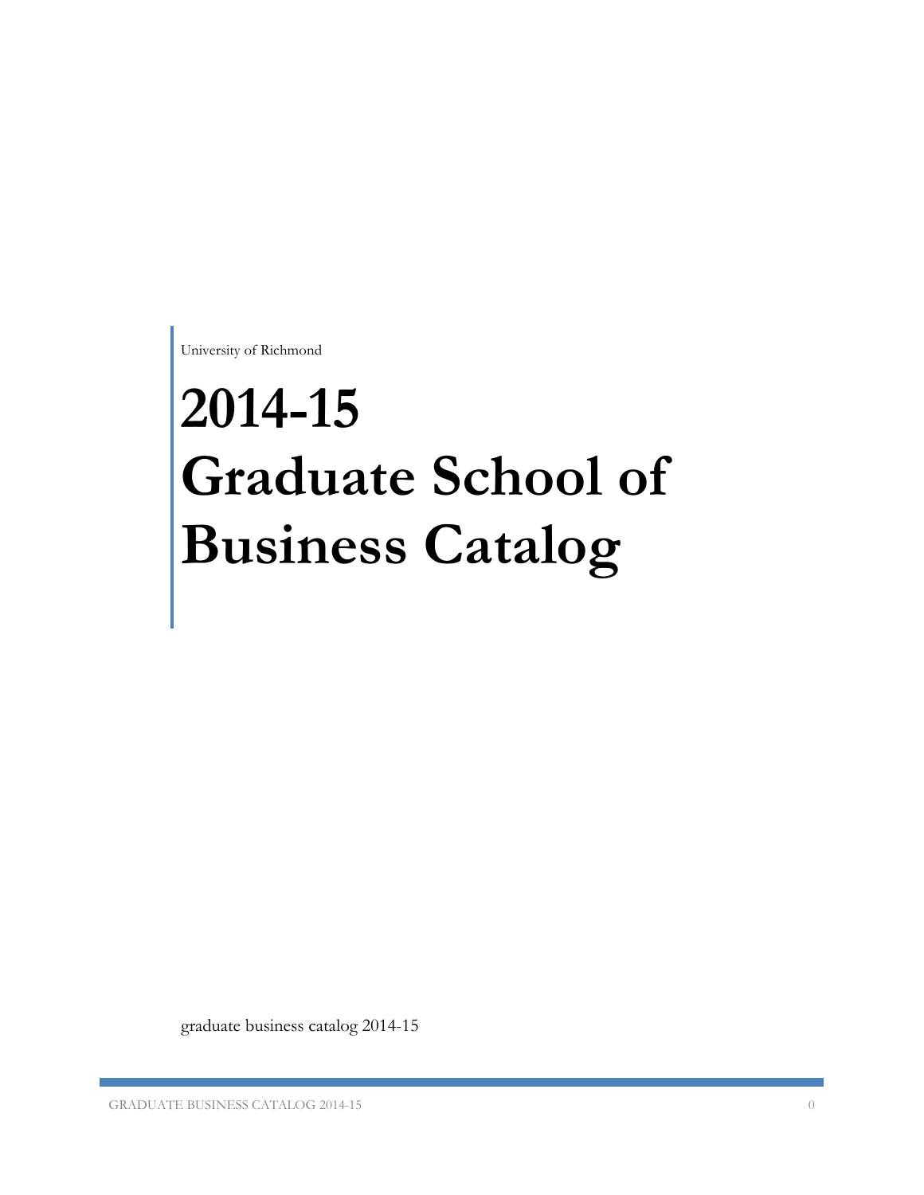University of Richmond

# 2014-15 Graduate School of Business Catalog

graduate business catalog 2014-15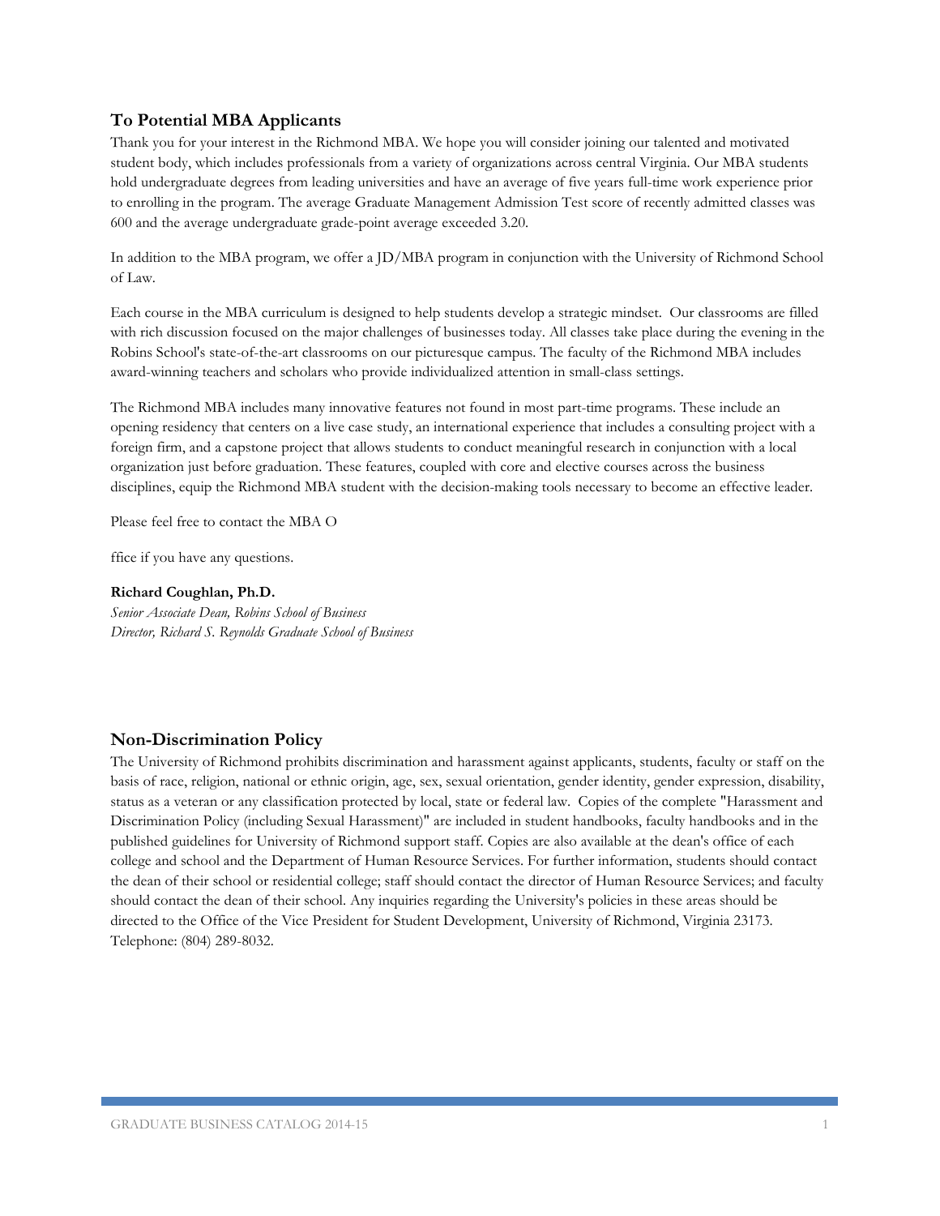## To Potential MBA Applicants

Thank you for your interest in the Richmond MBA. We hope you will consider joining our talented and motivated student body, which includes professionals from a variety of organizations across central Virginia. Our MBA students hold undergraduate degrees from leading universities and have an average of five years full-time work experience prior to enrolling in the program. The average Graduate Management Admission Test score of recently admitted classes was 600 and the average undergraduate grade-point average exceeded 3.20.

In addition to the MBA program, we offer a JD/MBA program in conjunction with the University of Richmond School of Law.

Each course in the MBA curriculum is designed to help students develop a strategic mindset. Our classrooms are filled with rich discussion focused on the major challenges of businesses today. All classes take place during the evening in the Robins School's state-of-the-art classrooms on our picturesque campus. The faculty of the Richmond MBA includes award-winning teachers and scholars who provide individualized attention in small-class settings.

The Richmond MBA includes many innovative features not found in most part-time programs. These include an opening residency that centers on a live case study, an international experience that includes a consulting project with a foreign firm, and a capstone project that allows students to conduct meaningful research in conjunction with a local organization just before graduation. These features, coupled with core and elective courses across the business disciplines, equip the Richmond MBA student with the decision-making tools necessary to become an effective leader.

Please feel free to contact the MBA O

ffice if you have any questions.

**Richard Coughlan, Ph.D.**
*Senior Associate Dean, Robins School of Business*
*Director, Richard S. Reynolds Graduate School of Business*

## Non-Discrimination Policy

The University of Richmond prohibits discrimination and harassment against applicants, students, faculty or staff on the basis of race, religion, national or ethnic origin, age, sex, sexual orientation, gender identity, gender expression, disability, status as a veteran or any classification protected by local, state or federal law. Copies of the complete "Harassment and Discrimination Policy (including Sexual Harassment)" are included in student handbooks, faculty handbooks and in the published guidelines for University of Richmond support staff. Copies are also available at the dean's office of each college and school and the Department of Human Resource Services. For further information, students should contact the dean of their school or residential college; staff should contact the director of Human Resource Services; and faculty should contact the dean of their school. Any inquiries regarding the University's policies in these areas should be directed to the Office of the Vice President for Student Development, University of Richmond, Virginia 23173. Telephone: (804) 289-8032.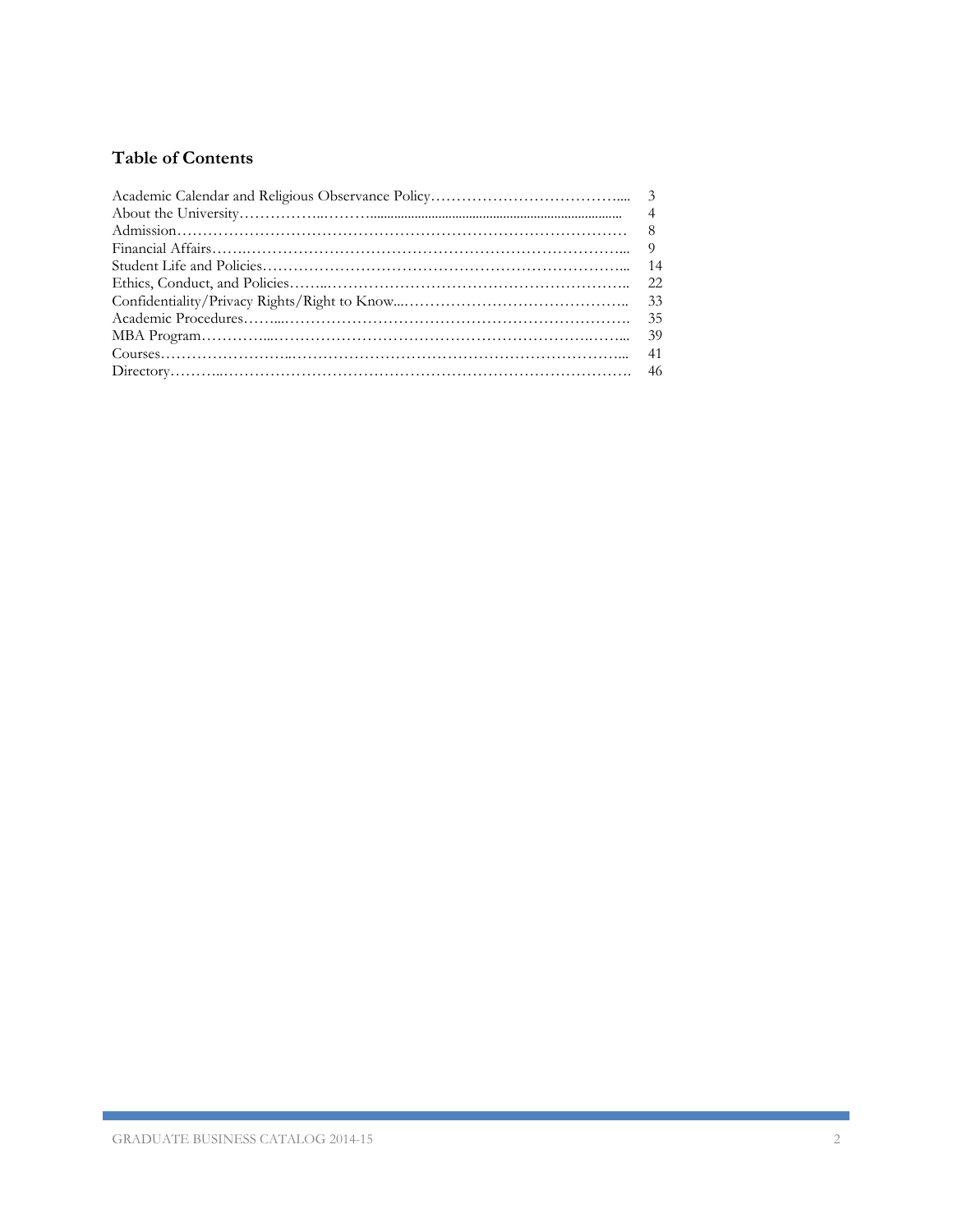## Table of Contents

| | |
|---|---|
| Academic Calendar and Religious Observance Policy | 3 |
| About the University | 4 |
| Admission | 8 |
| Financial Affairs | 9 |
| Student Life and Policies | 14 |
| Ethics, Conduct, and Policies | 22 |
| Confidentiality/Privacy Rights/Right to Know | 33 |
| Academic Procedures | 35 |
| MBA Program | 39 |
| Courses | 41 |
| Directory | 46 |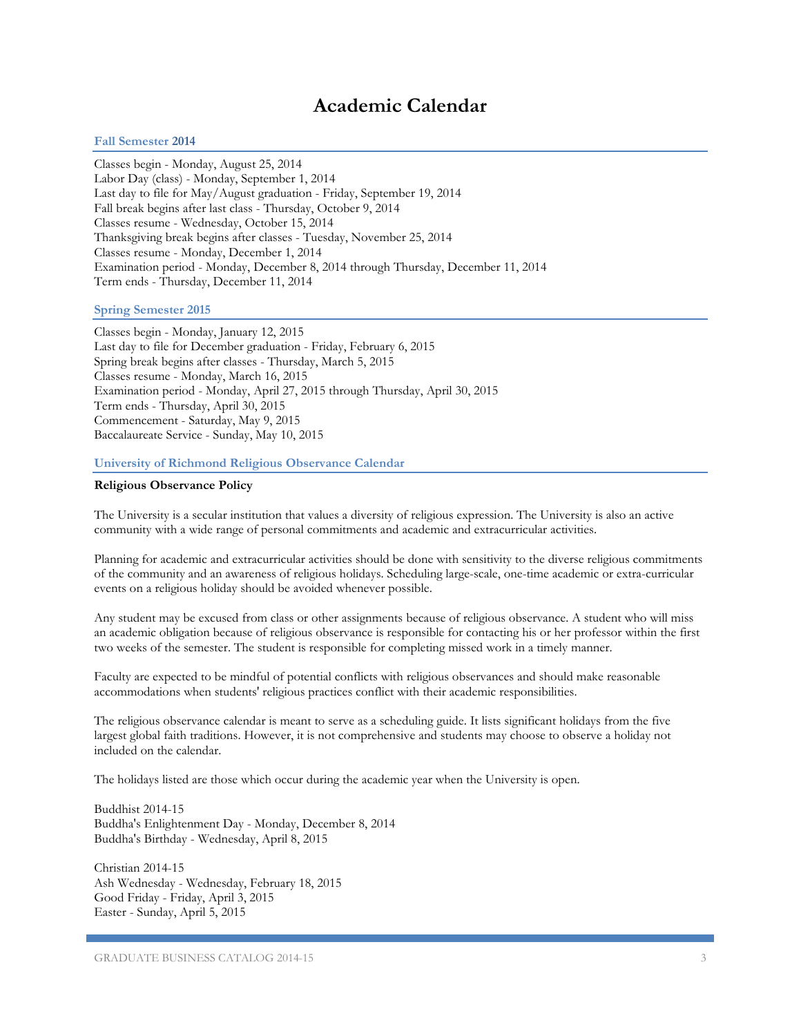# Academic Calendar

## Fall Semester 2014

Classes begin - Monday, August 25, 2014
Labor Day (class) - Monday, September 1, 2014
Last day to file for May/August graduation - Friday, September 19, 2014
Fall break begins after last class - Thursday, October 9, 2014
Classes resume - Wednesday, October 15, 2014
Thanksgiving break begins after classes - Tuesday, November 25, 2014
Classes resume - Monday, December 1, 2014
Examination period - Monday, December 8, 2014 through Thursday, December 11, 2014
Term ends - Thursday, December 11, 2014

## Spring Semester 2015

Classes begin - Monday, January 12, 2015
Last day to file for December graduation - Friday, February 6, 2015
Spring break begins after classes - Thursday, March 5, 2015
Classes resume - Monday, March 16, 2015
Examination period - Monday, April 27, 2015 through Thursday, April 30, 2015
Term ends - Thursday, April 30, 2015
Commencement - Saturday, May 9, 2015
Baccalaureate Service - Sunday, May 10, 2015

## University of Richmond Religious Observance Calendar

**Religious Observance Policy**

The University is a secular institution that values a diversity of religious expression. The University is also an active community with a wide range of personal commitments and academic and extracurricular activities.

Planning for academic and extracurricular activities should be done with sensitivity to the diverse religious commitments of the community and an awareness of religious holidays. Scheduling large-scale, one-time academic or extra-curricular events on a religious holiday should be avoided whenever possible.

Any student may be excused from class or other assignments because of religious observance. A student who will miss an academic obligation because of religious observance is responsible for contacting his or her professor within the first two weeks of the semester. The student is responsible for completing missed work in a timely manner.

Faculty are expected to be mindful of potential conflicts with religious observances and should make reasonable accommodations when students' religious practices conflict with their academic responsibilities.

The religious observance calendar is meant to serve as a scheduling guide. It lists significant holidays from the five largest global faith traditions. However, it is not comprehensive and students may choose to observe a holiday not included on the calendar.

The holidays listed are those which occur during the academic year when the University is open.

Buddhist 2014-15
Buddha's Enlightenment Day - Monday, December 8, 2014
Buddha's Birthday - Wednesday, April 8, 2015

Christian 2014-15
Ash Wednesday - Wednesday, February 18, 2015
Good Friday - Friday, April 3, 2015
Easter - Sunday, April 5, 2015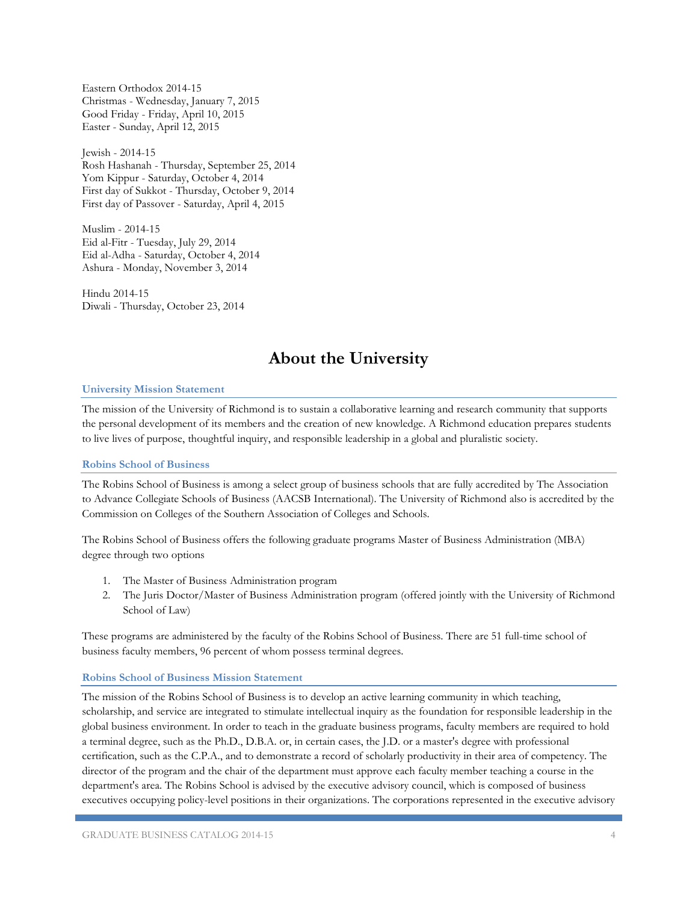Eastern Orthodox 2014-15
Christmas - Wednesday, January 7, 2015
Good Friday - Friday, April 10, 2015
Easter - Sunday, April 12, 2015

Jewish - 2014-15
Rosh Hashanah - Thursday, September 25, 2014
Yom Kippur - Saturday, October 4, 2014
First day of Sukkot - Thursday, October 9, 2014
First day of Passover - Saturday, April 4, 2015

Muslim - 2014-15
Eid al-Fitr - Tuesday, July 29, 2014
Eid al-Adha - Saturday, October 4, 2014
Ashura - Monday, November 3, 2014

Hindu 2014-15
Diwali - Thursday, October 23, 2014

# About the University

### University Mission Statement

The mission of the University of Richmond is to sustain a collaborative learning and research community that supports the personal development of its members and the creation of new knowledge. A Richmond education prepares students to live lives of purpose, thoughtful inquiry, and responsible leadership in a global and pluralistic society.

### Robins School of Business

The Robins School of Business is among a select group of business schools that are fully accredited by The Association to Advance Collegiate Schools of Business (AACSB International). The University of Richmond also is accredited by the Commission on Colleges of the Southern Association of Colleges and Schools.

The Robins School of Business offers the following graduate programs Master of Business Administration (MBA) degree through two options

1. The Master of Business Administration program
2. The Juris Doctor/Master of Business Administration program (offered jointly with the University of Richmond School of Law)

These programs are administered by the faculty of the Robins School of Business. There are 51 full-time school of business faculty members, 96 percent of whom possess terminal degrees.

### Robins School of Business Mission Statement

The mission of the Robins School of Business is to develop an active learning community in which teaching, scholarship, and service are integrated to stimulate intellectual inquiry as the foundation for responsible leadership in the global business environment. In order to teach in the graduate business programs, faculty members are required to hold a terminal degree, such as the Ph.D., D.B.A. or, in certain cases, the J.D. or a master's degree with professional certification, such as the C.P.A., and to demonstrate a record of scholarly productivity in their area of competency. The director of the program and the chair of the department must approve each faculty member teaching a course in the department's area. The Robins School is advised by the executive advisory council, which is composed of business executives occupying policy-level positions in their organizations. The corporations represented in the executive advisory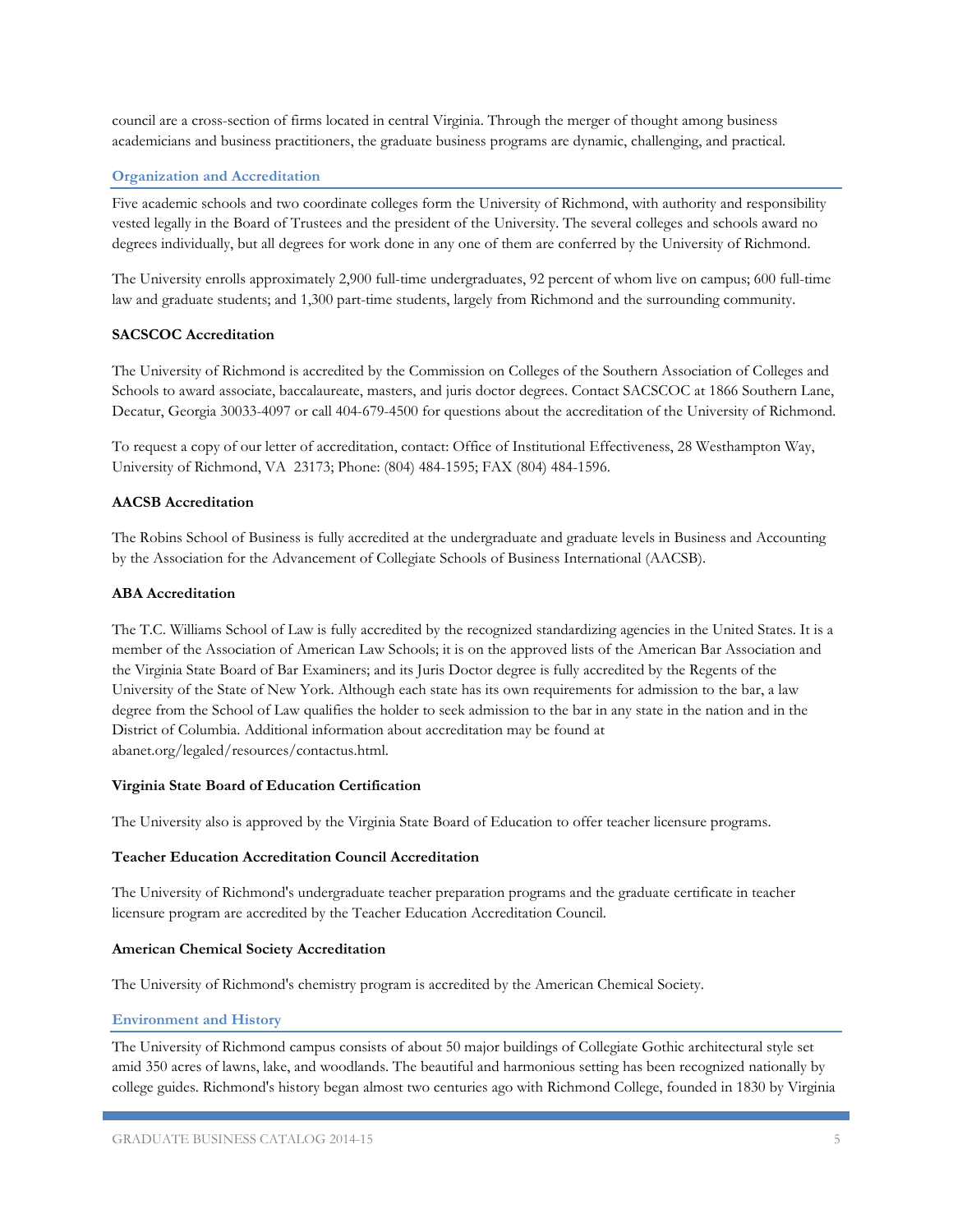council are a cross-section of firms located in central Virginia. Through the merger of thought among business academicians and business practitioners, the graduate business programs are dynamic, challenging, and practical.

## Organization and Accreditation

Five academic schools and two coordinate colleges form the University of Richmond, with authority and responsibility vested legally in the Board of Trustees and the president of the University. The several colleges and schools award no degrees individually, but all degrees for work done in any one of them are conferred by the University of Richmond.

The University enrolls approximately 2,900 full-time undergraduates, 92 percent of whom live on campus; 600 full-time law and graduate students; and 1,300 part-time students, largely from Richmond and the surrounding community.

### SACSCOC Accreditation

The University of Richmond is accredited by the Commission on Colleges of the Southern Association of Colleges and Schools to award associate, baccalaureate, masters, and juris doctor degrees. Contact SACSCOC at 1866 Southern Lane, Decatur, Georgia 30033-4097 or call 404-679-4500 for questions about the accreditation of the University of Richmond.

To request a copy of our letter of accreditation, contact: Office of Institutional Effectiveness, 28 Westhampton Way, University of Richmond, VA 23173; Phone: (804) 484-1595; FAX (804) 484-1596.

### AACSB Accreditation

The Robins School of Business is fully accredited at the undergraduate and graduate levels in Business and Accounting by the Association for the Advancement of Collegiate Schools of Business International (AACSB).

### ABA Accreditation

The T.C. Williams School of Law is fully accredited by the recognized standardizing agencies in the United States. It is a member of the Association of American Law Schools; it is on the approved lists of the American Bar Association and the Virginia State Board of Bar Examiners; and its Juris Doctor degree is fully accredited by the Regents of the University of the State of New York. Although each state has its own requirements for admission to the bar, a law degree from the School of Law qualifies the holder to seek admission to the bar in any state in the nation and in the District of Columbia. Additional information about accreditation may be found at abanet.org/legaled/resources/contactus.html.

### Virginia State Board of Education Certification

The University also is approved by the Virginia State Board of Education to offer teacher licensure programs.

### Teacher Education Accreditation Council Accreditation

The University of Richmond's undergraduate teacher preparation programs and the graduate certificate in teacher licensure program are accredited by the Teacher Education Accreditation Council.

### American Chemical Society Accreditation

The University of Richmond's chemistry program is accredited by the American Chemical Society.

## Environment and History

The University of Richmond campus consists of about 50 major buildings of Collegiate Gothic architectural style set amid 350 acres of lawns, lake, and woodlands. The beautiful and harmonious setting has been recognized nationally by college guides. Richmond's history began almost two centuries ago with Richmond College, founded in 1830 by Virginia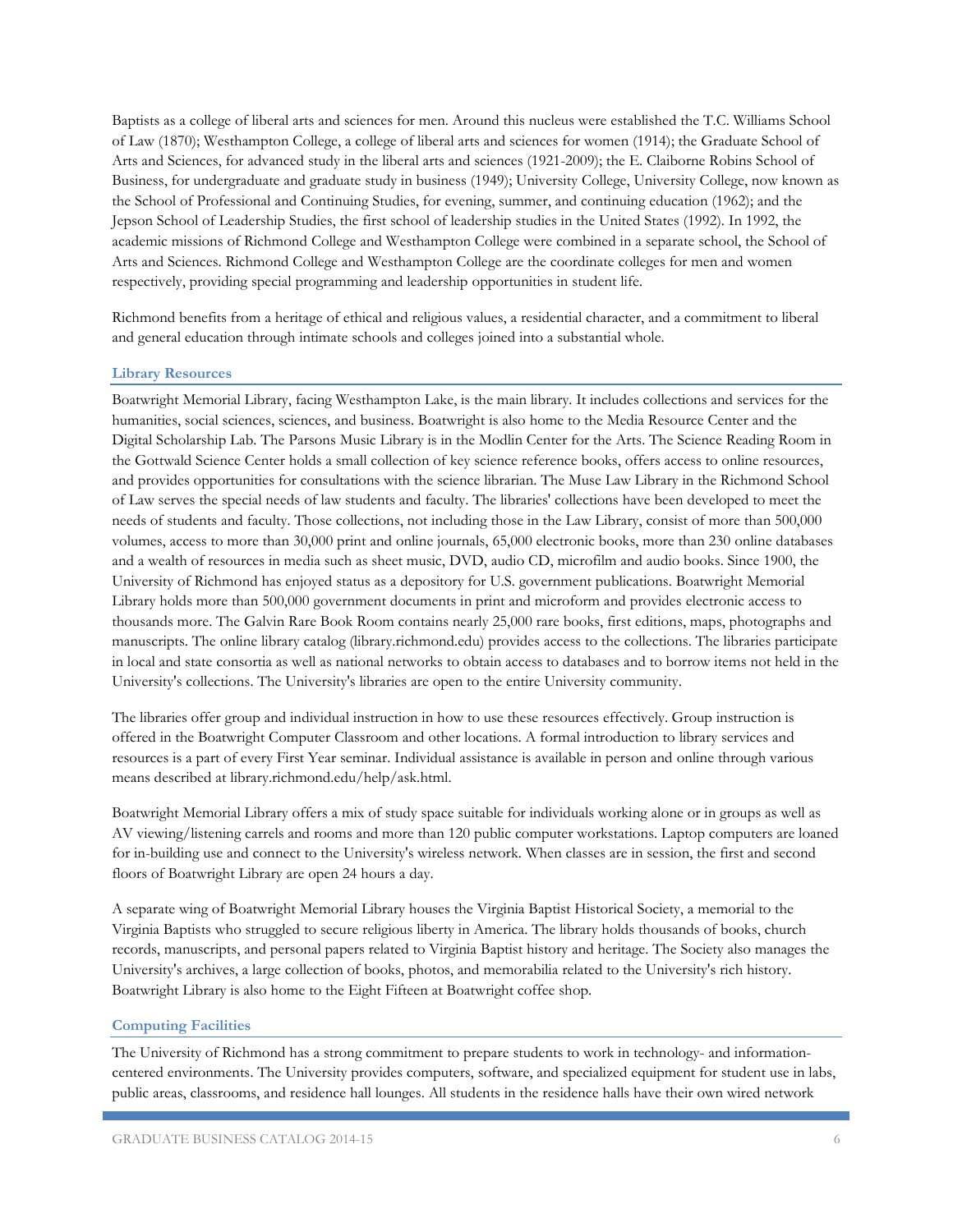Baptists as a college of liberal arts and sciences for men. Around this nucleus were established the T.C. Williams School of Law (1870); Westhampton College, a college of liberal arts and sciences for women (1914); the Graduate School of Arts and Sciences, for advanced study in the liberal arts and sciences (1921-2009); the E. Claiborne Robins School of Business, for undergraduate and graduate study in business (1949); University College, University College, now known as the School of Professional and Continuing Studies, for evening, summer, and continuing education (1962); and the Jepson School of Leadership Studies, the first school of leadership studies in the United States (1992). In 1992, the academic missions of Richmond College and Westhampton College were combined in a separate school, the School of Arts and Sciences. Richmond College and Westhampton College are the coordinate colleges for men and women respectively, providing special programming and leadership opportunities in student life.

Richmond benefits from a heritage of ethical and religious values, a residential character, and a commitment to liberal and general education through intimate schools and colleges joined into a substantial whole.

### Library Resources

Boatwright Memorial Library, facing Westhampton Lake, is the main library. It includes collections and services for the humanities, social sciences, sciences, and business. Boatwright is also home to the Media Resource Center and the Digital Scholarship Lab. The Parsons Music Library is in the Modlin Center for the Arts. The Science Reading Room in the Gottwald Science Center holds a small collection of key science reference books, offers access to online resources, and provides opportunities for consultations with the science librarian. The Muse Law Library in the Richmond School of Law serves the special needs of law students and faculty. The libraries' collections have been developed to meet the needs of students and faculty. Those collections, not including those in the Law Library, consist of more than 500,000 volumes, access to more than 30,000 print and online journals, 65,000 electronic books, more than 230 online databases and a wealth of resources in media such as sheet music, DVD, audio CD, microfilm and audio books. Since 1900, the University of Richmond has enjoyed status as a depository for U.S. government publications. Boatwright Memorial Library holds more than 500,000 government documents in print and microform and provides electronic access to thousands more. The Galvin Rare Book Room contains nearly 25,000 rare books, first editions, maps, photographs and manuscripts. The online library catalog (library.richmond.edu) provides access to the collections. The libraries participate in local and state consortia as well as national networks to obtain access to databases and to borrow items not held in the University's collections. The University's libraries are open to the entire University community.

The libraries offer group and individual instruction in how to use these resources effectively. Group instruction is offered in the Boatwright Computer Classroom and other locations. A formal introduction to library services and resources is a part of every First Year seminar. Individual assistance is available in person and online through various means described at library.richmond.edu/help/ask.html.

Boatwright Memorial Library offers a mix of study space suitable for individuals working alone or in groups as well as AV viewing/listening carrels and rooms and more than 120 public computer workstations. Laptop computers are loaned for in-building use and connect to the University's wireless network. When classes are in session, the first and second floors of Boatwright Library are open 24 hours a day.

A separate wing of Boatwright Memorial Library houses the Virginia Baptist Historical Society, a memorial to the Virginia Baptists who struggled to secure religious liberty in America. The library holds thousands of books, church records, manuscripts, and personal papers related to Virginia Baptist history and heritage. The Society also manages the University's archives, a large collection of books, photos, and memorabilia related to the University's rich history. Boatwright Library is also home to the Eight Fifteen at Boatwright coffee shop.

### Computing Facilities

The University of Richmond has a strong commitment to prepare students to work in technology- and information-centered environments. The University provides computers, software, and specialized equipment for student use in labs, public areas, classrooms, and residence hall lounges. All students in the residence halls have their own wired network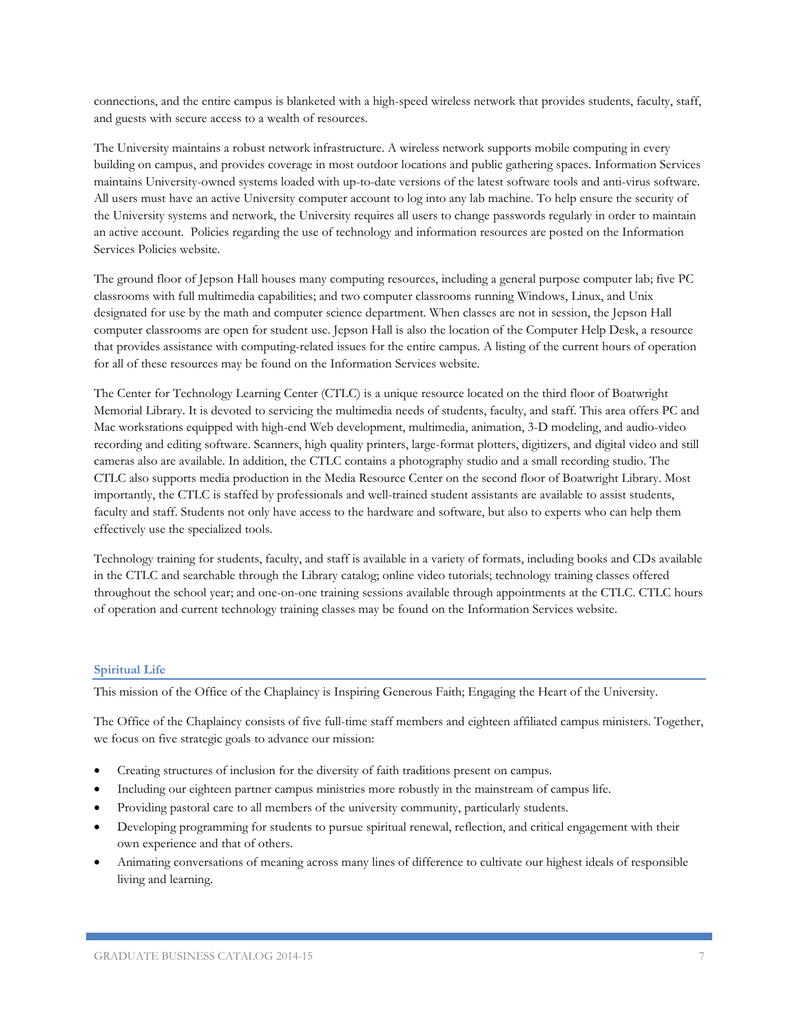connections, and the entire campus is blanketed with a high-speed wireless network that provides students, faculty, staff, and guests with secure access to a wealth of resources.

The University maintains a robust network infrastructure. A wireless network supports mobile computing in every building on campus, and provides coverage in most outdoor locations and public gathering spaces. Information Services maintains University-owned systems loaded with up-to-date versions of the latest software tools and anti-virus software. All users must have an active University computer account to log into any lab machine. To help ensure the security of the University systems and network, the University requires all users to change passwords regularly in order to maintain an active account.  Policies regarding the use of technology and information resources are posted on the Information Services Policies website.

The ground floor of Jepson Hall houses many computing resources, including a general purpose computer lab; five PC classrooms with full multimedia capabilities; and two computer classrooms running Windows, Linux, and Unix designated for use by the math and computer science department. When classes are not in session, the Jepson Hall computer classrooms are open for student use. Jepson Hall is also the location of the Computer Help Desk, a resource that provides assistance with computing-related issues for the entire campus. A listing of the current hours of operation for all of these resources may be found on the Information Services website.

The Center for Technology Learning Center (CTLC) is a unique resource located on the third floor of Boatwright Memorial Library. It is devoted to servicing the multimedia needs of students, faculty, and staff. This area offers PC and Mac workstations equipped with high-end Web development, multimedia, animation, 3-D modeling, and audio-video recording and editing software. Scanners, high quality printers, large-format plotters, digitizers, and digital video and still cameras also are available. In addition, the CTLC contains a photography studio and a small recording studio. The CTLC also supports media production in the Media Resource Center on the second floor of Boatwright Library. Most importantly, the CTLC is staffed by professionals and well-trained student assistants are available to assist students, faculty and staff. Students not only have access to the hardware and software, but also to experts who can help them effectively use the specialized tools.

Technology training for students, faculty, and staff is available in a variety of formats, including books and CDs available in the CTLC and searchable through the Library catalog; online video tutorials; technology training classes offered throughout the school year; and one-on-one training sessions available through appointments at the CTLC. CTLC hours of operation and current technology training classes may be found on the Information Services website.

## Spiritual Life

This mission of the Office of the Chaplaincy is Inspiring Generous Faith; Engaging the Heart of the University.

The Office of the Chaplaincy consists of five full-time staff members and eighteen affiliated campus ministers. Together, we focus on five strategic goals to advance our mission:

- Creating structures of inclusion for the diversity of faith traditions present on campus.
- Including our eighteen partner campus ministries more robustly in the mainstream of campus life.
- Providing pastoral care to all members of the university community, particularly students.
- Developing programming for students to pursue spiritual renewal, reflection, and critical engagement with their own experience and that of others.
- Animating conversations of meaning across many lines of difference to cultivate our highest ideals of responsible living and learning.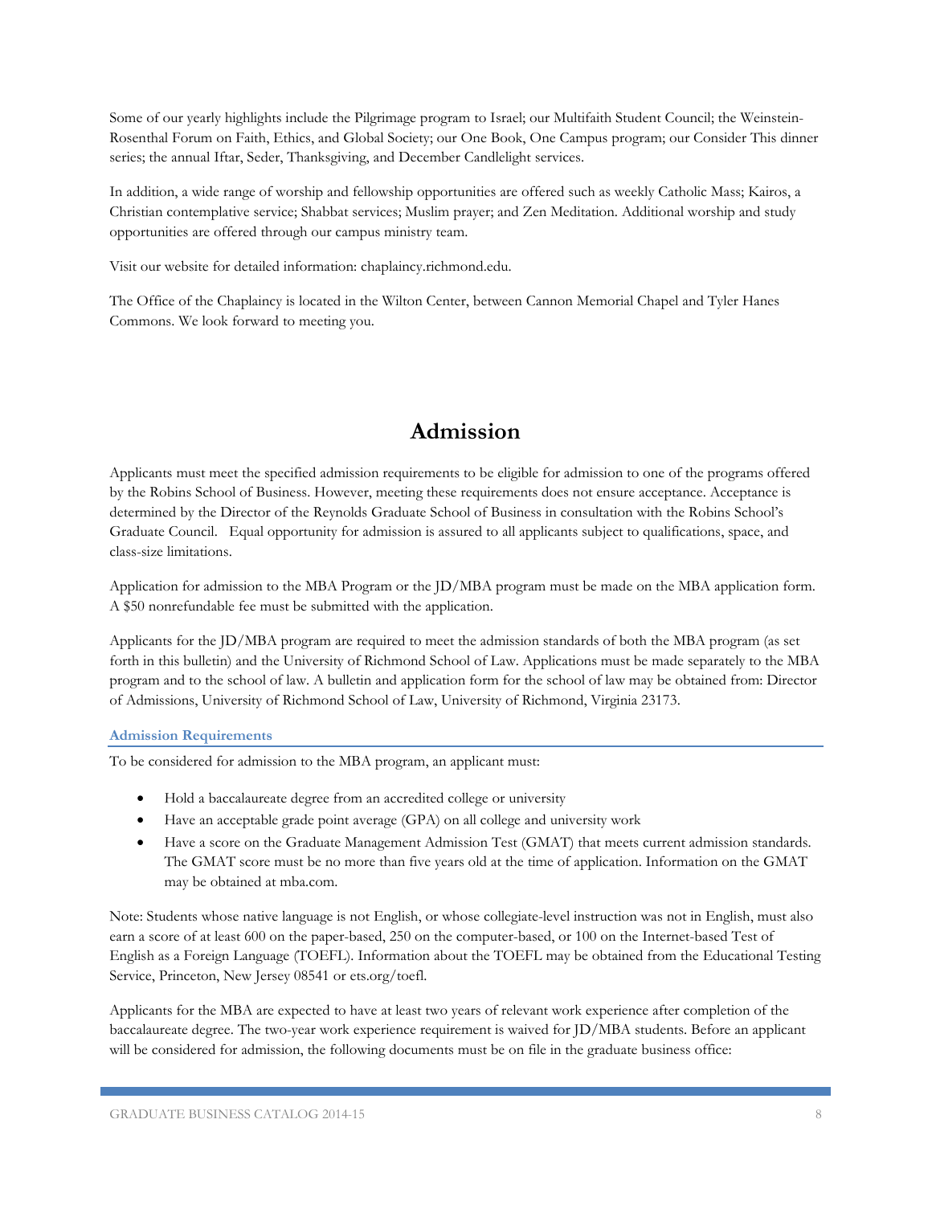Some of our yearly highlights include the Pilgrimage program to Israel; our Multifaith Student Council; the Weinstein-Rosenthal Forum on Faith, Ethics, and Global Society; our One Book, One Campus program; our Consider This dinner series; the annual Iftar, Seder, Thanksgiving, and December Candlelight services.

In addition, a wide range of worship and fellowship opportunities are offered such as weekly Catholic Mass; Kairos, a Christian contemplative service; Shabbat services; Muslim prayer; and Zen Meditation. Additional worship and study opportunities are offered through our campus ministry team.

Visit our website for detailed information: chaplaincy.richmond.edu.

The Office of the Chaplaincy is located in the Wilton Center, between Cannon Memorial Chapel and Tyler Hanes Commons. We look forward to meeting you.

# Admission

Applicants must meet the specified admission requirements to be eligible for admission to one of the programs offered by the Robins School of Business. However, meeting these requirements does not ensure acceptance. Acceptance is determined by the Director of the Reynolds Graduate School of Business in consultation with the Robins School's Graduate Council. Equal opportunity for admission is assured to all applicants subject to qualifications, space, and class-size limitations.

Application for admission to the MBA Program or the JD/MBA program must be made on the MBA application form. A $50 nonrefundable fee must be submitted with the application.

Applicants for the JD/MBA program are required to meet the admission standards of both the MBA program (as set forth in this bulletin) and the University of Richmond School of Law. Applications must be made separately to the MBA program and to the school of law. A bulletin and application form for the school of law may be obtained from: Director of Admissions, University of Richmond School of Law, University of Richmond, Virginia 23173.

## Admission Requirements

To be considered for admission to the MBA program, an applicant must:

- Hold a baccalaureate degree from an accredited college or university
- Have an acceptable grade point average (GPA) on all college and university work
- Have a score on the Graduate Management Admission Test (GMAT) that meets current admission standards. The GMAT score must be no more than five years old at the time of application. Information on the GMAT may be obtained at mba.com.

Note: Students whose native language is not English, or whose collegiate-level instruction was not in English, must also earn a score of at least 600 on the paper-based, 250 on the computer-based, or 100 on the Internet-based Test of English as a Foreign Language (TOEFL). Information about the TOEFL may be obtained from the Educational Testing Service, Princeton, New Jersey 08541 or ets.org/toefl.

Applicants for the MBA are expected to have at least two years of relevant work experience after completion of the baccalaureate degree. The two-year work experience requirement is waived for JD/MBA students. Before an applicant will be considered for admission, the following documents must be on file in the graduate business office: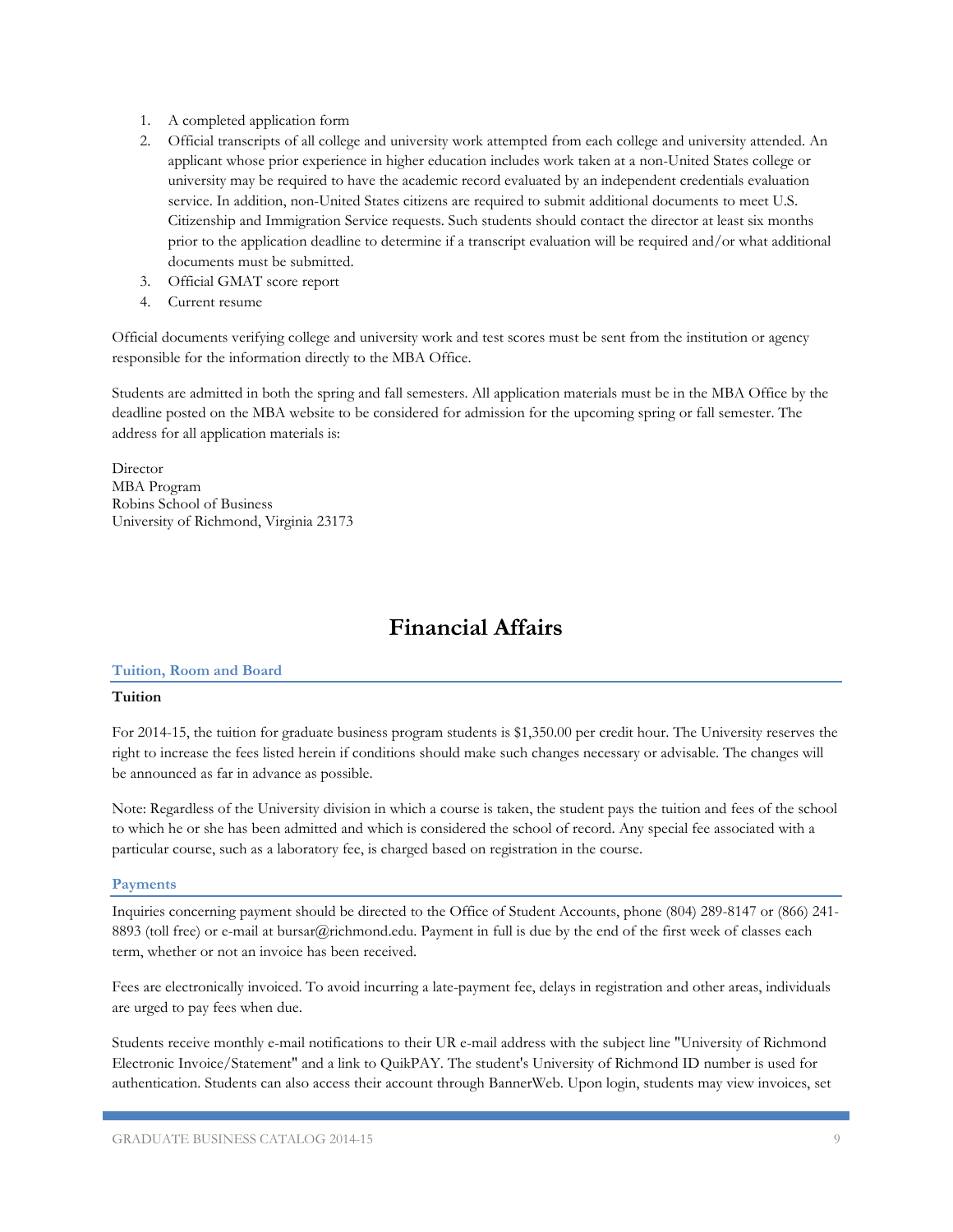1. A completed application form
2. Official transcripts of all college and university work attempted from each college and university attended. An applicant whose prior experience in higher education includes work taken at a non-United States college or university may be required to have the academic record evaluated by an independent credentials evaluation service. In addition, non-United States citizens are required to submit additional documents to meet U.S. Citizenship and Immigration Service requests. Such students should contact the director at least six months prior to the application deadline to determine if a transcript evaluation will be required and/or what additional documents must be submitted.
3. Official GMAT score report
4. Current resume

Official documents verifying college and university work and test scores must be sent from the institution or agency responsible for the information directly to the MBA Office.

Students are admitted in both the spring and fall semesters. All application materials must be in the MBA Office by the deadline posted on the MBA website to be considered for admission for the upcoming spring or fall semester. The address for all application materials is:

Director
MBA Program
Robins School of Business
University of Richmond, Virginia 23173

# Financial Affairs

## Tuition, Room and Board

### Tuition

For 2014-15, the tuition for graduate business program students is $1,350.00 per credit hour. The University reserves the right to increase the fees listed herein if conditions should make such changes necessary or advisable. The changes will be announced as far in advance as possible.

Note: Regardless of the University division in which a course is taken, the student pays the tuition and fees of the school to which he or she has been admitted and which is considered the school of record. Any special fee associated with a particular course, such as a laboratory fee, is charged based on registration in the course.

## Payments

Inquiries concerning payment should be directed to the Office of Student Accounts, phone (804) 289-8147 or (866) 241-8893 (toll free) or e-mail at bursar@richmond.edu. Payment in full is due by the end of the first week of classes each term, whether or not an invoice has been received.

Fees are electronically invoiced. To avoid incurring a late-payment fee, delays in registration and other areas, individuals are urged to pay fees when due.

Students receive monthly e-mail notifications to their UR e-mail address with the subject line "University of Richmond Electronic Invoice/Statement" and a link to QuikPAY. The student's University of Richmond ID number is used for authentication. Students can also access their account through BannerWeb. Upon login, students may view invoices, set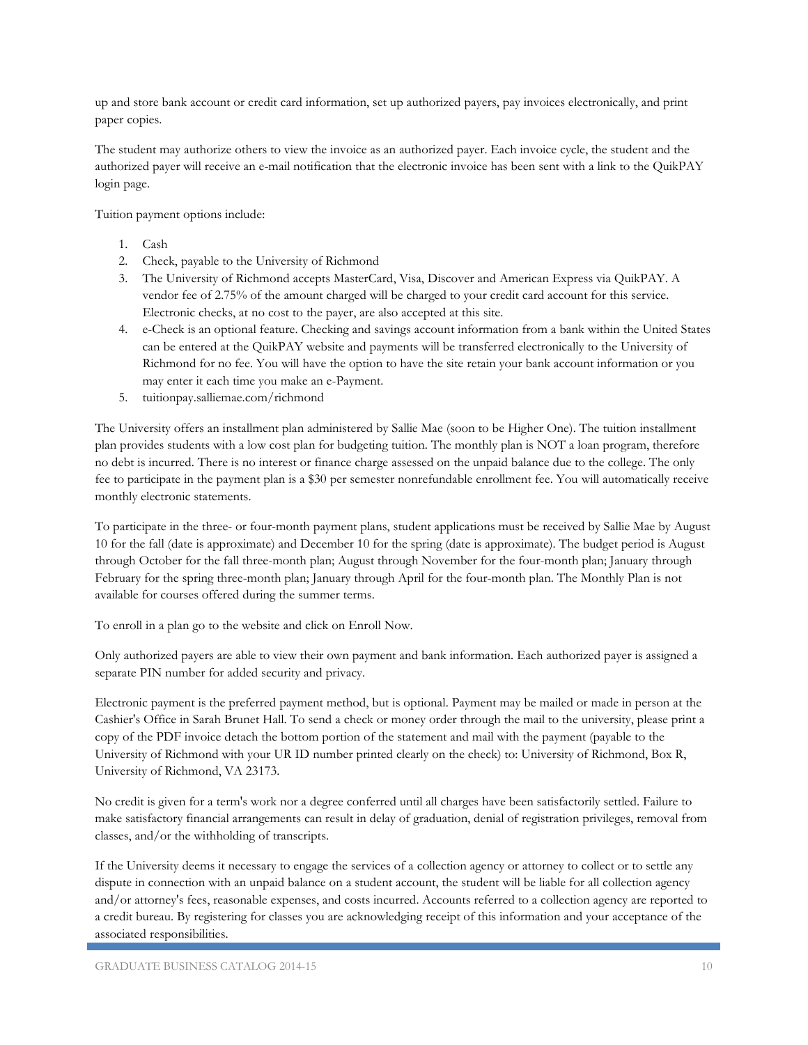up and store bank account or credit card information, set up authorized payers, pay invoices electronically, and print paper copies.

The student may authorize others to view the invoice as an authorized payer. Each invoice cycle, the student and the authorized payer will receive an e-mail notification that the electronic invoice has been sent with a link to the QuikPAY login page.

Tuition payment options include:

1. Cash
2. Check, payable to the University of Richmond
3. The University of Richmond accepts MasterCard, Visa, Discover and American Express via QuikPAY. A vendor fee of 2.75% of the amount charged will be charged to your credit card account for this service. Electronic checks, at no cost to the payer, are also accepted at this site.
4. e-Check is an optional feature. Checking and savings account information from a bank within the United States can be entered at the QuikPAY website and payments will be transferred electronically to the University of Richmond for no fee. You will have the option to have the site retain your bank account information or you may enter it each time you make an e-Payment.
5. tuitionpay.salliemae.com/richmond

The University offers an installment plan administered by Sallie Mae (soon to be Higher One). The tuition installment plan provides students with a low cost plan for budgeting tuition. The monthly plan is NOT a loan program, therefore no debt is incurred. There is no interest or finance charge assessed on the unpaid balance due to the college. The only fee to participate in the payment plan is a $30 per semester nonrefundable enrollment fee. You will automatically receive monthly electronic statements.

To participate in the three- or four-month payment plans, student applications must be received by Sallie Mae by August 10 for the fall (date is approximate) and December 10 for the spring (date is approximate). The budget period is August through October for the fall three-month plan; August through November for the four-month plan; January through February for the spring three-month plan; January through April for the four-month plan. The Monthly Plan is not available for courses offered during the summer terms.

To enroll in a plan go to the website and click on Enroll Now.

Only authorized payers are able to view their own payment and bank information. Each authorized payer is assigned a separate PIN number for added security and privacy.

Electronic payment is the preferred payment method, but is optional. Payment may be mailed or made in person at the Cashier's Office in Sarah Brunet Hall. To send a check or money order through the mail to the university, please print a copy of the PDF invoice detach the bottom portion of the statement and mail with the payment (payable to the University of Richmond with your UR ID number printed clearly on the check) to: University of Richmond, Box R, University of Richmond, VA 23173.

No credit is given for a term's work nor a degree conferred until all charges have been satisfactorily settled. Failure to make satisfactory financial arrangements can result in delay of graduation, denial of registration privileges, removal from classes, and/or the withholding of transcripts.

If the University deems it necessary to engage the services of a collection agency or attorney to collect or to settle any dispute in connection with an unpaid balance on a student account, the student will be liable for all collection agency and/or attorney's fees, reasonable expenses, and costs incurred. Accounts referred to a collection agency are reported to a credit bureau. By registering for classes you are acknowledging receipt of this information and your acceptance of the associated responsibilities.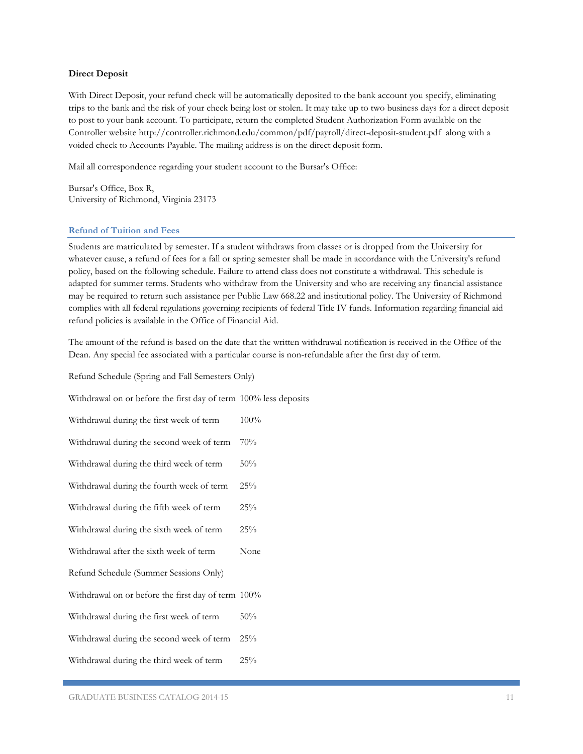**Direct Deposit**

With Direct Deposit, your refund check will be automatically deposited to the bank account you specify, eliminating trips to the bank and the risk of your check being lost or stolen. It may take up to two business days for a direct deposit to post to your bank account. To participate, return the completed Student Authorization Form available on the Controller website http://controller.richmond.edu/common/pdf/payroll/direct-deposit-student.pdf along with a voided check to Accounts Payable. The mailing address is on the direct deposit form.

Mail all correspondence regarding your student account to the Bursar's Office:

Bursar's Office, Box R,
University of Richmond, Virginia 23173

## Refund of Tuition and Fees

Students are matriculated by semester. If a student withdraws from classes or is dropped from the University for whatever cause, a refund of fees for a fall or spring semester shall be made in accordance with the University's refund policy, based on the following schedule. Failure to attend class does not constitute a withdrawal. This schedule is adapted for summer terms. Students who withdraw from the University and who are receiving any financial assistance may be required to return such assistance per Public Law 668.22 and institutional policy. The University of Richmond complies with all federal regulations governing recipients of federal Title IV funds. Information regarding financial aid refund policies is available in the Office of Financial Aid.

The amount of the refund is based on the date that the written withdrawal notification is received in the Office of the Dean. Any special fee associated with a particular course is non-refundable after the first day of term.

Refund Schedule (Spring and Fall Semesters Only)

| | |
|---|---|
| Withdrawal on or before the first day of term | 100% less deposits |
| Withdrawal during the first week of term | 100% |
| Withdrawal during the second week of term | 70% |
| Withdrawal during the third week of term | 50% |
| Withdrawal during the fourth week of term | 25% |
| Withdrawal during the fifth week of term | 25% |
| Withdrawal during the sixth week of term | 25% |
| Withdrawal after the sixth week of term | None |

Refund Schedule (Summer Sessions Only)

| | |
|---|---|
| Withdrawal on or before the first day of term | 100% |
| Withdrawal during the first week of term | 50% |
| Withdrawal during the second week of term | 25% |
| Withdrawal during the third week of term | 25% |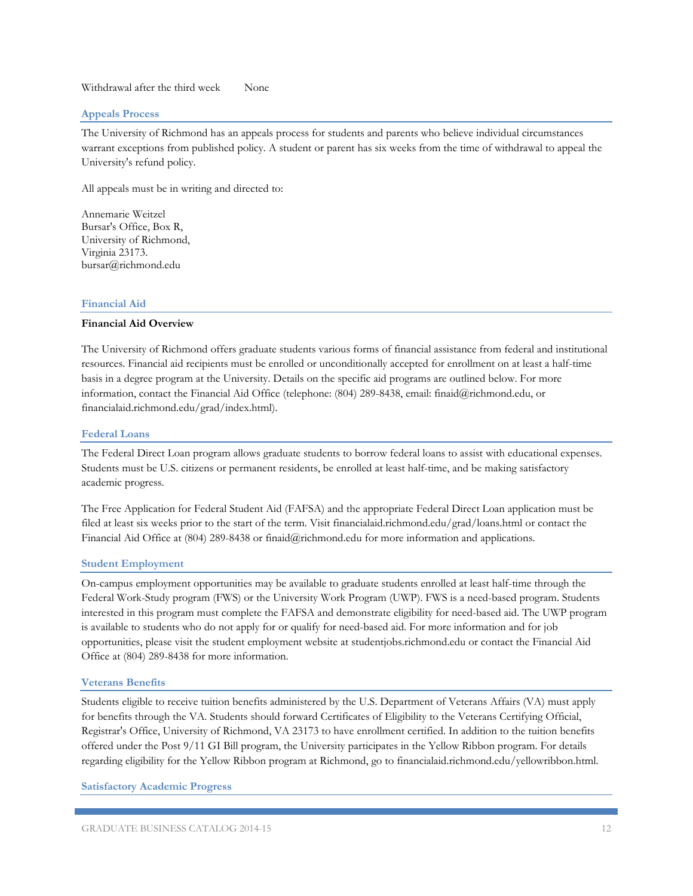| Withdrawal after the third week | None |
|---|---|

## Appeals Process

The University of Richmond has an appeals process for students and parents who believe individual circumstances warrant exceptions from published policy. A student or parent has six weeks from the time of withdrawal to appeal the University's refund policy.

All appeals must be in writing and directed to:

Annemarie Weitzel
Bursar's Office, Box R,
University of Richmond,
Virginia 23173.
bursar@richmond.edu

## Financial Aid

**Financial Aid Overview**

The University of Richmond offers graduate students various forms of financial assistance from federal and institutional resources. Financial aid recipients must be enrolled or unconditionally accepted for enrollment on at least a half-time basis in a degree program at the University. Details on the specific aid programs are outlined below. For more information, contact the Financial Aid Office (telephone: (804) 289-8438, email: finaid@richmond.edu, or financialaid.richmond.edu/grad/index.html).

## Federal Loans

The Federal Direct Loan program allows graduate students to borrow federal loans to assist with educational expenses. Students must be U.S. citizens or permanent residents, be enrolled at least half-time, and be making satisfactory academic progress.

The Free Application for Federal Student Aid (FAFSA) and the appropriate Federal Direct Loan application must be filed at least six weeks prior to the start of the term. Visit financialaid.richmond.edu/grad/loans.html or contact the Financial Aid Office at (804) 289-8438 or finaid@richmond.edu for more information and applications.

## Student Employment

On-campus employment opportunities may be available to graduate students enrolled at least half-time through the Federal Work-Study program (FWS) or the University Work Program (UWP). FWS is a need-based program. Students interested in this program must complete the FAFSA and demonstrate eligibility for need-based aid. The UWP program is available to students who do not apply for or qualify for need-based aid. For more information and for job opportunities, please visit the student employment website at studentjobs.richmond.edu or contact the Financial Aid Office at (804) 289-8438 for more information.

## Veterans Benefits

Students eligible to receive tuition benefits administered by the U.S. Department of Veterans Affairs (VA) must apply for benefits through the VA. Students should forward Certificates of Eligibility to the Veterans Certifying Official, Registrar's Office, University of Richmond, VA 23173 to have enrollment certified. In addition to the tuition benefits offered under the Post 9/11 GI Bill program, the University participates in the Yellow Ribbon program. For details regarding eligibility for the Yellow Ribbon program at Richmond, go to financialaid.richmond.edu/yellowribbon.html.

## Satisfactory Academic Progress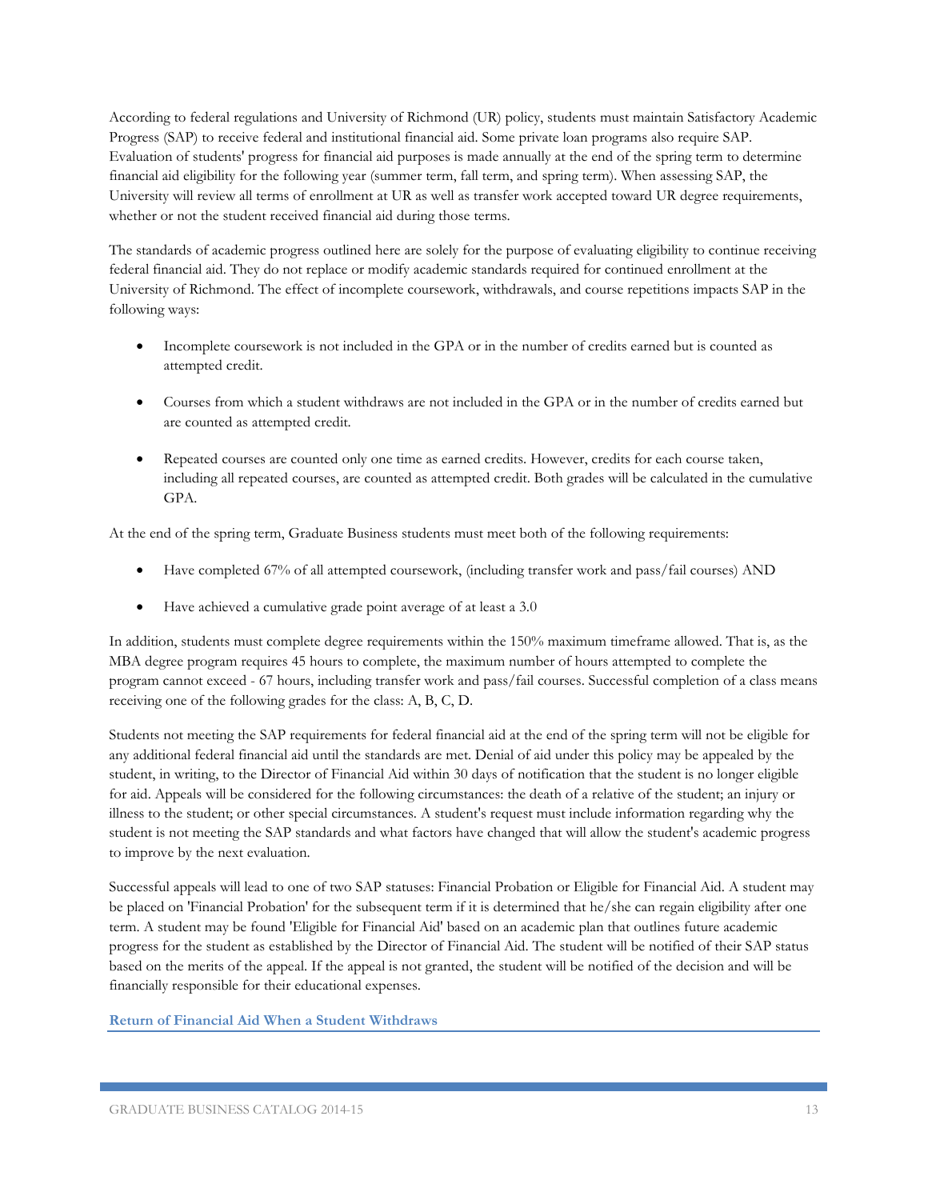According to federal regulations and University of Richmond (UR) policy, students must maintain Satisfactory Academic Progress (SAP) to receive federal and institutional financial aid. Some private loan programs also require SAP. Evaluation of students' progress for financial aid purposes is made annually at the end of the spring term to determine financial aid eligibility for the following year (summer term, fall term, and spring term). When assessing SAP, the University will review all terms of enrollment at UR as well as transfer work accepted toward UR degree requirements, whether or not the student received financial aid during those terms.

The standards of academic progress outlined here are solely for the purpose of evaluating eligibility to continue receiving federal financial aid. They do not replace or modify academic standards required for continued enrollment at the University of Richmond. The effect of incomplete coursework, withdrawals, and course repetitions impacts SAP in the following ways:

- Incomplete coursework is not included in the GPA or in the number of credits earned but is counted as attempted credit.
- Courses from which a student withdraws are not included in the GPA or in the number of credits earned but are counted as attempted credit.
- Repeated courses are counted only one time as earned credits. However, credits for each course taken, including all repeated courses, are counted as attempted credit. Both grades will be calculated in the cumulative GPA.

At the end of the spring term, Graduate Business students must meet both of the following requirements:

- Have completed 67% of all attempted coursework, (including transfer work and pass/fail courses) AND
- Have achieved a cumulative grade point average of at least a 3.0

In addition, students must complete degree requirements within the 150% maximum timeframe allowed. That is, as the MBA degree program requires 45 hours to complete, the maximum number of hours attempted to complete the program cannot exceed - 67 hours, including transfer work and pass/fail courses. Successful completion of a class means receiving one of the following grades for the class: A, B, C, D.

Students not meeting the SAP requirements for federal financial aid at the end of the spring term will not be eligible for any additional federal financial aid until the standards are met. Denial of aid under this policy may be appealed by the student, in writing, to the Director of Financial Aid within 30 days of notification that the student is no longer eligible for aid. Appeals will be considered for the following circumstances: the death of a relative of the student; an injury or illness to the student; or other special circumstances. A student's request must include information regarding why the student is not meeting the SAP standards and what factors have changed that will allow the student's academic progress to improve by the next evaluation.

Successful appeals will lead to one of two SAP statuses: Financial Probation or Eligible for Financial Aid. A student may be placed on 'Financial Probation' for the subsequent term if it is determined that he/she can regain eligibility after one term. A student may be found 'Eligible for Financial Aid' based on an academic plan that outlines future academic progress for the student as established by the Director of Financial Aid. The student will be notified of their SAP status based on the merits of the appeal. If the appeal is not granted, the student will be notified of the decision and will be financially responsible for their educational expenses.

### Return of Financial Aid When a Student Withdraws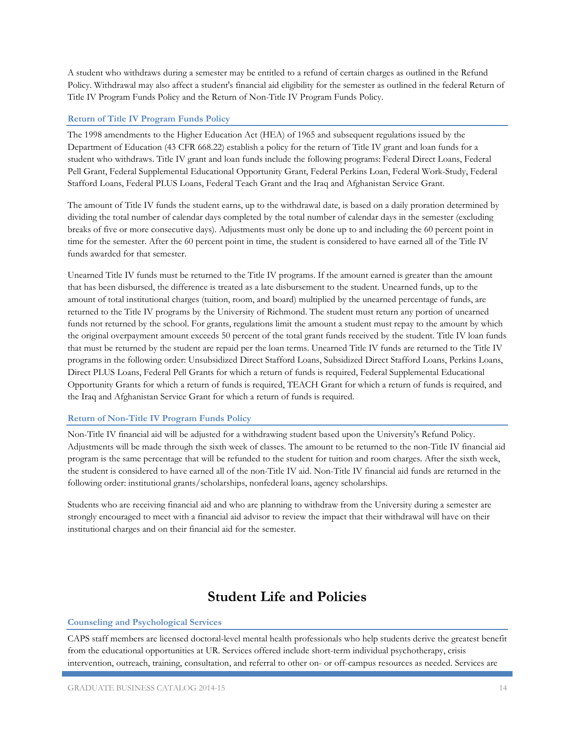A student who withdraws during a semester may be entitled to a refund of certain charges as outlined in the Refund Policy. Withdrawal may also affect a student's financial aid eligibility for the semester as outlined in the federal Return of Title IV Program Funds Policy and the Return of Non-Title IV Program Funds Policy.

### Return of Title IV Program Funds Policy

The 1998 amendments to the Higher Education Act (HEA) of 1965 and subsequent regulations issued by the Department of Education (43 CFR 668.22) establish a policy for the return of Title IV grant and loan funds for a student who withdraws. Title IV grant and loan funds include the following programs: Federal Direct Loans, Federal Pell Grant, Federal Supplemental Educational Opportunity Grant, Federal Perkins Loan, Federal Work-Study, Federal Stafford Loans, Federal PLUS Loans, Federal Teach Grant and the Iraq and Afghanistan Service Grant.

The amount of Title IV funds the student earns, up to the withdrawal date, is based on a daily proration determined by dividing the total number of calendar days completed by the total number of calendar days in the semester (excluding breaks of five or more consecutive days). Adjustments must only be done up to and including the 60 percent point in time for the semester. After the 60 percent point in time, the student is considered to have earned all of the Title IV funds awarded for that semester.

Unearned Title IV funds must be returned to the Title IV programs. If the amount earned is greater than the amount that has been disbursed, the difference is treated as a late disbursement to the student. Unearned funds, up to the amount of total institutional charges (tuition, room, and board) multiplied by the unearned percentage of funds, are returned to the Title IV programs by the University of Richmond. The student must return any portion of unearned funds not returned by the school. For grants, regulations limit the amount a student must repay to the amount by which the original overpayment amount exceeds 50 percent of the total grant funds received by the student. Title IV loan funds that must be returned by the student are repaid per the loan terms. Unearned Title IV funds are returned to the Title IV programs in the following order: Unsubsidized Direct Stafford Loans, Subsidized Direct Stafford Loans, Perkins Loans, Direct PLUS Loans, Federal Pell Grants for which a return of funds is required, Federal Supplemental Educational Opportunity Grants for which a return of funds is required, TEACH Grant for which a return of funds is required, and the Iraq and Afghanistan Service Grant for which a return of funds is required.

### Return of Non-Title IV Program Funds Policy

Non-Title IV financial aid will be adjusted for a withdrawing student based upon the University's Refund Policy. Adjustments will be made through the sixth week of classes. The amount to be returned to the non-Title IV financial aid program is the same percentage that will be refunded to the student for tuition and room charges. After the sixth week, the student is considered to have earned all of the non-Title IV aid. Non-Title IV financial aid funds are returned in the following order: institutional grants/scholarships, nonfederal loans, agency scholarships.

Students who are receiving financial aid and who are planning to withdraw from the University during a semester are strongly encouraged to meet with a financial aid advisor to review the impact that their withdrawal will have on their institutional charges and on their financial aid for the semester.

## Student Life and Policies

### Counseling and Psychological Services

CAPS staff members are licensed doctoral-level mental health professionals who help students derive the greatest benefit from the educational opportunities at UR. Services offered include short-term individual psychotherapy, crisis intervention, outreach, training, consultation, and referral to other on- or off-campus resources as needed. Services are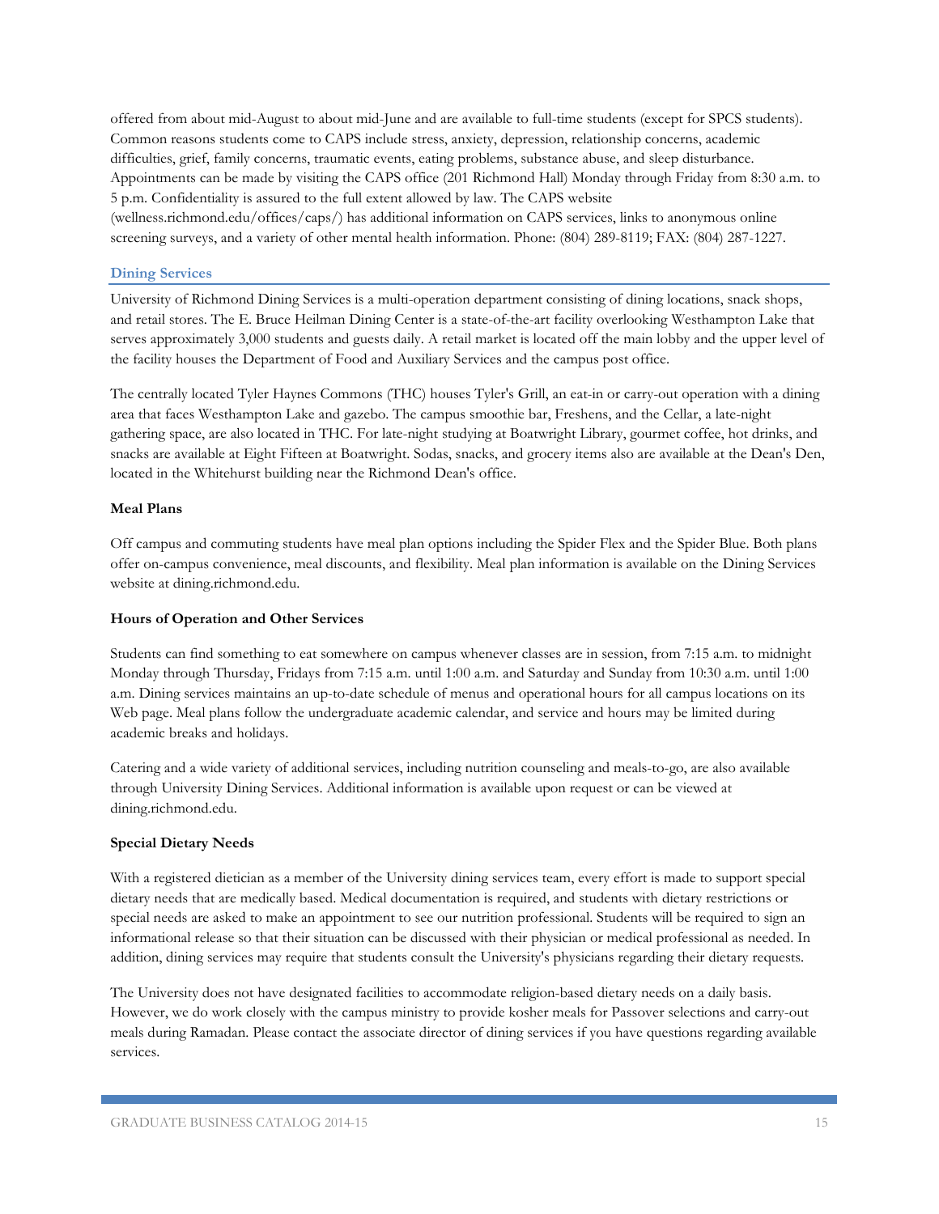offered from about mid-August to about mid-June and are available to full-time students (except for SPCS students). Common reasons students come to CAPS include stress, anxiety, depression, relationship concerns, academic difficulties, grief, family concerns, traumatic events, eating problems, substance abuse, and sleep disturbance. Appointments can be made by visiting the CAPS office (201 Richmond Hall) Monday through Friday from 8:30 a.m. to 5 p.m. Confidentiality is assured to the full extent allowed by law. The CAPS website (wellness.richmond.edu/offices/caps/) has additional information on CAPS services, links to anonymous online screening surveys, and a variety of other mental health information. Phone: (804) 289-8119; FAX: (804) 287-1227.

## Dining Services

University of Richmond Dining Services is a multi-operation department consisting of dining locations, snack shops, and retail stores. The E. Bruce Heilman Dining Center is a state-of-the-art facility overlooking Westhampton Lake that serves approximately 3,000 students and guests daily. A retail market is located off the main lobby and the upper level of the facility houses the Department of Food and Auxiliary Services and the campus post office.

The centrally located Tyler Haynes Commons (THC) houses Tyler's Grill, an eat-in or carry-out operation with a dining area that faces Westhampton Lake and gazebo. The campus smoothie bar, Freshens, and the Cellar, a late-night gathering space, are also located in THC. For late-night studying at Boatwright Library, gourmet coffee, hot drinks, and snacks are available at Eight Fifteen at Boatwright. Sodas, snacks, and grocery items also are available at the Dean's Den, located in the Whitehurst building near the Richmond Dean's office.

### Meal Plans

Off campus and commuting students have meal plan options including the Spider Flex and the Spider Blue. Both plans offer on-campus convenience, meal discounts, and flexibility. Meal plan information is available on the Dining Services website at dining.richmond.edu.

### Hours of Operation and Other Services

Students can find something to eat somewhere on campus whenever classes are in session, from 7:15 a.m. to midnight Monday through Thursday, Fridays from 7:15 a.m. until 1:00 a.m. and Saturday and Sunday from 10:30 a.m. until 1:00 a.m. Dining services maintains an up-to-date schedule of menus and operational hours for all campus locations on its Web page. Meal plans follow the undergraduate academic calendar, and service and hours may be limited during academic breaks and holidays.

Catering and a wide variety of additional services, including nutrition counseling and meals-to-go, are also available through University Dining Services. Additional information is available upon request or can be viewed at dining.richmond.edu.

### Special Dietary Needs

With a registered dietician as a member of the University dining services team, every effort is made to support special dietary needs that are medically based. Medical documentation is required, and students with dietary restrictions or special needs are asked to make an appointment to see our nutrition professional. Students will be required to sign an informational release so that their situation can be discussed with their physician or medical professional as needed. In addition, dining services may require that students consult the University's physicians regarding their dietary requests.

The University does not have designated facilities to accommodate religion-based dietary needs on a daily basis. However, we do work closely with the campus ministry to provide kosher meals for Passover selections and carry-out meals during Ramadan. Please contact the associate director of dining services if you have questions regarding available services.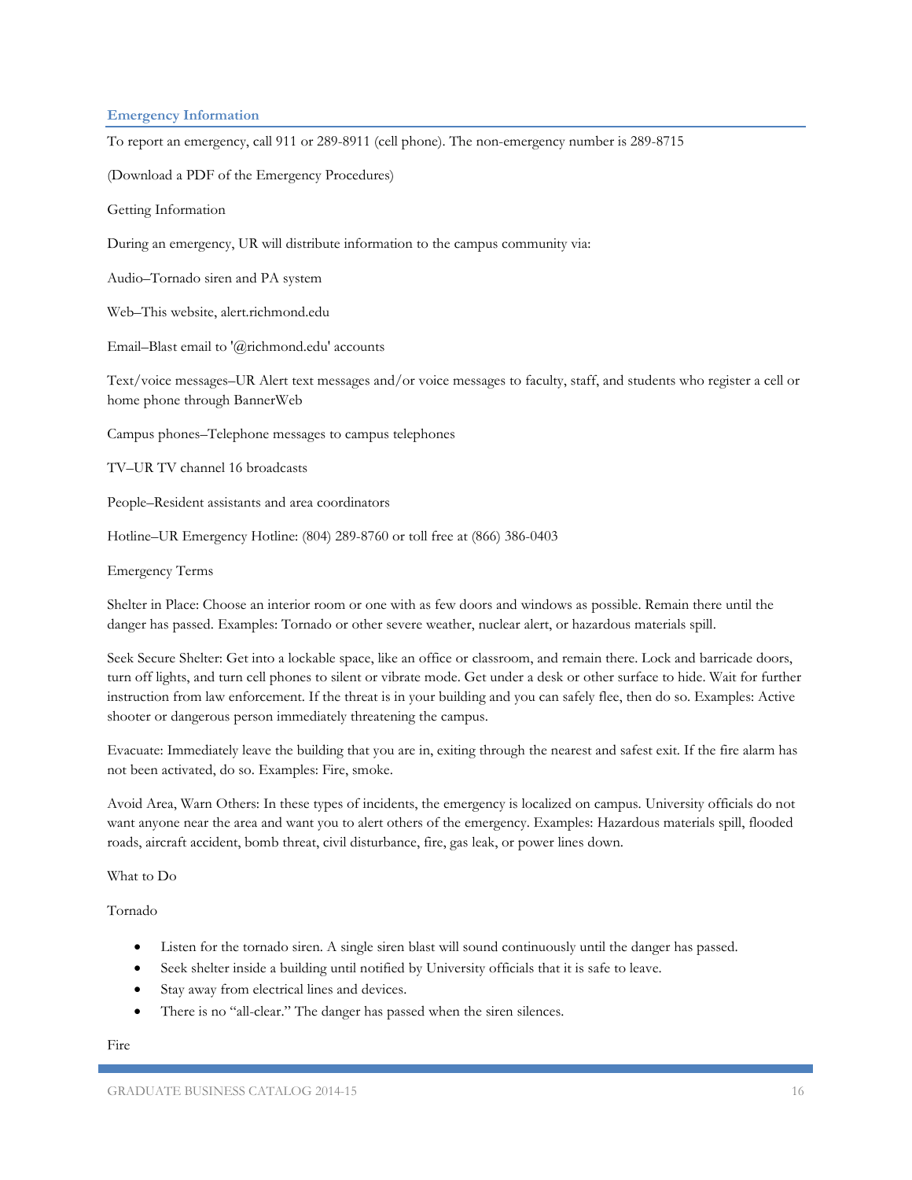## Emergency Information

To report an emergency, call 911 or 289-8911 (cell phone). The non-emergency number is 289-8715

(Download a PDF of the Emergency Procedures)

Getting Information

During an emergency, UR will distribute information to the campus community via:

Audio–Tornado siren and PA system

Web–This website, alert.richmond.edu

Email–Blast email to '@richmond.edu' accounts

Text/voice messages–UR Alert text messages and/or voice messages to faculty, staff, and students who register a cell or home phone through BannerWeb

Campus phones–Telephone messages to campus telephones

TV–UR TV channel 16 broadcasts

People–Resident assistants and area coordinators

Hotline–UR Emergency Hotline: (804) 289-8760 or toll free at (866) 386-0403

Emergency Terms

Shelter in Place: Choose an interior room or one with as few doors and windows as possible. Remain there until the danger has passed. Examples: Tornado or other severe weather, nuclear alert, or hazardous materials spill.

Seek Secure Shelter: Get into a lockable space, like an office or classroom, and remain there. Lock and barricade doors, turn off lights, and turn cell phones to silent or vibrate mode. Get under a desk or other surface to hide. Wait for further instruction from law enforcement. If the threat is in your building and you can safely flee, then do so. Examples: Active shooter or dangerous person immediately threatening the campus.

Evacuate: Immediately leave the building that you are in, exiting through the nearest and safest exit. If the fire alarm has not been activated, do so. Examples: Fire, smoke.

Avoid Area, Warn Others: In these types of incidents, the emergency is localized on campus. University officials do not want anyone near the area and want you to alert others of the emergency. Examples: Hazardous materials spill, flooded roads, aircraft accident, bomb threat, civil disturbance, fire, gas leak, or power lines down.

What to Do

Tornado

- Listen for the tornado siren. A single siren blast will sound continuously until the danger has passed.
- Seek shelter inside a building until notified by University officials that it is safe to leave.
- Stay away from electrical lines and devices.
- There is no "all-clear." The danger has passed when the siren silences.

Fire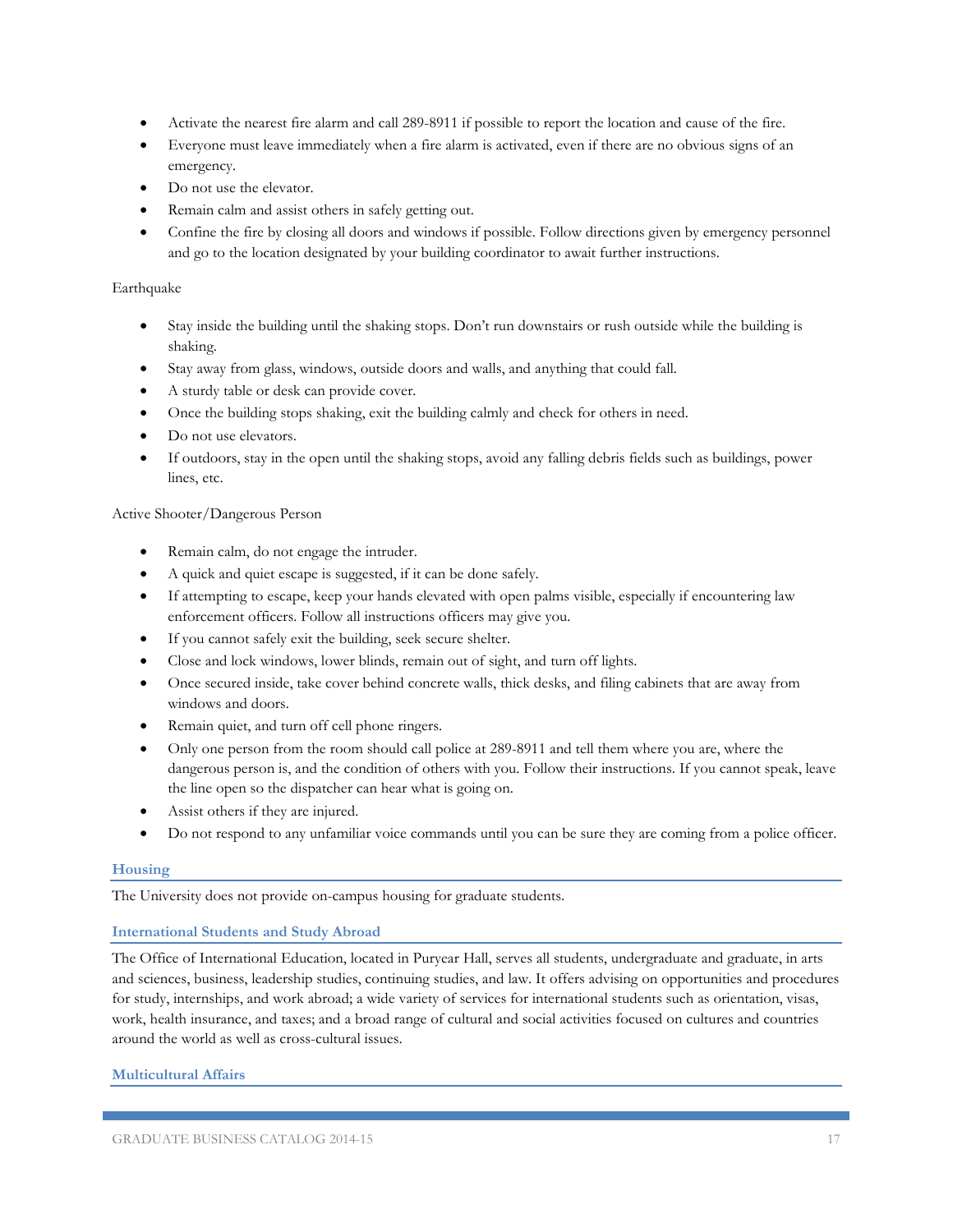- Activate the nearest fire alarm and call 289-8911 if possible to report the location and cause of the fire.
- Everyone must leave immediately when a fire alarm is activated, even if there are no obvious signs of an emergency.
- Do not use the elevator.
- Remain calm and assist others in safely getting out.
- Confine the fire by closing all doors and windows if possible. Follow directions given by emergency personnel and go to the location designated by your building coordinator to await further instructions.

Earthquake

- Stay inside the building until the shaking stops. Don't run downstairs or rush outside while the building is shaking.
- Stay away from glass, windows, outside doors and walls, and anything that could fall.
- A sturdy table or desk can provide cover.
- Once the building stops shaking, exit the building calmly and check for others in need.
- Do not use elevators.
- If outdoors, stay in the open until the shaking stops, avoid any falling debris fields such as buildings, power lines, etc.

Active Shooter/Dangerous Person

- Remain calm, do not engage the intruder.
- A quick and quiet escape is suggested, if it can be done safely.
- If attempting to escape, keep your hands elevated with open palms visible, especially if encountering law enforcement officers. Follow all instructions officers may give you.
- If you cannot safely exit the building, seek secure shelter.
- Close and lock windows, lower blinds, remain out of sight, and turn off lights.
- Once secured inside, take cover behind concrete walls, thick desks, and filing cabinets that are away from windows and doors.
- Remain quiet, and turn off cell phone ringers.
- Only one person from the room should call police at 289-8911 and tell them where you are, where the dangerous person is, and the condition of others with you. Follow their instructions. If you cannot speak, leave the line open so the dispatcher can hear what is going on.
- Assist others if they are injured.
- Do not respond to any unfamiliar voice commands until you can be sure they are coming from a police officer.

## Housing

The University does not provide on-campus housing for graduate students.

### International Students and Study Abroad

The Office of International Education, located in Puryear Hall, serves all students, undergraduate and graduate, in arts and sciences, business, leadership studies, continuing studies, and law. It offers advising on opportunities and procedures for study, internships, and work abroad; a wide variety of services for international students such as orientation, visas, work, health insurance, and taxes; and a broad range of cultural and social activities focused on cultures and countries around the world as well as cross-cultural issues.

### Multicultural Affairs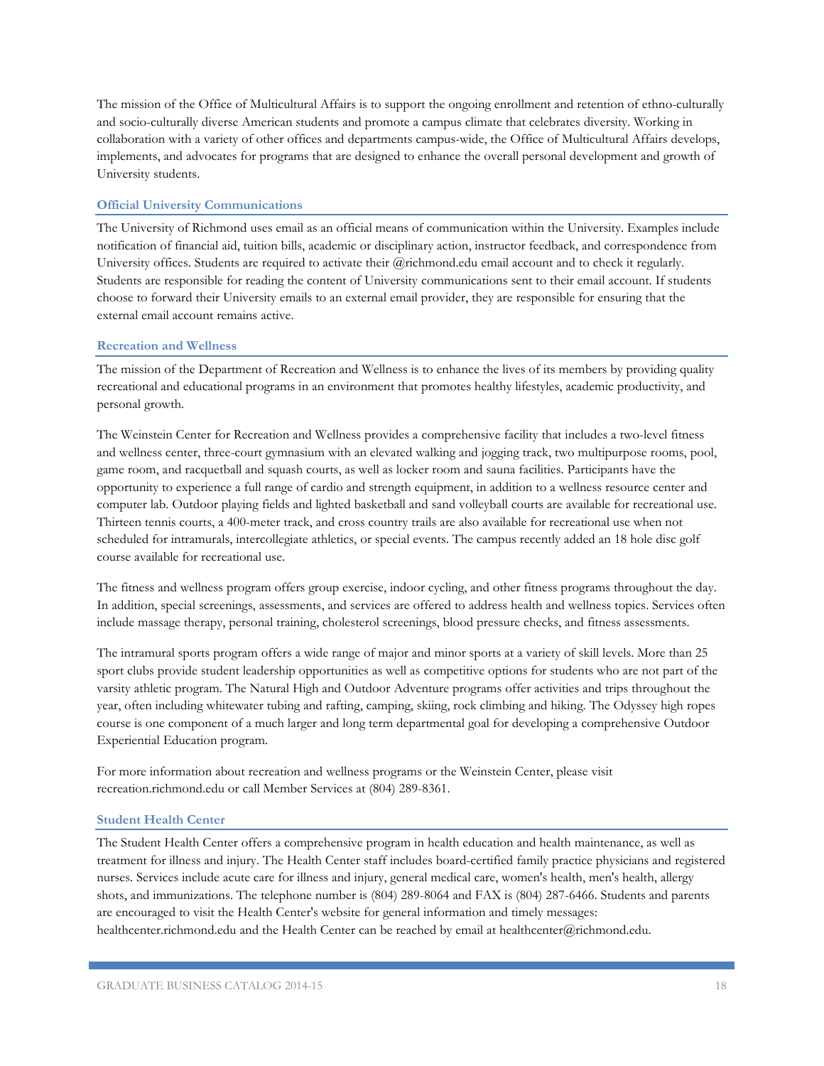The mission of the Office of Multicultural Affairs is to support the ongoing enrollment and retention of ethno-culturally and socio-culturally diverse American students and promote a campus climate that celebrates diversity. Working in collaboration with a variety of other offices and departments campus-wide, the Office of Multicultural Affairs develops, implements, and advocates for programs that are designed to enhance the overall personal development and growth of University students.

### Official University Communications

The University of Richmond uses email as an official means of communication within the University. Examples include notification of financial aid, tuition bills, academic or disciplinary action, instructor feedback, and correspondence from University offices. Students are required to activate their @richmond.edu email account and to check it regularly. Students are responsible for reading the content of University communications sent to their email account. If students choose to forward their University emails to an external email provider, they are responsible for ensuring that the external email account remains active.

### Recreation and Wellness

The mission of the Department of Recreation and Wellness is to enhance the lives of its members by providing quality recreational and educational programs in an environment that promotes healthy lifestyles, academic productivity, and personal growth.

The Weinstein Center for Recreation and Wellness provides a comprehensive facility that includes a two-level fitness and wellness center, three-court gymnasium with an elevated walking and jogging track, two multipurpose rooms, pool, game room, and racquetball and squash courts, as well as locker room and sauna facilities. Participants have the opportunity to experience a full range of cardio and strength equipment, in addition to a wellness resource center and computer lab. Outdoor playing fields and lighted basketball and sand volleyball courts are available for recreational use. Thirteen tennis courts, a 400-meter track, and cross country trails are also available for recreational use when not scheduled for intramurals, intercollegiate athletics, or special events. The campus recently added an 18 hole disc golf course available for recreational use.

The fitness and wellness program offers group exercise, indoor cycling, and other fitness programs throughout the day. In addition, special screenings, assessments, and services are offered to address health and wellness topics. Services often include massage therapy, personal training, cholesterol screenings, blood pressure checks, and fitness assessments.

The intramural sports program offers a wide range of major and minor sports at a variety of skill levels. More than 25 sport clubs provide student leadership opportunities as well as competitive options for students who are not part of the varsity athletic program. The Natural High and Outdoor Adventure programs offer activities and trips throughout the year, often including whitewater tubing and rafting, camping, skiing, rock climbing and hiking. The Odyssey high ropes course is one component of a much larger and long term departmental goal for developing a comprehensive Outdoor Experiential Education program.

For more information about recreation and wellness programs or the Weinstein Center, please visit recreation.richmond.edu or call Member Services at (804) 289-8361.

### Student Health Center

The Student Health Center offers a comprehensive program in health education and health maintenance, as well as treatment for illness and injury. The Health Center staff includes board-certified family practice physicians and registered nurses. Services include acute care for illness and injury, general medical care, women's health, men's health, allergy shots, and immunizations. The telephone number is (804) 289-8064 and FAX is (804) 287-6466. Students and parents are encouraged to visit the Health Center's website for general information and timely messages: healthcenter.richmond.edu and the Health Center can be reached by email at healthcenter@richmond.edu.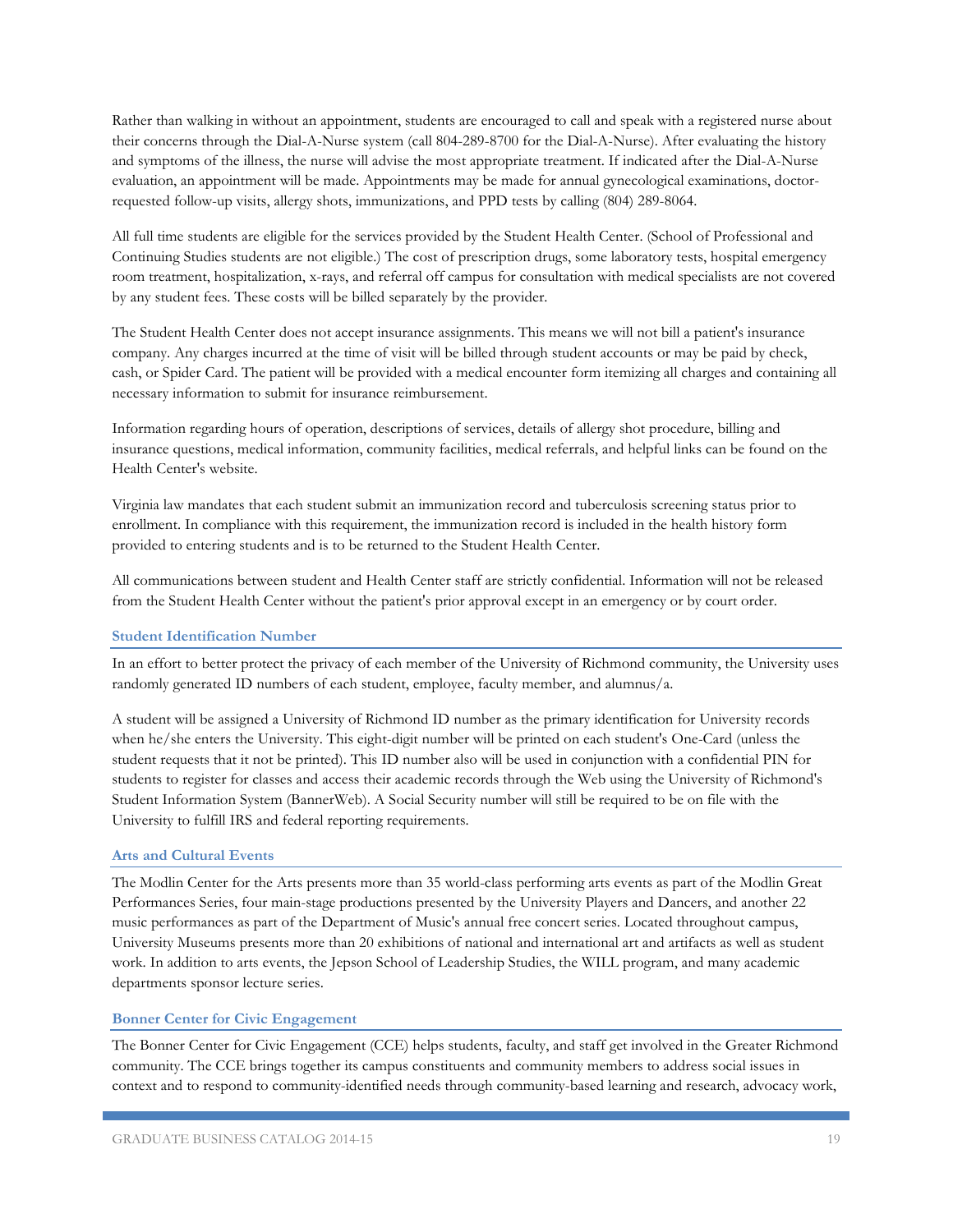Rather than walking in without an appointment, students are encouraged to call and speak with a registered nurse about their concerns through the Dial-A-Nurse system (call 804-289-8700 for the Dial-A-Nurse). After evaluating the history and symptoms of the illness, the nurse will advise the most appropriate treatment. If indicated after the Dial-A-Nurse evaluation, an appointment will be made. Appointments may be made for annual gynecological examinations, doctor-requested follow-up visits, allergy shots, immunizations, and PPD tests by calling (804) 289-8064.

All full time students are eligible for the services provided by the Student Health Center. (School of Professional and Continuing Studies students are not eligible.) The cost of prescription drugs, some laboratory tests, hospital emergency room treatment, hospitalization, x-rays, and referral off campus for consultation with medical specialists are not covered by any student fees. These costs will be billed separately by the provider.

The Student Health Center does not accept insurance assignments. This means we will not bill a patient's insurance company. Any charges incurred at the time of visit will be billed through student accounts or may be paid by check, cash, or Spider Card. The patient will be provided with a medical encounter form itemizing all charges and containing all necessary information to submit for insurance reimbursement.

Information regarding hours of operation, descriptions of services, details of allergy shot procedure, billing and insurance questions, medical information, community facilities, medical referrals, and helpful links can be found on the Health Center's website.

Virginia law mandates that each student submit an immunization record and tuberculosis screening status prior to enrollment. In compliance with this requirement, the immunization record is included in the health history form provided to entering students and is to be returned to the Student Health Center.

All communications between student and Health Center staff are strictly confidential. Information will not be released from the Student Health Center without the patient's prior approval except in an emergency or by court order.

### Student Identification Number

In an effort to better protect the privacy of each member of the University of Richmond community, the University uses randomly generated ID numbers of each student, employee, faculty member, and alumnus/a.

A student will be assigned a University of Richmond ID number as the primary identification for University records when he/she enters the University. This eight-digit number will be printed on each student's One-Card (unless the student requests that it not be printed). This ID number also will be used in conjunction with a confidential PIN for students to register for classes and access their academic records through the Web using the University of Richmond's Student Information System (BannerWeb). A Social Security number will still be required to be on file with the University to fulfill IRS and federal reporting requirements.

### Arts and Cultural Events

The Modlin Center for the Arts presents more than 35 world-class performing arts events as part of the Modlin Great Performances Series, four main-stage productions presented by the University Players and Dancers, and another 22 music performances as part of the Department of Music's annual free concert series. Located throughout campus, University Museums presents more than 20 exhibitions of national and international art and artifacts as well as student work. In addition to arts events, the Jepson School of Leadership Studies, the WILL program, and many academic departments sponsor lecture series.

### Bonner Center for Civic Engagement

The Bonner Center for Civic Engagement (CCE) helps students, faculty, and staff get involved in the Greater Richmond community. The CCE brings together its campus constituents and community members to address social issues in context and to respond to community-identified needs through community-based learning and research, advocacy work,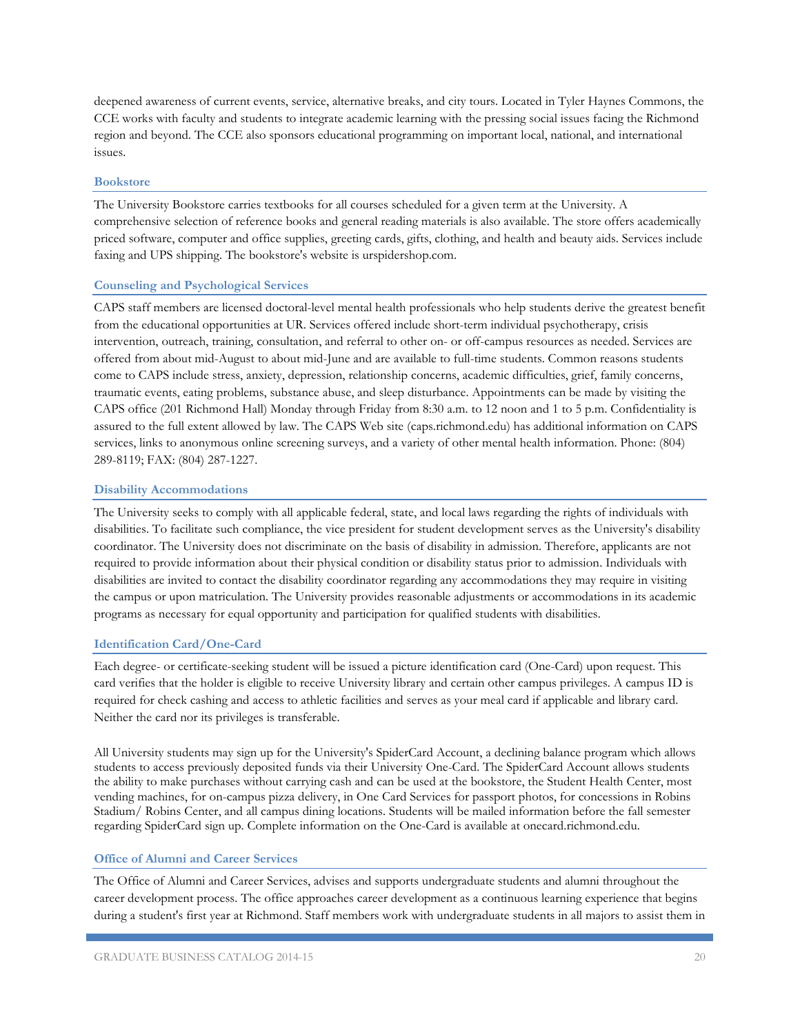deepened awareness of current events, service, alternative breaks, and city tours. Located in Tyler Haynes Commons, the CCE works with faculty and students to integrate academic learning with the pressing social issues facing the Richmond region and beyond. The CCE also sponsors educational programming on important local, national, and international issues.

### Bookstore

The University Bookstore carries textbooks for all courses scheduled for a given term at the University. A comprehensive selection of reference books and general reading materials is also available. The store offers academically priced software, computer and office supplies, greeting cards, gifts, clothing, and health and beauty aids. Services include faxing and UPS shipping. The bookstore's website is urspidershop.com.

### Counseling and Psychological Services

CAPS staff members are licensed doctoral-level mental health professionals who help students derive the greatest benefit from the educational opportunities at UR. Services offered include short-term individual psychotherapy, crisis intervention, outreach, training, consultation, and referral to other on- or off-campus resources as needed. Services are offered from about mid-August to about mid-June and are available to full-time students. Common reasons students come to CAPS include stress, anxiety, depression, relationship concerns, academic difficulties, grief, family concerns, traumatic events, eating problems, substance abuse, and sleep disturbance. Appointments can be made by visiting the CAPS office (201 Richmond Hall) Monday through Friday from 8:30 a.m. to 12 noon and 1 to 5 p.m. Confidentiality is assured to the full extent allowed by law. The CAPS Web site (caps.richmond.edu) has additional information on CAPS services, links to anonymous online screening surveys, and a variety of other mental health information. Phone: (804) 289-8119; FAX: (804) 287-1227.

### Disability Accommodations

The University seeks to comply with all applicable federal, state, and local laws regarding the rights of individuals with disabilities. To facilitate such compliance, the vice president for student development serves as the University's disability coordinator. The University does not discriminate on the basis of disability in admission. Therefore, applicants are not required to provide information about their physical condition or disability status prior to admission. Individuals with disabilities are invited to contact the disability coordinator regarding any accommodations they may require in visiting the campus or upon matriculation. The University provides reasonable adjustments or accommodations in its academic programs as necessary for equal opportunity and participation for qualified students with disabilities.

### Identification Card/One-Card

Each degree- or certificate-seeking student will be issued a picture identification card (One-Card) upon request. This card verifies that the holder is eligible to receive University library and certain other campus privileges. A campus ID is required for check cashing and access to athletic facilities and serves as your meal card if applicable and library card. Neither the card nor its privileges is transferable.

All University students may sign up for the University's SpiderCard Account, a declining balance program which allows students to access previously deposited funds via their University One-Card. The SpiderCard Account allows students the ability to make purchases without carrying cash and can be used at the bookstore, the Student Health Center, most vending machines, for on-campus pizza delivery, in One Card Services for passport photos, for concessions in Robins Stadium/ Robins Center, and all campus dining locations. Students will be mailed information before the fall semester regarding SpiderCard sign up. Complete information on the One-Card is available at onecard.richmond.edu.

### Office of Alumni and Career Services

The Office of Alumni and Career Services, advises and supports undergraduate students and alumni throughout the career development process. The office approaches career development as a continuous learning experience that begins during a student's first year at Richmond. Staff members work with undergraduate students in all majors to assist them in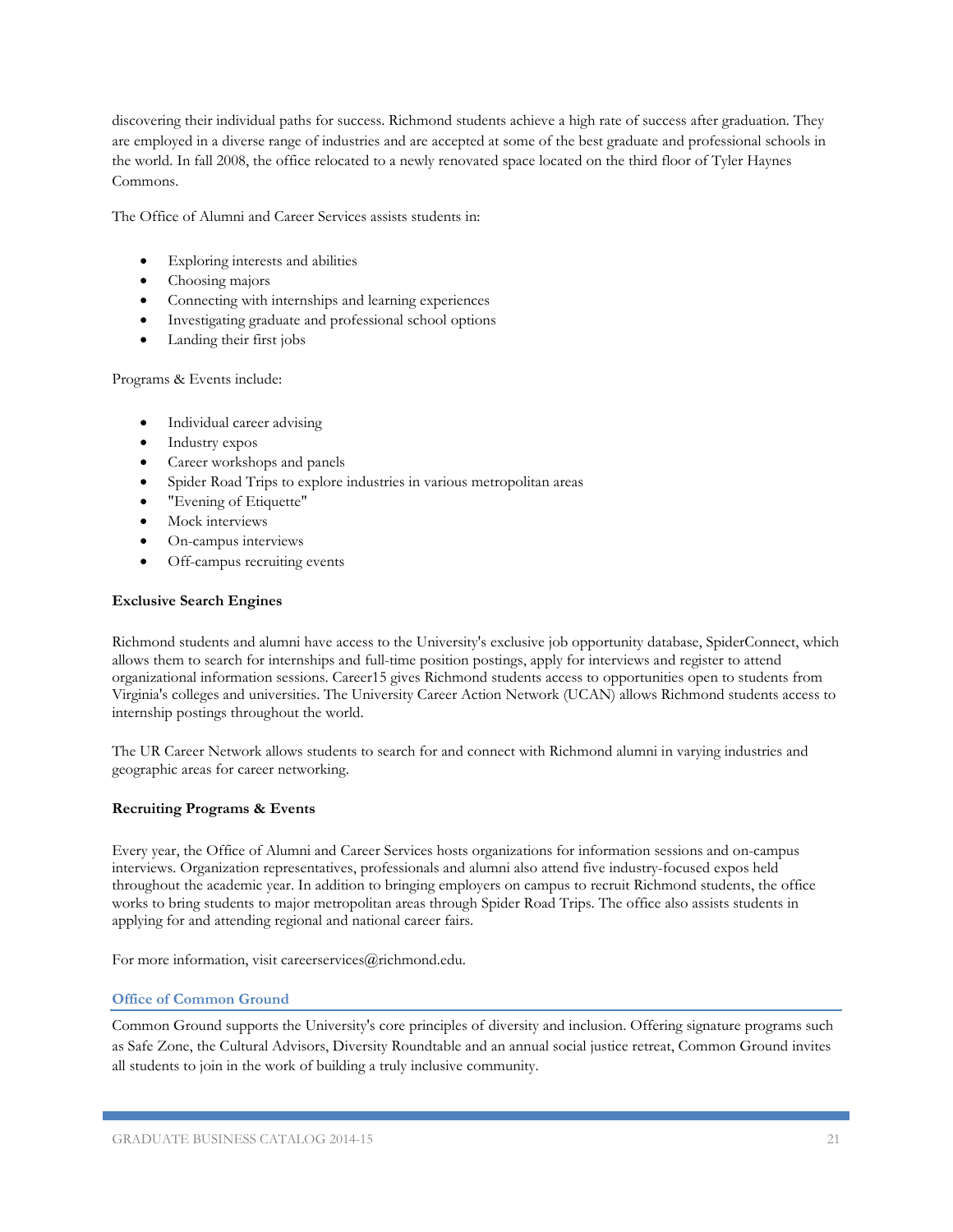discovering their individual paths for success. Richmond students achieve a high rate of success after graduation. They are employed in a diverse range of industries and are accepted at some of the best graduate and professional schools in the world. In fall 2008, the office relocated to a newly renovated space located on the third floor of Tyler Haynes Commons.

The Office of Alumni and Career Services assists students in:

- Exploring interests and abilities
- Choosing majors
- Connecting with internships and learning experiences
- Investigating graduate and professional school options
- Landing their first jobs

Programs & Events include:

- Individual career advising
- Industry expos
- Career workshops and panels
- Spider Road Trips to explore industries in various metropolitan areas
- "Evening of Etiquette"
- Mock interviews
- On-campus interviews
- Off-campus recruiting events

**Exclusive Search Engines**

Richmond students and alumni have access to the University's exclusive job opportunity database, SpiderConnect, which allows them to search for internships and full-time position postings, apply for interviews and register to attend organizational information sessions. Career15 gives Richmond students access to opportunities open to students from Virginia's colleges and universities. The University Career Action Network (UCAN) allows Richmond students access to internship postings throughout the world.

The UR Career Network allows students to search for and connect with Richmond alumni in varying industries and geographic areas for career networking.

**Recruiting Programs & Events**

Every year, the Office of Alumni and Career Services hosts organizations for information sessions and on-campus interviews. Organization representatives, professionals and alumni also attend five industry-focused expos held throughout the academic year. In addition to bringing employers on campus to recruit Richmond students, the office works to bring students to major metropolitan areas through Spider Road Trips. The office also assists students in applying for and attending regional and national career fairs.

For more information, visit careerservices@richmond.edu.

### Office of Common Ground

Common Ground supports the University's core principles of diversity and inclusion. Offering signature programs such as Safe Zone, the Cultural Advisors, Diversity Roundtable and an annual social justice retreat, Common Ground invites all students to join in the work of building a truly inclusive community.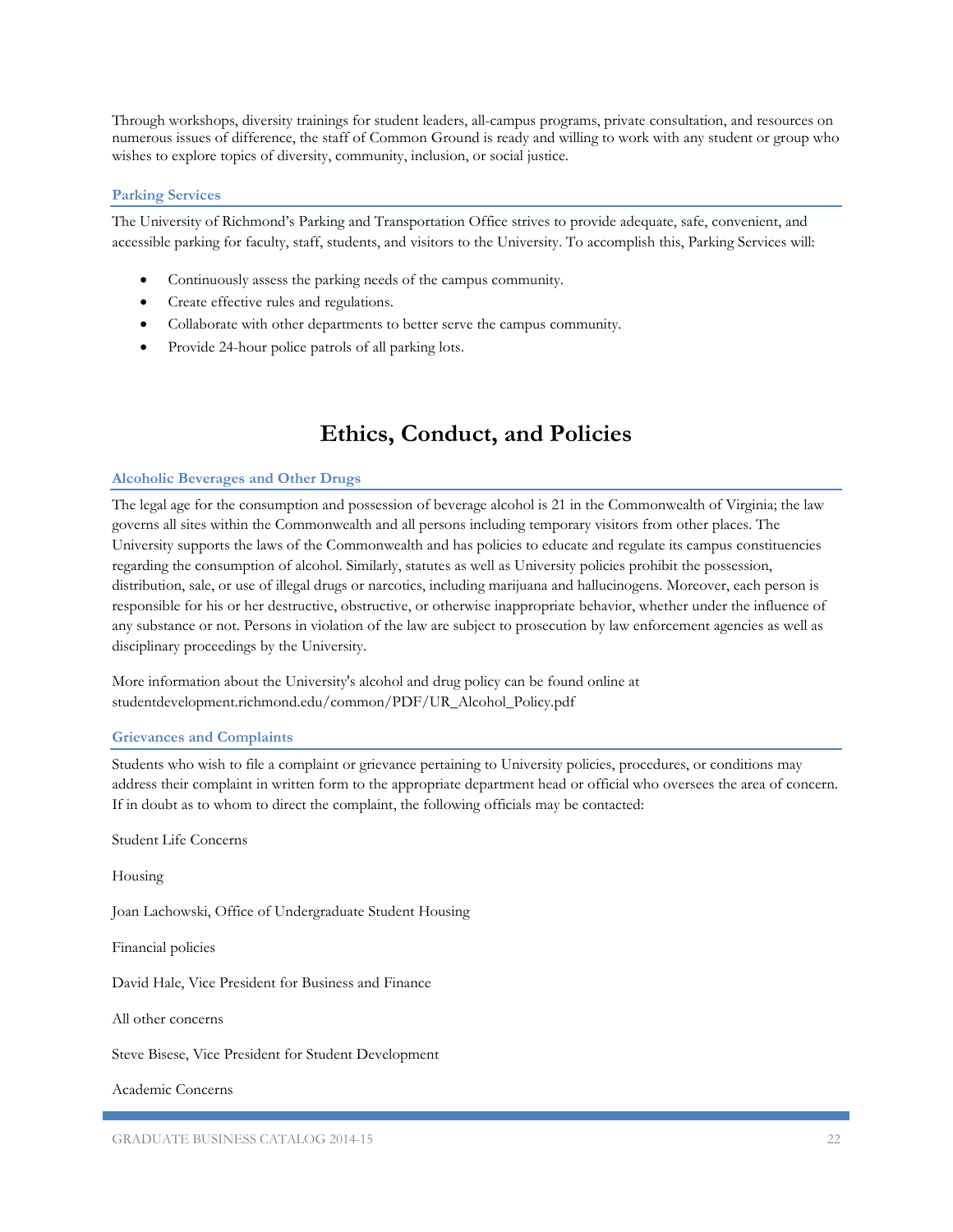Through workshops, diversity trainings for student leaders, all-campus programs, private consultation, and resources on numerous issues of difference, the staff of Common Ground is ready and willing to work with any student or group who wishes to explore topics of diversity, community, inclusion, or social justice.

### Parking Services

The University of Richmond's Parking and Transportation Office strives to provide adequate, safe, convenient, and accessible parking for faculty, staff, students, and visitors to the University. To accomplish this, Parking Services will:

- Continuously assess the parking needs of the campus community.
- Create effective rules and regulations.
- Collaborate with other departments to better serve the campus community.
- Provide 24-hour police patrols of all parking lots.

## Ethics, Conduct, and Policies

### Alcoholic Beverages and Other Drugs

The legal age for the consumption and possession of beverage alcohol is 21 in the Commonwealth of Virginia; the law governs all sites within the Commonwealth and all persons including temporary visitors from other places. The University supports the laws of the Commonwealth and has policies to educate and regulate its campus constituencies regarding the consumption of alcohol. Similarly, statutes as well as University policies prohibit the possession, distribution, sale, or use of illegal drugs or narcotics, including marijuana and hallucinogens. Moreover, each person is responsible for his or her destructive, obstructive, or otherwise inappropriate behavior, whether under the influence of any substance or not. Persons in violation of the law are subject to prosecution by law enforcement agencies as well as disciplinary proceedings by the University.

More information about the University's alcohol and drug policy can be found online at studentdevelopment.richmond.edu/common/PDF/UR_Alcohol_Policy.pdf

### Grievances and Complaints

Students who wish to file a complaint or grievance pertaining to University policies, procedures, or conditions may address their complaint in written form to the appropriate department head or official who oversees the area of concern. If in doubt as to whom to direct the complaint, the following officials may be contacted:

Student Life Concerns

Housing

Joan Lachowski, Office of Undergraduate Student Housing

Financial policies

David Hale, Vice President for Business and Finance

All other concerns

Steve Bisese, Vice President for Student Development

Academic Concerns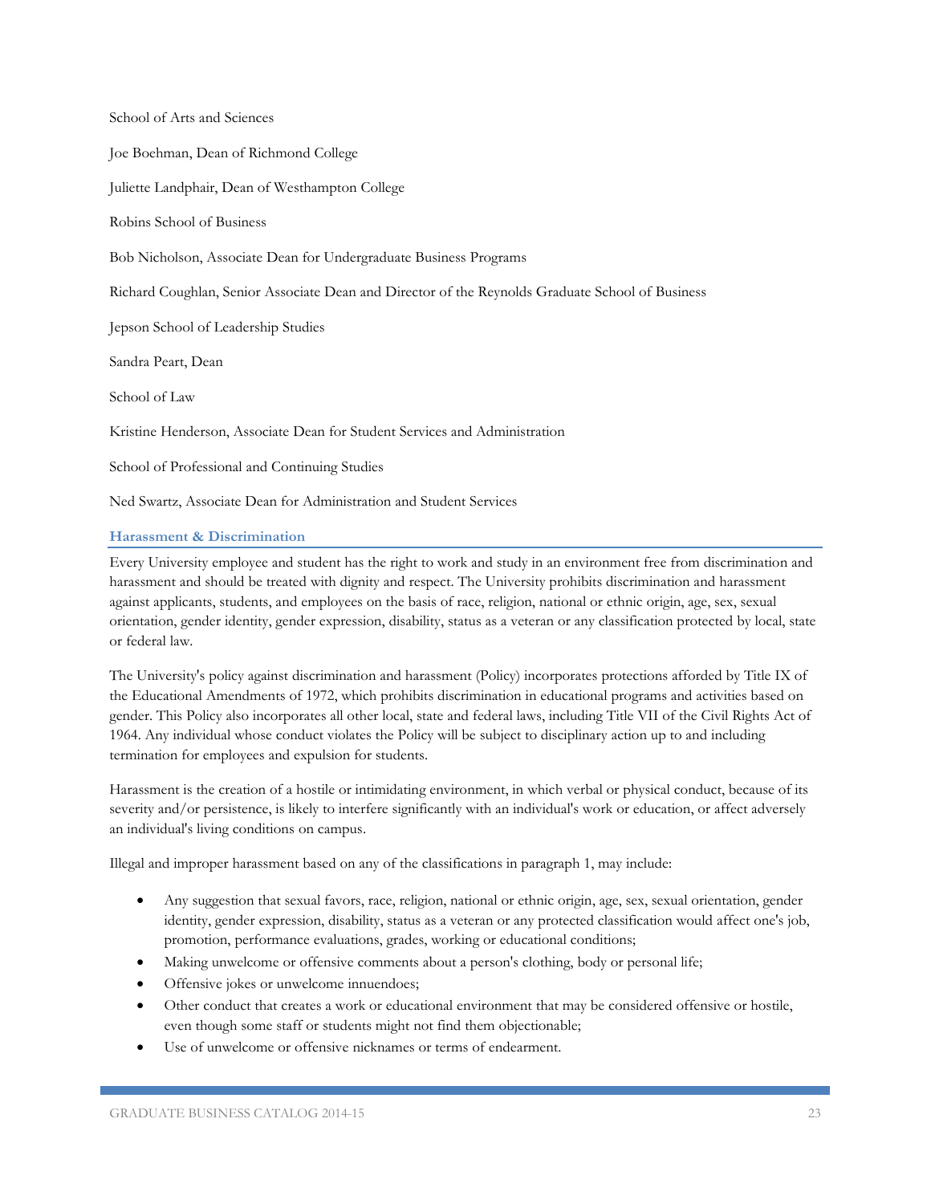School of Arts and Sciences

Joe Boehman, Dean of Richmond College

Juliette Landphair, Dean of Westhampton College

Robins School of Business

Bob Nicholson, Associate Dean for Undergraduate Business Programs

Richard Coughlan, Senior Associate Dean and Director of the Reynolds Graduate School of Business

Jepson School of Leadership Studies

Sandra Peart, Dean

School of Law

Kristine Henderson, Associate Dean for Student Services and Administration

School of Professional and Continuing Studies

Ned Swartz, Associate Dean for Administration and Student Services

## Harassment & Discrimination

Every University employee and student has the right to work and study in an environment free from discrimination and harassment and should be treated with dignity and respect. The University prohibits discrimination and harassment against applicants, students, and employees on the basis of race, religion, national or ethnic origin, age, sex, sexual orientation, gender identity, gender expression, disability, status as a veteran or any classification protected by local, state or federal law.

The University's policy against discrimination and harassment (Policy) incorporates protections afforded by Title IX of the Educational Amendments of 1972, which prohibits discrimination in educational programs and activities based on gender. This Policy also incorporates all other local, state and federal laws, including Title VII of the Civil Rights Act of 1964. Any individual whose conduct violates the Policy will be subject to disciplinary action up to and including termination for employees and expulsion for students.

Harassment is the creation of a hostile or intimidating environment, in which verbal or physical conduct, because of its severity and/or persistence, is likely to interfere significantly with an individual's work or education, or affect adversely an individual's living conditions on campus.

Illegal and improper harassment based on any of the classifications in paragraph 1, may include:

- Any suggestion that sexual favors, race, religion, national or ethnic origin, age, sex, sexual orientation, gender identity, gender expression, disability, status as a veteran or any protected classification would affect one's job, promotion, performance evaluations, grades, working or educational conditions;
- Making unwelcome or offensive comments about a person's clothing, body or personal life;
- Offensive jokes or unwelcome innuendoes;
- Other conduct that creates a work or educational environment that may be considered offensive or hostile, even though some staff or students might not find them objectionable;
- Use of unwelcome or offensive nicknames or terms of endearment.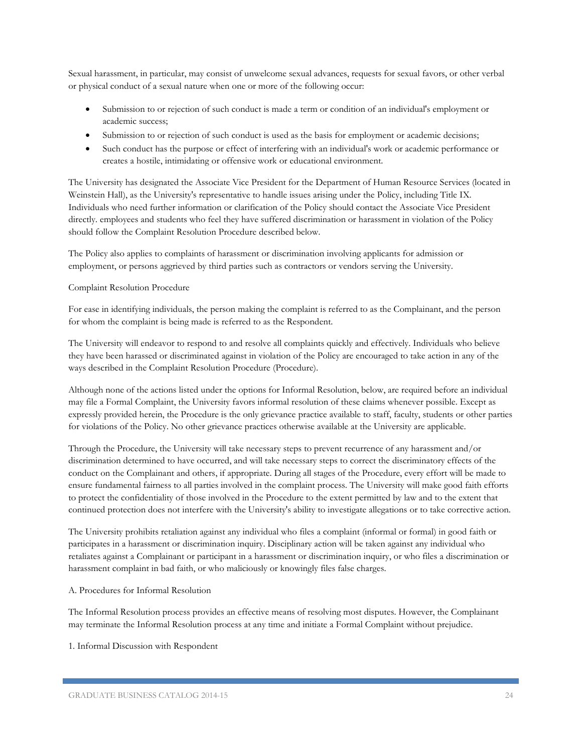Sexual harassment, in particular, may consist of unwelcome sexual advances, requests for sexual favors, or other verbal or physical conduct of a sexual nature when one or more of the following occur:

- Submission to or rejection of such conduct is made a term or condition of an individual's employment or academic success;
- Submission to or rejection of such conduct is used as the basis for employment or academic decisions;
- Such conduct has the purpose or effect of interfering with an individual's work or academic performance or creates a hostile, intimidating or offensive work or educational environment.

The University has designated the Associate Vice President for the Department of Human Resource Services (located in Weinstein Hall), as the University's representative to handle issues arising under the Policy, including Title IX. Individuals who need further information or clarification of the Policy should contact the Associate Vice President directly. employees and students who feel they have suffered discrimination or harassment in violation of the Policy should follow the Complaint Resolution Procedure described below.

The Policy also applies to complaints of harassment or discrimination involving applicants for admission or employment, or persons aggrieved by third parties such as contractors or vendors serving the University.

Complaint Resolution Procedure

For ease in identifying individuals, the person making the complaint is referred to as the Complainant, and the person for whom the complaint is being made is referred to as the Respondent.

The University will endeavor to respond to and resolve all complaints quickly and effectively. Individuals who believe they have been harassed or discriminated against in violation of the Policy are encouraged to take action in any of the ways described in the Complaint Resolution Procedure (Procedure).

Although none of the actions listed under the options for Informal Resolution, below, are required before an individual may file a Formal Complaint, the University favors informal resolution of these claims whenever possible. Except as expressly provided herein, the Procedure is the only grievance practice available to staff, faculty, students or other parties for violations of the Policy. No other grievance practices otherwise available at the University are applicable.

Through the Procedure, the University will take necessary steps to prevent recurrence of any harassment and/or discrimination determined to have occurred, and will take necessary steps to correct the discriminatory effects of the conduct on the Complainant and others, if appropriate. During all stages of the Procedure, every effort will be made to ensure fundamental fairness to all parties involved in the complaint process. The University will make good faith efforts to protect the confidentiality of those involved in the Procedure to the extent permitted by law and to the extent that continued protection does not interfere with the University's ability to investigate allegations or to take corrective action.

The University prohibits retaliation against any individual who files a complaint (informal or formal) in good faith or participates in a harassment or discrimination inquiry. Disciplinary action will be taken against any individual who retaliates against a Complainant or participant in a harassment or discrimination inquiry, or who files a discrimination or harassment complaint in bad faith, or who maliciously or knowingly files false charges.

A. Procedures for Informal Resolution

The Informal Resolution process provides an effective means of resolving most disputes. However, the Complainant may terminate the Informal Resolution process at any time and initiate a Formal Complaint without prejudice.

1. Informal Discussion with Respondent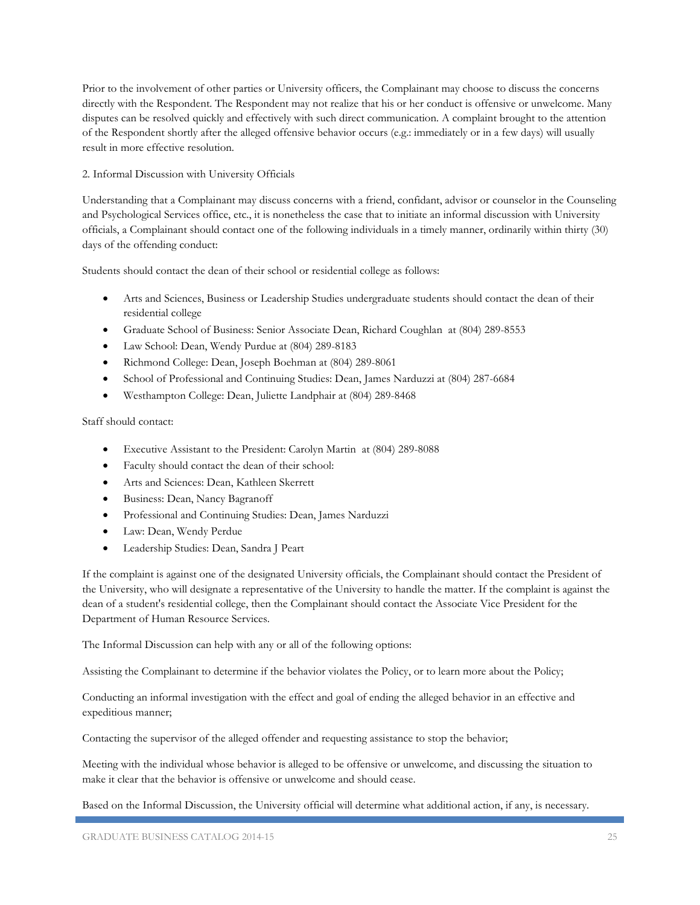Prior to the involvement of other parties or University officers, the Complainant may choose to discuss the concerns directly with the Respondent. The Respondent may not realize that his or her conduct is offensive or unwelcome. Many disputes can be resolved quickly and effectively with such direct communication. A complaint brought to the attention of the Respondent shortly after the alleged offensive behavior occurs (e.g.: immediately or in a few days) will usually result in more effective resolution.

2. Informal Discussion with University Officials

Understanding that a Complainant may discuss concerns with a friend, confidant, advisor or counselor in the Counseling and Psychological Services office, etc., it is nonetheless the case that to initiate an informal discussion with University officials, a Complainant should contact one of the following individuals in a timely manner, ordinarily within thirty (30) days of the offending conduct:

Students should contact the dean of their school or residential college as follows:

- Arts and Sciences, Business or Leadership Studies undergraduate students should contact the dean of their residential college
- Graduate School of Business: Senior Associate Dean, Richard Coughlan at (804) 289-8553
- Law School: Dean, Wendy Purdue at (804) 289-8183
- Richmond College: Dean, Joseph Boehman at (804) 289-8061
- School of Professional and Continuing Studies: Dean, James Narduzzi at (804) 287-6684
- Westhampton College: Dean, Juliette Landphair at (804) 289-8468

Staff should contact:

- Executive Assistant to the President: Carolyn Martin at (804) 289-8088
- Faculty should contact the dean of their school:
- Arts and Sciences: Dean, Kathleen Skerrett
- Business: Dean, Nancy Bagranoff
- Professional and Continuing Studies: Dean, James Narduzzi
- Law: Dean, Wendy Perdue
- Leadership Studies: Dean, Sandra J Peart

If the complaint is against one of the designated University officials, the Complainant should contact the President of the University, who will designate a representative of the University to handle the matter. If the complaint is against the dean of a student's residential college, then the Complainant should contact the Associate Vice President for the Department of Human Resource Services.

The Informal Discussion can help with any or all of the following options:

Assisting the Complainant to determine if the behavior violates the Policy, or to learn more about the Policy;

Conducting an informal investigation with the effect and goal of ending the alleged behavior in an effective and expeditious manner;

Contacting the supervisor of the alleged offender and requesting assistance to stop the behavior;

Meeting with the individual whose behavior is alleged to be offensive or unwelcome, and discussing the situation to make it clear that the behavior is offensive or unwelcome and should cease.

Based on the Informal Discussion, the University official will determine what additional action, if any, is necessary.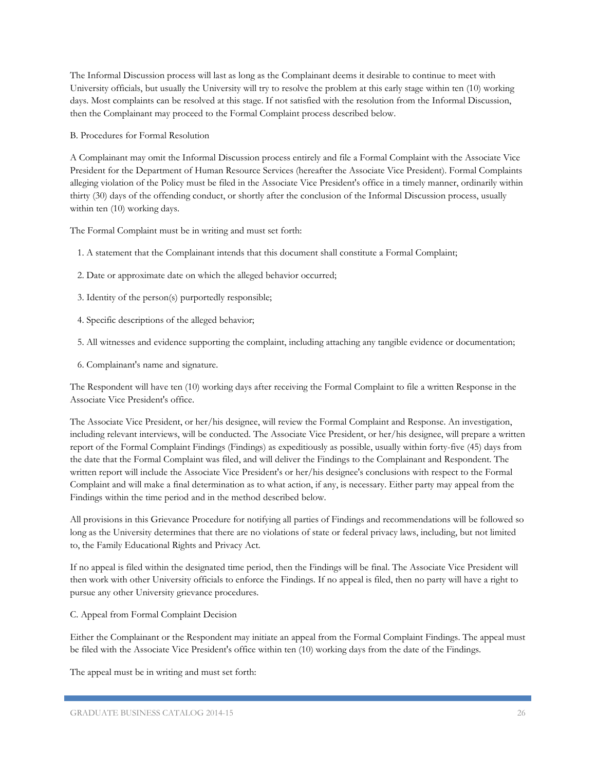The Informal Discussion process will last as long as the Complainant deems it desirable to continue to meet with University officials, but usually the University will try to resolve the problem at this early stage within ten (10) working days. Most complaints can be resolved at this stage. If not satisfied with the resolution from the Informal Discussion, then the Complainant may proceed to the Formal Complaint process described below.

B. Procedures for Formal Resolution

A Complainant may omit the Informal Discussion process entirely and file a Formal Complaint with the Associate Vice President for the Department of Human Resource Services (hereafter the Associate Vice President). Formal Complaints alleging violation of the Policy must be filed in the Associate Vice President's office in a timely manner, ordinarily within thirty (30) days of the offending conduct, or shortly after the conclusion of the Informal Discussion process, usually within ten (10) working days.

The Formal Complaint must be in writing and must set forth:

1. A statement that the Complainant intends that this document shall constitute a Formal Complaint;
2. Date or approximate date on which the alleged behavior occurred;
3. Identity of the person(s) purportedly responsible;
4. Specific descriptions of the alleged behavior;
5. All witnesses and evidence supporting the complaint, including attaching any tangible evidence or documentation;
6. Complainant's name and signature.

The Respondent will have ten (10) working days after receiving the Formal Complaint to file a written Response in the Associate Vice President's office.

The Associate Vice President, or her/his designee, will review the Formal Complaint and Response. An investigation, including relevant interviews, will be conducted. The Associate Vice President, or her/his designee, will prepare a written report of the Formal Complaint Findings (Findings) as expeditiously as possible, usually within forty-five (45) days from the date that the Formal Complaint was filed, and will deliver the Findings to the Complainant and Respondent. The written report will include the Associate Vice President's or her/his designee's conclusions with respect to the Formal Complaint and will make a final determination as to what action, if any, is necessary. Either party may appeal from the Findings within the time period and in the method described below.

All provisions in this Grievance Procedure for notifying all parties of Findings and recommendations will be followed so long as the University determines that there are no violations of state or federal privacy laws, including, but not limited to, the Family Educational Rights and Privacy Act.

If no appeal is filed within the designated time period, then the Findings will be final. The Associate Vice President will then work with other University officials to enforce the Findings. If no appeal is filed, then no party will have a right to pursue any other University grievance procedures.

C. Appeal from Formal Complaint Decision

Either the Complainant or the Respondent may initiate an appeal from the Formal Complaint Findings. The appeal must be filed with the Associate Vice President's office within ten (10) working days from the date of the Findings.

The appeal must be in writing and must set forth: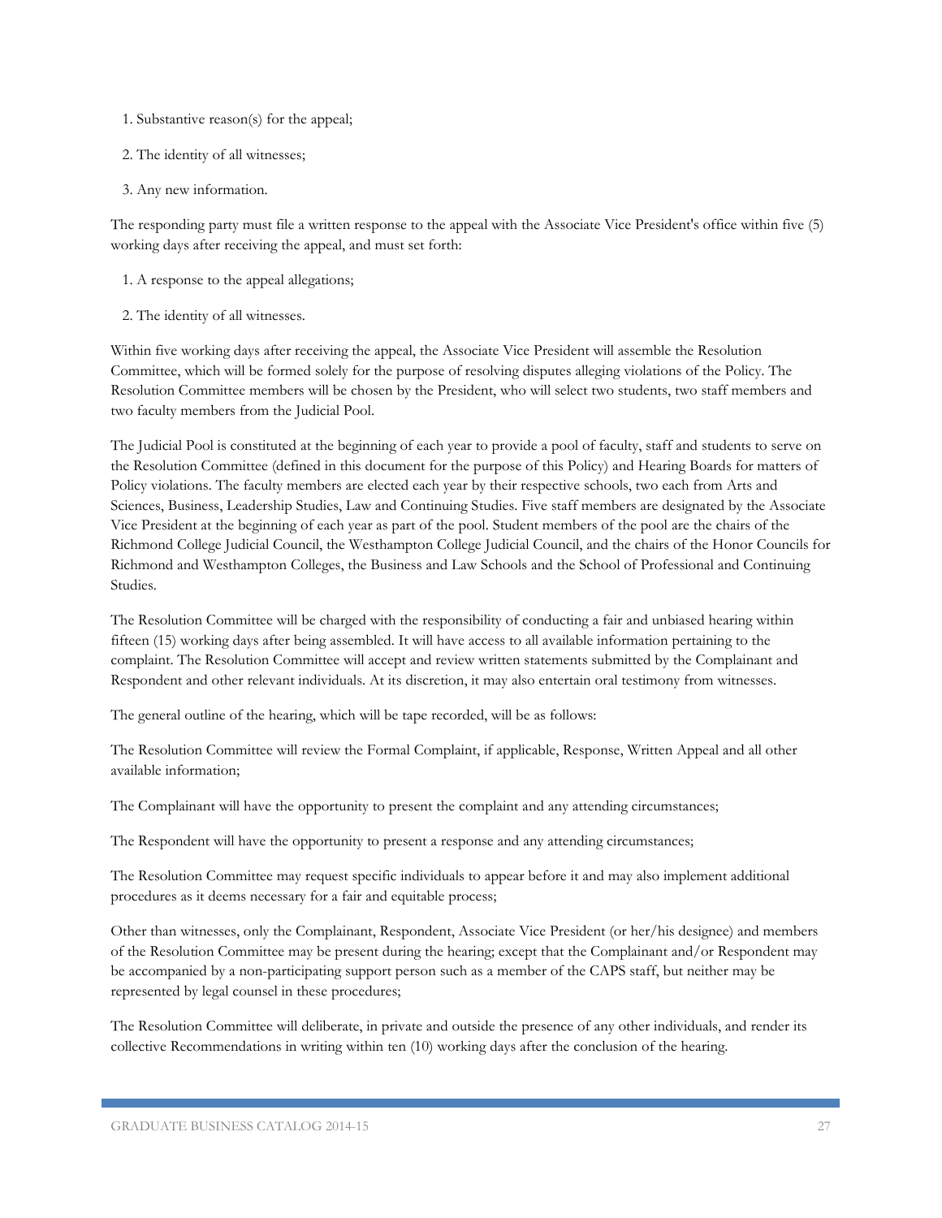1. Substantive reason(s) for the appeal;
2. The identity of all witnesses;
3. Any new information.

The responding party must file a written response to the appeal with the Associate Vice President's office within five (5) working days after receiving the appeal, and must set forth:

1. A response to the appeal allegations;
2. The identity of all witnesses.

Within five working days after receiving the appeal, the Associate Vice President will assemble the Resolution Committee, which will be formed solely for the purpose of resolving disputes alleging violations of the Policy. The Resolution Committee members will be chosen by the President, who will select two students, two staff members and two faculty members from the Judicial Pool.

The Judicial Pool is constituted at the beginning of each year to provide a pool of faculty, staff and students to serve on the Resolution Committee (defined in this document for the purpose of this Policy) and Hearing Boards for matters of Policy violations. The faculty members are elected each year by their respective schools, two each from Arts and Sciences, Business, Leadership Studies, Law and Continuing Studies. Five staff members are designated by the Associate Vice President at the beginning of each year as part of the pool. Student members of the pool are the chairs of the Richmond College Judicial Council, the Westhampton College Judicial Council, and the chairs of the Honor Councils for Richmond and Westhampton Colleges, the Business and Law Schools and the School of Professional and Continuing Studies.

The Resolution Committee will be charged with the responsibility of conducting a fair and unbiased hearing within fifteen (15) working days after being assembled. It will have access to all available information pertaining to the complaint. The Resolution Committee will accept and review written statements submitted by the Complainant and Respondent and other relevant individuals. At its discretion, it may also entertain oral testimony from witnesses.

The general outline of the hearing, which will be tape recorded, will be as follows:

The Resolution Committee will review the Formal Complaint, if applicable, Response, Written Appeal and all other available information;

The Complainant will have the opportunity to present the complaint and any attending circumstances;

The Respondent will have the opportunity to present a response and any attending circumstances;

The Resolution Committee may request specific individuals to appear before it and may also implement additional procedures as it deems necessary for a fair and equitable process;

Other than witnesses, only the Complainant, Respondent, Associate Vice President (or her/his designee) and members of the Resolution Committee may be present during the hearing; except that the Complainant and/or Respondent may be accompanied by a non-participating support person such as a member of the CAPS staff, but neither may be represented by legal counsel in these procedures;

The Resolution Committee will deliberate, in private and outside the presence of any other individuals, and render its collective Recommendations in writing within ten (10) working days after the conclusion of the hearing.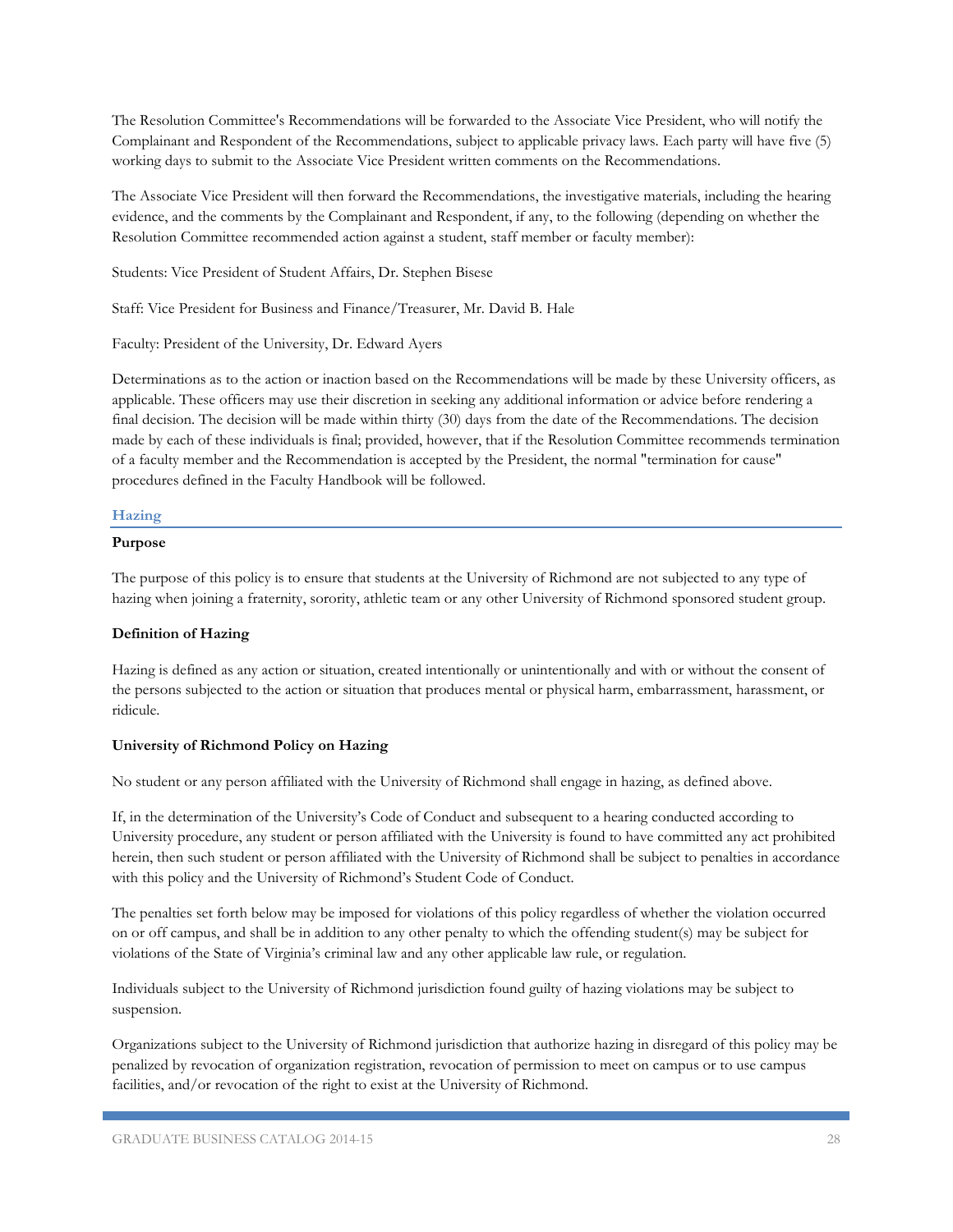The Resolution Committee's Recommendations will be forwarded to the Associate Vice President, who will notify the Complainant and Respondent of the Recommendations, subject to applicable privacy laws. Each party will have five (5) working days to submit to the Associate Vice President written comments on the Recommendations.

The Associate Vice President will then forward the Recommendations, the investigative materials, including the hearing evidence, and the comments by the Complainant and Respondent, if any, to the following (depending on whether the Resolution Committee recommended action against a student, staff member or faculty member):

Students: Vice President of Student Affairs, Dr. Stephen Bisese

Staff: Vice President for Business and Finance/Treasurer, Mr. David B. Hale

Faculty: President of the University, Dr. Edward Ayers

Determinations as to the action or inaction based on the Recommendations will be made by these University officers, as applicable. These officers may use their discretion in seeking any additional information or advice before rendering a final decision. The decision will be made within thirty (30) days from the date of the Recommendations. The decision made by each of these individuals is final; provided, however, that if the Resolution Committee recommends termination of a faculty member and the Recommendation is accepted by the President, the normal "termination for cause" procedures defined in the Faculty Handbook will be followed.

## Hazing

**Purpose**

The purpose of this policy is to ensure that students at the University of Richmond are not subjected to any type of hazing when joining a fraternity, sorority, athletic team or any other University of Richmond sponsored student group.

**Definition of Hazing**

Hazing is defined as any action or situation, created intentionally or unintentionally and with or without the consent of the persons subjected to the action or situation that produces mental or physical harm, embarrassment, harassment, or ridicule.

**University of Richmond Policy on Hazing**

No student or any person affiliated with the University of Richmond shall engage in hazing, as defined above.

If, in the determination of the University's Code of Conduct and subsequent to a hearing conducted according to University procedure, any student or person affiliated with the University is found to have committed any act prohibited herein, then such student or person affiliated with the University of Richmond shall be subject to penalties in accordance with this policy and the University of Richmond's Student Code of Conduct.

The penalties set forth below may be imposed for violations of this policy regardless of whether the violation occurred on or off campus, and shall be in addition to any other penalty to which the offending student(s) may be subject for violations of the State of Virginia's criminal law and any other applicable law rule, or regulation.

Individuals subject to the University of Richmond jurisdiction found guilty of hazing violations may be subject to suspension.

Organizations subject to the University of Richmond jurisdiction that authorize hazing in disregard of this policy may be penalized by revocation of organization registration, revocation of permission to meet on campus or to use campus facilities, and/or revocation of the right to exist at the University of Richmond.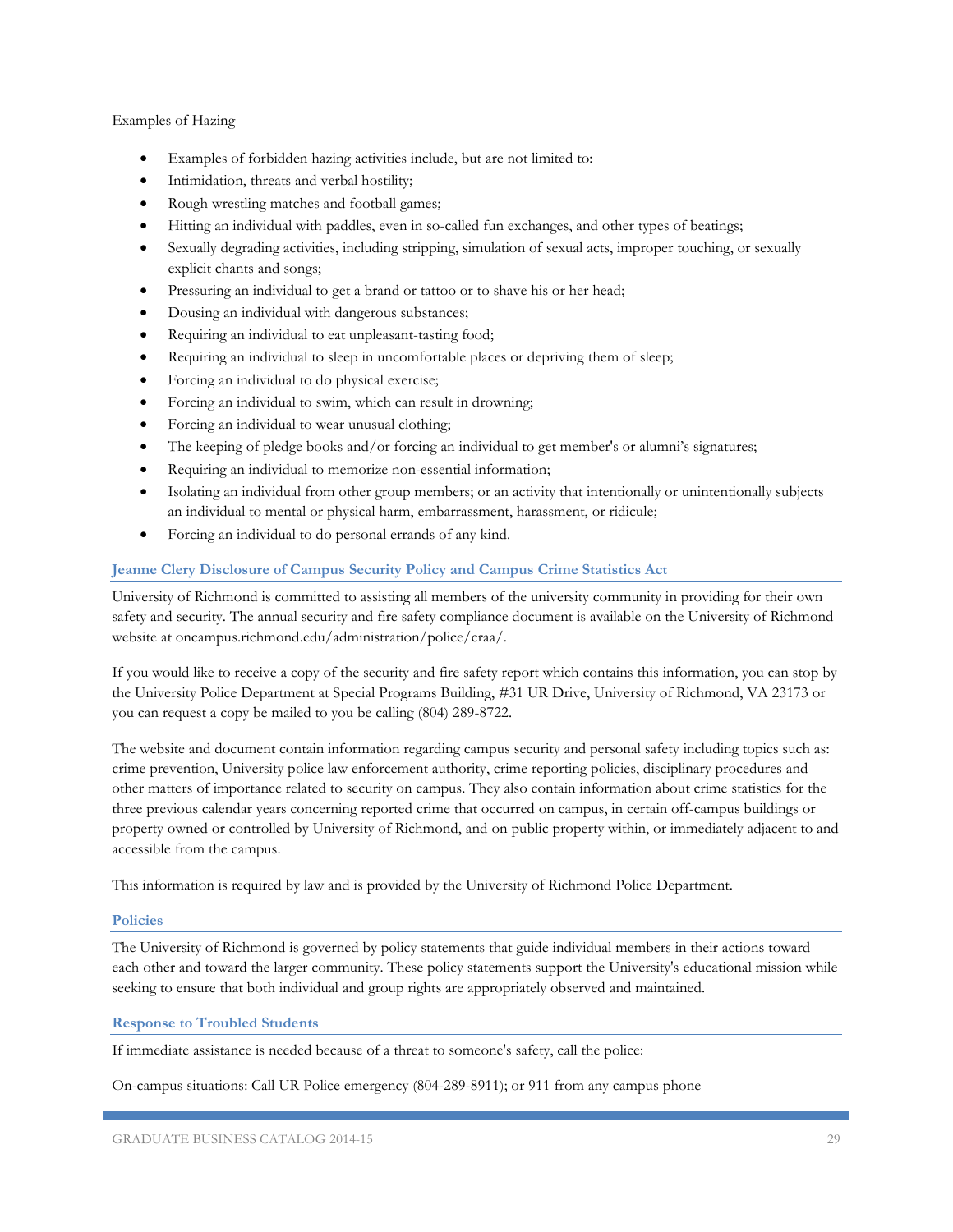Examples of Hazing

- Examples of forbidden hazing activities include, but are not limited to:
- Intimidation, threats and verbal hostility;
- Rough wrestling matches and football games;
- Hitting an individual with paddles, even in so-called fun exchanges, and other types of beatings;
- Sexually degrading activities, including stripping, simulation of sexual acts, improper touching, or sexually explicit chants and songs;
- Pressuring an individual to get a brand or tattoo or to shave his or her head;
- Dousing an individual with dangerous substances;
- Requiring an individual to eat unpleasant-tasting food;
- Requiring an individual to sleep in uncomfortable places or depriving them of sleep;
- Forcing an individual to do physical exercise;
- Forcing an individual to swim, which can result in drowning;
- Forcing an individual to wear unusual clothing;
- The keeping of pledge books and/or forcing an individual to get member's or alumni's signatures;
- Requiring an individual to memorize non-essential information;
- Isolating an individual from other group members; or an activity that intentionally or unintentionally subjects an individual to mental or physical harm, embarrassment, harassment, or ridicule;
- Forcing an individual to do personal errands of any kind.

## Jeanne Clery Disclosure of Campus Security Policy and Campus Crime Statistics Act

University of Richmond is committed to assisting all members of the university community in providing for their own safety and security. The annual security and fire safety compliance document is available on the University of Richmond website at oncampus.richmond.edu/administration/police/craa/.

If you would like to receive a copy of the security and fire safety report which contains this information, you can stop by the University Police Department at Special Programs Building, #31 UR Drive, University of Richmond, VA 23173 or you can request a copy be mailed to you be calling (804) 289-8722.

The website and document contain information regarding campus security and personal safety including topics such as: crime prevention, University police law enforcement authority, crime reporting policies, disciplinary procedures and other matters of importance related to security on campus. They also contain information about crime statistics for the three previous calendar years concerning reported crime that occurred on campus, in certain off-campus buildings or property owned or controlled by University of Richmond, and on public property within, or immediately adjacent to and accessible from the campus.

This information is required by law and is provided by the University of Richmond Police Department.

## Policies

The University of Richmond is governed by policy statements that guide individual members in their actions toward each other and toward the larger community. These policy statements support the University's educational mission while seeking to ensure that both individual and group rights are appropriately observed and maintained.

## Response to Troubled Students

If immediate assistance is needed because of a threat to someone's safety, call the police:

On-campus situations: Call UR Police emergency (804-289-8911); or 911 from any campus phone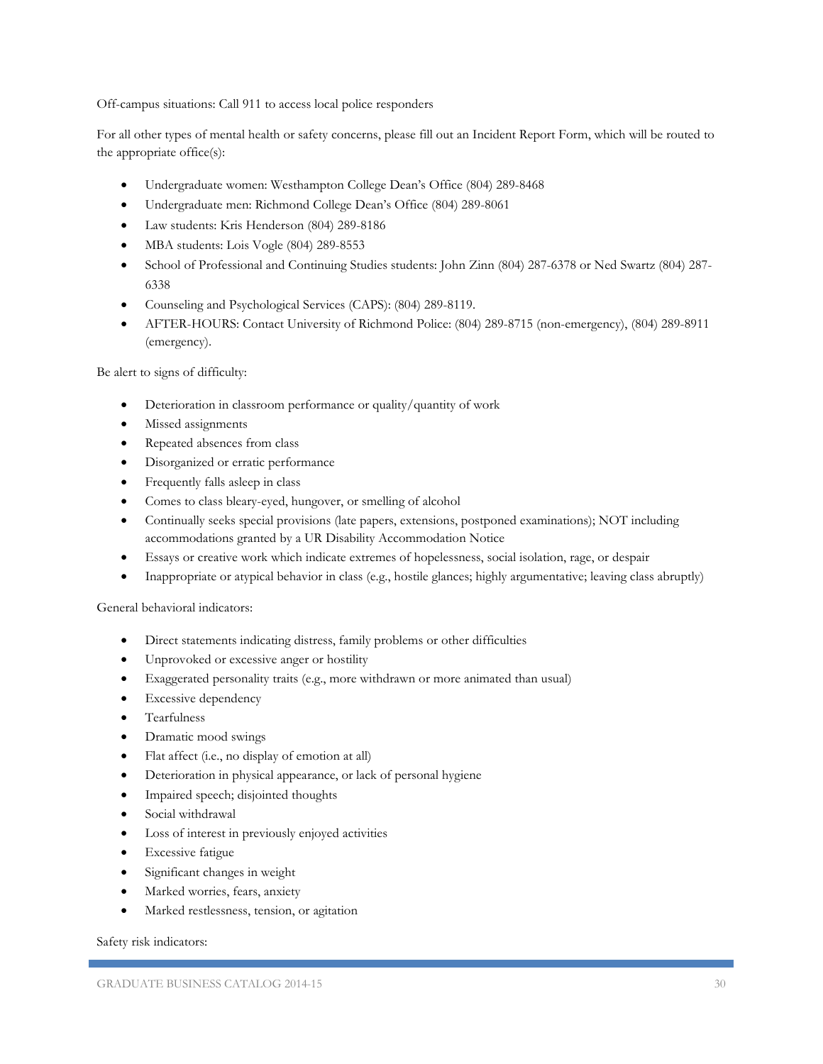Off-campus situations: Call 911 to access local police responders

For all other types of mental health or safety concerns, please fill out an Incident Report Form, which will be routed to the appropriate office(s):

- Undergraduate women: Westhampton College Dean's Office (804) 289-8468
- Undergraduate men: Richmond College Dean's Office (804) 289-8061
- Law students: Kris Henderson (804) 289-8186
- MBA students: Lois Vogle (804) 289-8553
- School of Professional and Continuing Studies students: John Zinn (804) 287-6378 or Ned Swartz (804) 287-6338
- Counseling and Psychological Services (CAPS): (804) 289-8119.
- AFTER-HOURS: Contact University of Richmond Police: (804) 289-8715 (non-emergency), (804) 289-8911 (emergency).

Be alert to signs of difficulty:

- Deterioration in classroom performance or quality/quantity of work
- Missed assignments
- Repeated absences from class
- Disorganized or erratic performance
- Frequently falls asleep in class
- Comes to class bleary-eyed, hungover, or smelling of alcohol
- Continually seeks special provisions (late papers, extensions, postponed examinations); NOT including accommodations granted by a UR Disability Accommodation Notice
- Essays or creative work which indicate extremes of hopelessness, social isolation, rage, or despair
- Inappropriate or atypical behavior in class (e.g., hostile glances; highly argumentative; leaving class abruptly)

General behavioral indicators:

- Direct statements indicating distress, family problems or other difficulties
- Unprovoked or excessive anger or hostility
- Exaggerated personality traits (e.g., more withdrawn or more animated than usual)
- Excessive dependency
- Tearfulness
- Dramatic mood swings
- Flat affect (i.e., no display of emotion at all)
- Deterioration in physical appearance, or lack of personal hygiene
- Impaired speech; disjointed thoughts
- Social withdrawal
- Loss of interest in previously enjoyed activities
- Excessive fatigue
- Significant changes in weight
- Marked worries, fears, anxiety
- Marked restlessness, tension, or agitation

Safety risk indicators: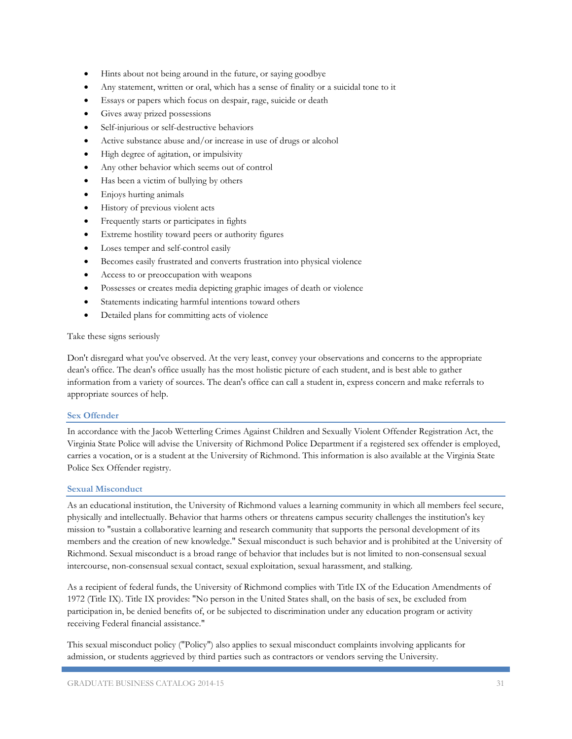- Hints about not being around in the future, or saying goodbye
- Any statement, written or oral, which has a sense of finality or a suicidal tone to it
- Essays or papers which focus on despair, rage, suicide or death
- Gives away prized possessions
- Self-injurious or self-destructive behaviors
- Active substance abuse and/or increase in use of drugs or alcohol
- High degree of agitation, or impulsivity
- Any other behavior which seems out of control
- Has been a victim of bullying by others
- Enjoys hurting animals
- History of previous violent acts
- Frequently starts or participates in fights
- Extreme hostility toward peers or authority figures
- Loses temper and self-control easily
- Becomes easily frustrated and converts frustration into physical violence
- Access to or preoccupation with weapons
- Possesses or creates media depicting graphic images of death or violence
- Statements indicating harmful intentions toward others
- Detailed plans for committing acts of violence

Take these signs seriously

Don't disregard what you've observed. At the very least, convey your observations and concerns to the appropriate dean's office. The dean's office usually has the most holistic picture of each student, and is best able to gather information from a variety of sources. The dean's office can call a student in, express concern and make referrals to appropriate sources of help.

### Sex Offender

In accordance with the Jacob Wetterling Crimes Against Children and Sexually Violent Offender Registration Act, the Virginia State Police will advise the University of Richmond Police Department if a registered sex offender is employed, carries a vocation, or is a student at the University of Richmond. This information is also available at the Virginia State Police Sex Offender registry.

### Sexual Misconduct

As an educational institution, the University of Richmond values a learning community in which all members feel secure, physically and intellectually. Behavior that harms others or threatens campus security challenges the institution's key mission to "sustain a collaborative learning and research community that supports the personal development of its members and the creation of new knowledge." Sexual misconduct is such behavior and is prohibited at the University of Richmond. Sexual misconduct is a broad range of behavior that includes but is not limited to non-consensual sexual intercourse, non-consensual sexual contact, sexual exploitation, sexual harassment, and stalking.

As a recipient of federal funds, the University of Richmond complies with Title IX of the Education Amendments of 1972 (Title IX). Title IX provides: "No person in the United States shall, on the basis of sex, be excluded from participation in, be denied benefits of, or be subjected to discrimination under any education program or activity receiving Federal financial assistance."

This sexual misconduct policy ("Policy") also applies to sexual misconduct complaints involving applicants for admission, or students aggrieved by third parties such as contractors or vendors serving the University.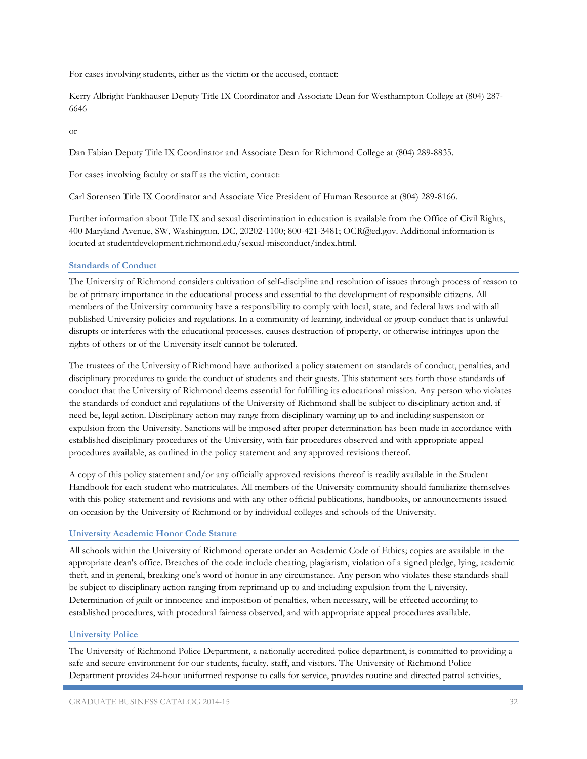For cases involving students, either as the victim or the accused, contact:

Kerry Albright Fankhauser Deputy Title IX Coordinator and Associate Dean for Westhampton College at (804) 287-6646

or

Dan Fabian Deputy Title IX Coordinator and Associate Dean for Richmond College at (804) 289-8835.

For cases involving faculty or staff as the victim, contact:

Carl Sorensen Title IX Coordinator and Associate Vice President of Human Resource at (804) 289-8166.

Further information about Title IX and sexual discrimination in education is available from the Office of Civil Rights, 400 Maryland Avenue, SW, Washington, DC, 20202-1100; 800-421-3481; OCR@ed.gov. Additional information is located at studentdevelopment.richmond.edu/sexual-misconduct/index.html.

### Standards of Conduct

The University of Richmond considers cultivation of self-discipline and resolution of issues through process of reason to be of primary importance in the educational process and essential to the development of responsible citizens. All members of the University community have a responsibility to comply with local, state, and federal laws and with all published University policies and regulations. In a community of learning, individual or group conduct that is unlawful disrupts or interferes with the educational processes, causes destruction of property, or otherwise infringes upon the rights of others or of the University itself cannot be tolerated.

The trustees of the University of Richmond have authorized a policy statement on standards of conduct, penalties, and disciplinary procedures to guide the conduct of students and their guests. This statement sets forth those standards of conduct that the University of Richmond deems essential for fulfilling its educational mission. Any person who violates the standards of conduct and regulations of the University of Richmond shall be subject to disciplinary action and, if need be, legal action. Disciplinary action may range from disciplinary warning up to and including suspension or expulsion from the University. Sanctions will be imposed after proper determination has been made in accordance with established disciplinary procedures of the University, with fair procedures observed and with appropriate appeal procedures available, as outlined in the policy statement and any approved revisions thereof.

A copy of this policy statement and/or any officially approved revisions thereof is readily available in the Student Handbook for each student who matriculates. All members of the University community should familiarize themselves with this policy statement and revisions and with any other official publications, handbooks, or announcements issued on occasion by the University of Richmond or by individual colleges and schools of the University.

### University Academic Honor Code Statute

All schools within the University of Richmond operate under an Academic Code of Ethics; copies are available in the appropriate dean's office. Breaches of the code include cheating, plagiarism, violation of a signed pledge, lying, academic theft, and in general, breaking one's word of honor in any circumstance. Any person who violates these standards shall be subject to disciplinary action ranging from reprimand up to and including expulsion from the University. Determination of guilt or innocence and imposition of penalties, when necessary, will be effected according to established procedures, with procedural fairness observed, and with appropriate appeal procedures available.

### University Police

The University of Richmond Police Department, a nationally accredited police department, is committed to providing a safe and secure environment for our students, faculty, staff, and visitors. The University of Richmond Police Department provides 24-hour uniformed response to calls for service, provides routine and directed patrol activities,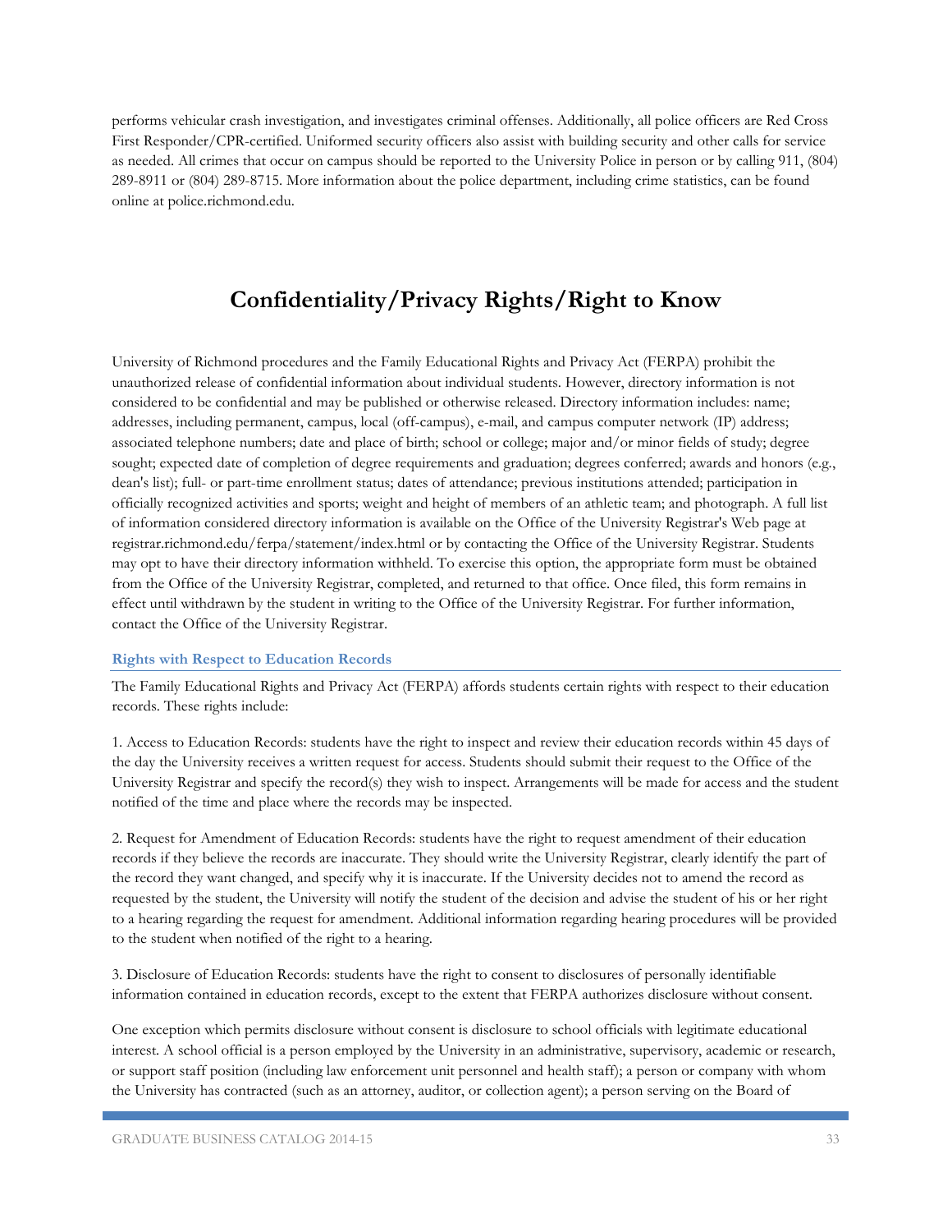performs vehicular crash investigation, and investigates criminal offenses. Additionally, all police officers are Red Cross First Responder/CPR-certified. Uniformed security officers also assist with building security and other calls for service as needed. All crimes that occur on campus should be reported to the University Police in person or by calling 911, (804) 289-8911 or (804) 289-8715. More information about the police department, including crime statistics, can be found online at police.richmond.edu.

# Confidentiality/Privacy Rights/Right to Know

University of Richmond procedures and the Family Educational Rights and Privacy Act (FERPA) prohibit the unauthorized release of confidential information about individual students. However, directory information is not considered to be confidential and may be published or otherwise released. Directory information includes: name; addresses, including permanent, campus, local (off-campus), e-mail, and campus computer network (IP) address; associated telephone numbers; date and place of birth; school or college; major and/or minor fields of study; degree sought; expected date of completion of degree requirements and graduation; degrees conferred; awards and honors (e.g., dean's list); full- or part-time enrollment status; dates of attendance; previous institutions attended; participation in officially recognized activities and sports; weight and height of members of an athletic team; and photograph. A full list of information considered directory information is available on the Office of the University Registrar's Web page at registrar.richmond.edu/ferpa/statement/index.html or by contacting the Office of the University Registrar. Students may opt to have their directory information withheld. To exercise this option, the appropriate form must be obtained from the Office of the University Registrar, completed, and returned to that office. Once filed, this form remains in effect until withdrawn by the student in writing to the Office of the University Registrar. For further information, contact the Office of the University Registrar.

### Rights with Respect to Education Records

The Family Educational Rights and Privacy Act (FERPA) affords students certain rights with respect to their education records. These rights include:

1. Access to Education Records: students have the right to inspect and review their education records within 45 days of the day the University receives a written request for access. Students should submit their request to the Office of the University Registrar and specify the record(s) they wish to inspect. Arrangements will be made for access and the student notified of the time and place where the records may be inspected.

2. Request for Amendment of Education Records: students have the right to request amendment of their education records if they believe the records are inaccurate. They should write the University Registrar, clearly identify the part of the record they want changed, and specify why it is inaccurate. If the University decides not to amend the record as requested by the student, the University will notify the student of the decision and advise the student of his or her right to a hearing regarding the request for amendment. Additional information regarding hearing procedures will be provided to the student when notified of the right to a hearing.

3. Disclosure of Education Records: students have the right to consent to disclosures of personally identifiable information contained in education records, except to the extent that FERPA authorizes disclosure without consent.

One exception which permits disclosure without consent is disclosure to school officials with legitimate educational interest. A school official is a person employed by the University in an administrative, supervisory, academic or research, or support staff position (including law enforcement unit personnel and health staff); a person or company with whom the University has contracted (such as an attorney, auditor, or collection agent); a person serving on the Board of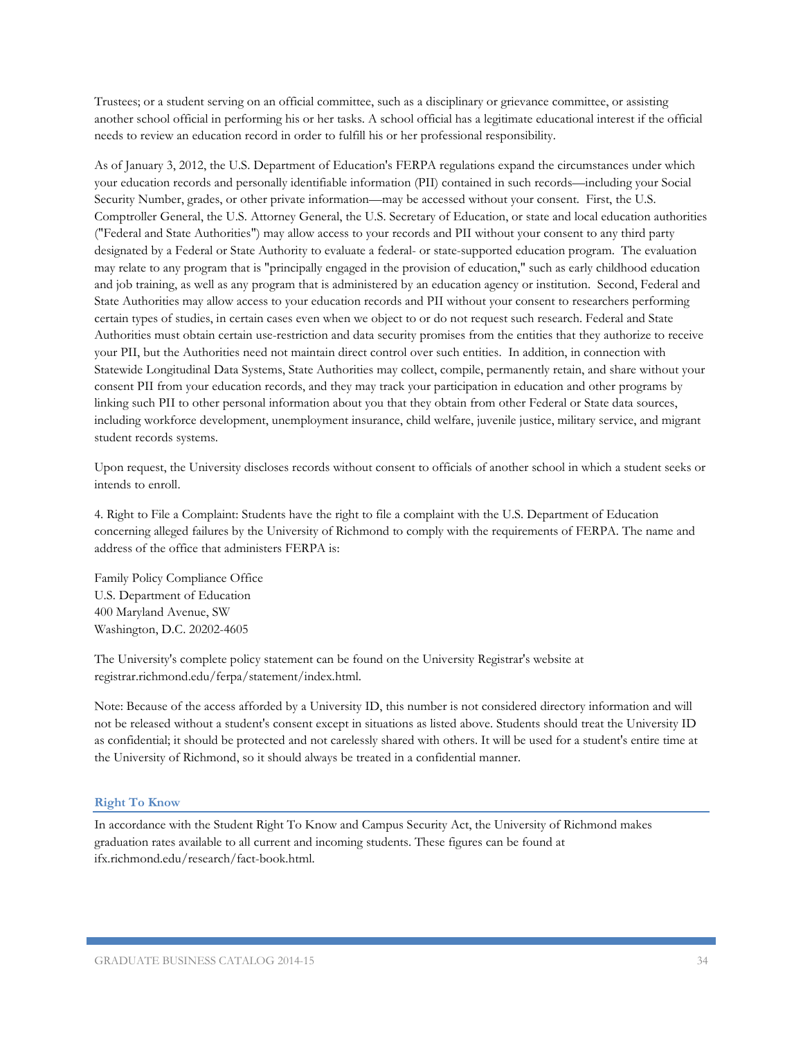Trustees; or a student serving on an official committee, such as a disciplinary or grievance committee, or assisting another school official in performing his or her tasks. A school official has a legitimate educational interest if the official needs to review an education record in order to fulfill his or her professional responsibility.

As of January 3, 2012, the U.S. Department of Education's FERPA regulations expand the circumstances under which your education records and personally identifiable information (PII) contained in such records—including your Social Security Number, grades, or other private information—may be accessed without your consent. First, the U.S. Comptroller General, the U.S. Attorney General, the U.S. Secretary of Education, or state and local education authorities ("Federal and State Authorities") may allow access to your records and PII without your consent to any third party designated by a Federal or State Authority to evaluate a federal- or state-supported education program. The evaluation may relate to any program that is "principally engaged in the provision of education," such as early childhood education and job training, as well as any program that is administered by an education agency or institution. Second, Federal and State Authorities may allow access to your education records and PII without your consent to researchers performing certain types of studies, in certain cases even when we object to or do not request such research. Federal and State Authorities must obtain certain use-restriction and data security promises from the entities that they authorize to receive your PII, but the Authorities need not maintain direct control over such entities. In addition, in connection with Statewide Longitudinal Data Systems, State Authorities may collect, compile, permanently retain, and share without your consent PII from your education records, and they may track your participation in education and other programs by linking such PII to other personal information about you that they obtain from other Federal or State data sources, including workforce development, unemployment insurance, child welfare, juvenile justice, military service, and migrant student records systems.

Upon request, the University discloses records without consent to officials of another school in which a student seeks or intends to enroll.

4. Right to File a Complaint: Students have the right to file a complaint with the U.S. Department of Education concerning alleged failures by the University of Richmond to comply with the requirements of FERPA. The name and address of the office that administers FERPA is:

Family Policy Compliance Office
U.S. Department of Education
400 Maryland Avenue, SW
Washington, D.C. 20202-4605

The University's complete policy statement can be found on the University Registrar's website at registrar.richmond.edu/ferpa/statement/index.html.

Note: Because of the access afforded by a University ID, this number is not considered directory information and will not be released without a student's consent except in situations as listed above. Students should treat the University ID as confidential; it should be protected and not carelessly shared with others. It will be used for a student's entire time at the University of Richmond, so it should always be treated in a confidential manner.

## Right To Know

In accordance with the Student Right To Know and Campus Security Act, the University of Richmond makes graduation rates available to all current and incoming students. These figures can be found at ifx.richmond.edu/research/fact-book.html.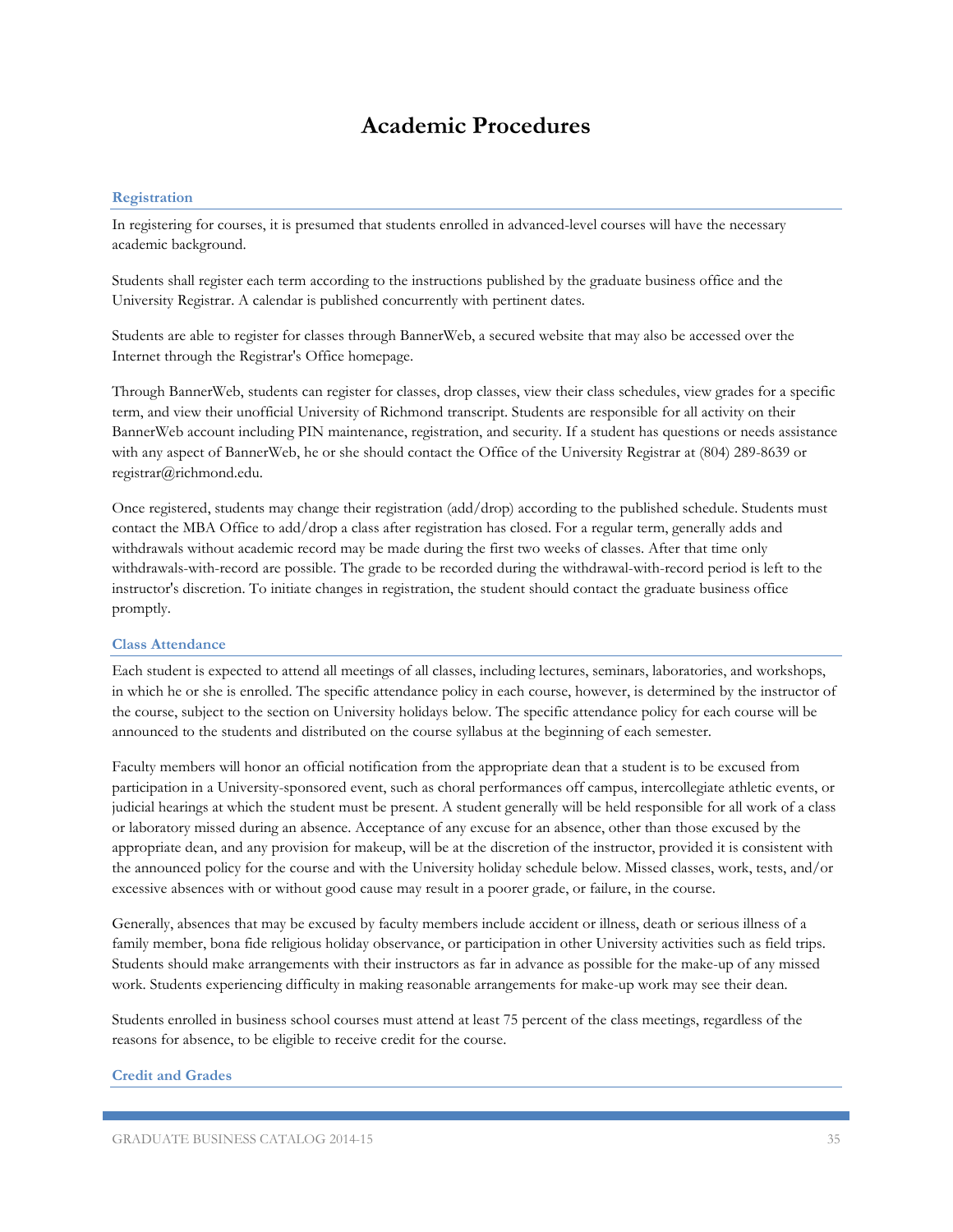# Academic Procedures

## Registration

In registering for courses, it is presumed that students enrolled in advanced-level courses will have the necessary academic background.

Students shall register each term according to the instructions published by the graduate business office and the University Registrar. A calendar is published concurrently with pertinent dates.

Students are able to register for classes through BannerWeb, a secured website that may also be accessed over the Internet through the Registrar's Office homepage.

Through BannerWeb, students can register for classes, drop classes, view their class schedules, view grades for a specific term, and view their unofficial University of Richmond transcript. Students are responsible for all activity on their BannerWeb account including PIN maintenance, registration, and security. If a student has questions or needs assistance with any aspect of BannerWeb, he or she should contact the Office of the University Registrar at (804) 289-8639 or registrar@richmond.edu.

Once registered, students may change their registration (add/drop) according to the published schedule. Students must contact the MBA Office to add/drop a class after registration has closed. For a regular term, generally adds and withdrawals without academic record may be made during the first two weeks of classes. After that time only withdrawals-with-record are possible. The grade to be recorded during the withdrawal-with-record period is left to the instructor's discretion. To initiate changes in registration, the student should contact the graduate business office promptly.

## Class Attendance

Each student is expected to attend all meetings of all classes, including lectures, seminars, laboratories, and workshops, in which he or she is enrolled. The specific attendance policy in each course, however, is determined by the instructor of the course, subject to the section on University holidays below. The specific attendance policy for each course will be announced to the students and distributed on the course syllabus at the beginning of each semester.

Faculty members will honor an official notification from the appropriate dean that a student is to be excused from participation in a University-sponsored event, such as choral performances off campus, intercollegiate athletic events, or judicial hearings at which the student must be present. A student generally will be held responsible for all work of a class or laboratory missed during an absence. Acceptance of any excuse for an absence, other than those excused by the appropriate dean, and any provision for makeup, will be at the discretion of the instructor, provided it is consistent with the announced policy for the course and with the University holiday schedule below. Missed classes, work, tests, and/or excessive absences with or without good cause may result in a poorer grade, or failure, in the course.

Generally, absences that may be excused by faculty members include accident or illness, death or serious illness of a family member, bona fide religious holiday observance, or participation in other University activities such as field trips. Students should make arrangements with their instructors as far in advance as possible for the make-up of any missed work. Students experiencing difficulty in making reasonable arrangements for make-up work may see their dean.

Students enrolled in business school courses must attend at least 75 percent of the class meetings, regardless of the reasons for absence, to be eligible to receive credit for the course.

## Credit and Grades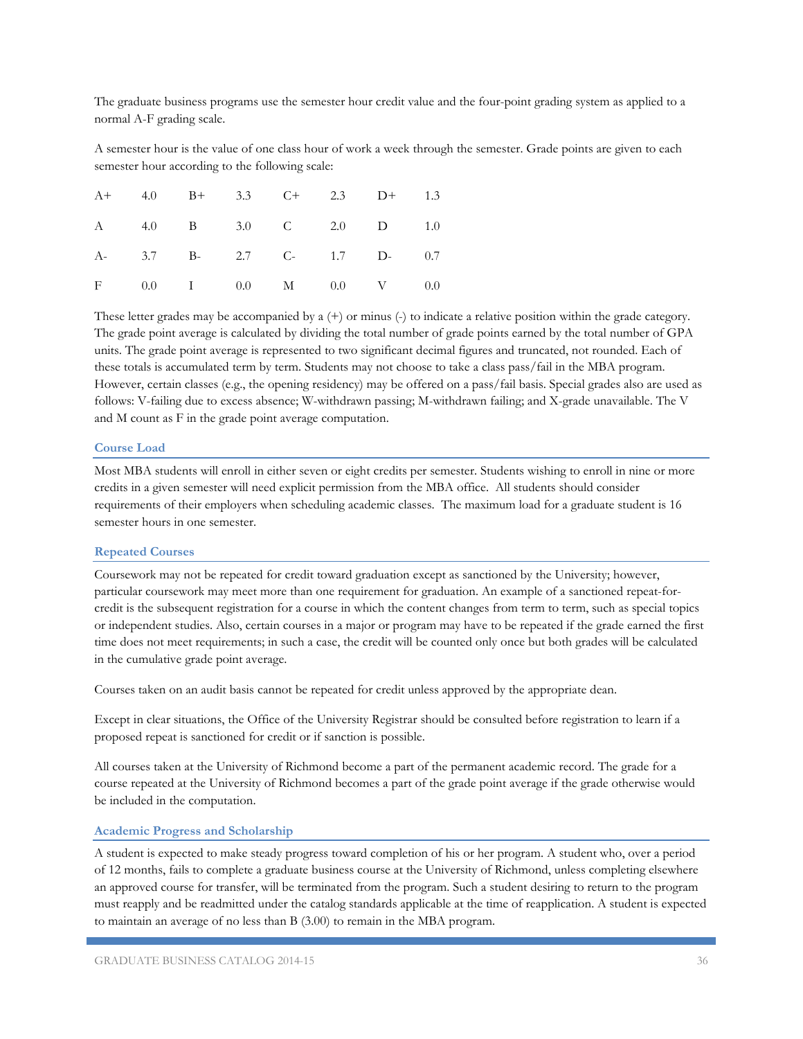The graduate business programs use the semester hour credit value and the four-point grading system as applied to a normal A-F grading scale.

A semester hour is the value of one class hour of work a week through the semester. Grade points are given to each semester hour according to the following scale:

| | | | | | | | |
|---|---|---|---|---|---|---|---|
| A+ | 4.0 | B+ | 3.3 | C+ | 2.3 | D+ | 1.3 |
| A | 4.0 | B | 3.0 | C | 2.0 | D | 1.0 |
| A- | 3.7 | B- | 2.7 | C- | 1.7 | D- | 0.7 |
| F | 0.0 | I | 0.0 | M | 0.0 | V | 0.0 |

These letter grades may be accompanied by a (+) or minus (-) to indicate a relative position within the grade category. The grade point average is calculated by dividing the total number of grade points earned by the total number of GPA units. The grade point average is represented to two significant decimal figures and truncated, not rounded. Each of these totals is accumulated term by term. Students may not choose to take a class pass/fail in the MBA program. However, certain classes (e.g., the opening residency) may be offered on a pass/fail basis. Special grades also are used as follows: V-failing due to excess absence; W-withdrawn passing; M-withdrawn failing; and X-grade unavailable. The V and M count as F in the grade point average computation.

### Course Load

Most MBA students will enroll in either seven or eight credits per semester. Students wishing to enroll in nine or more credits in a given semester will need explicit permission from the MBA office. All students should consider requirements of their employers when scheduling academic classes. The maximum load for a graduate student is 16 semester hours in one semester.

### Repeated Courses

Coursework may not be repeated for credit toward graduation except as sanctioned by the University; however, particular coursework may meet more than one requirement for graduation. An example of a sanctioned repeat-for-credit is the subsequent registration for a course in which the content changes from term to term, such as special topics or independent studies. Also, certain courses in a major or program may have to be repeated if the grade earned the first time does not meet requirements; in such a case, the credit will be counted only once but both grades will be calculated in the cumulative grade point average.

Courses taken on an audit basis cannot be repeated for credit unless approved by the appropriate dean.

Except in clear situations, the Office of the University Registrar should be consulted before registration to learn if a proposed repeat is sanctioned for credit or if sanction is possible.

All courses taken at the University of Richmond become a part of the permanent academic record. The grade for a course repeated at the University of Richmond becomes a part of the grade point average if the grade otherwise would be included in the computation.

### Academic Progress and Scholarship

A student is expected to make steady progress toward completion of his or her program. A student who, over a period of 12 months, fails to complete a graduate business course at the University of Richmond, unless completing elsewhere an approved course for transfer, will be terminated from the program. Such a student desiring to return to the program must reapply and be readmitted under the catalog standards applicable at the time of reapplication. A student is expected to maintain an average of no less than B (3.00) to remain in the MBA program.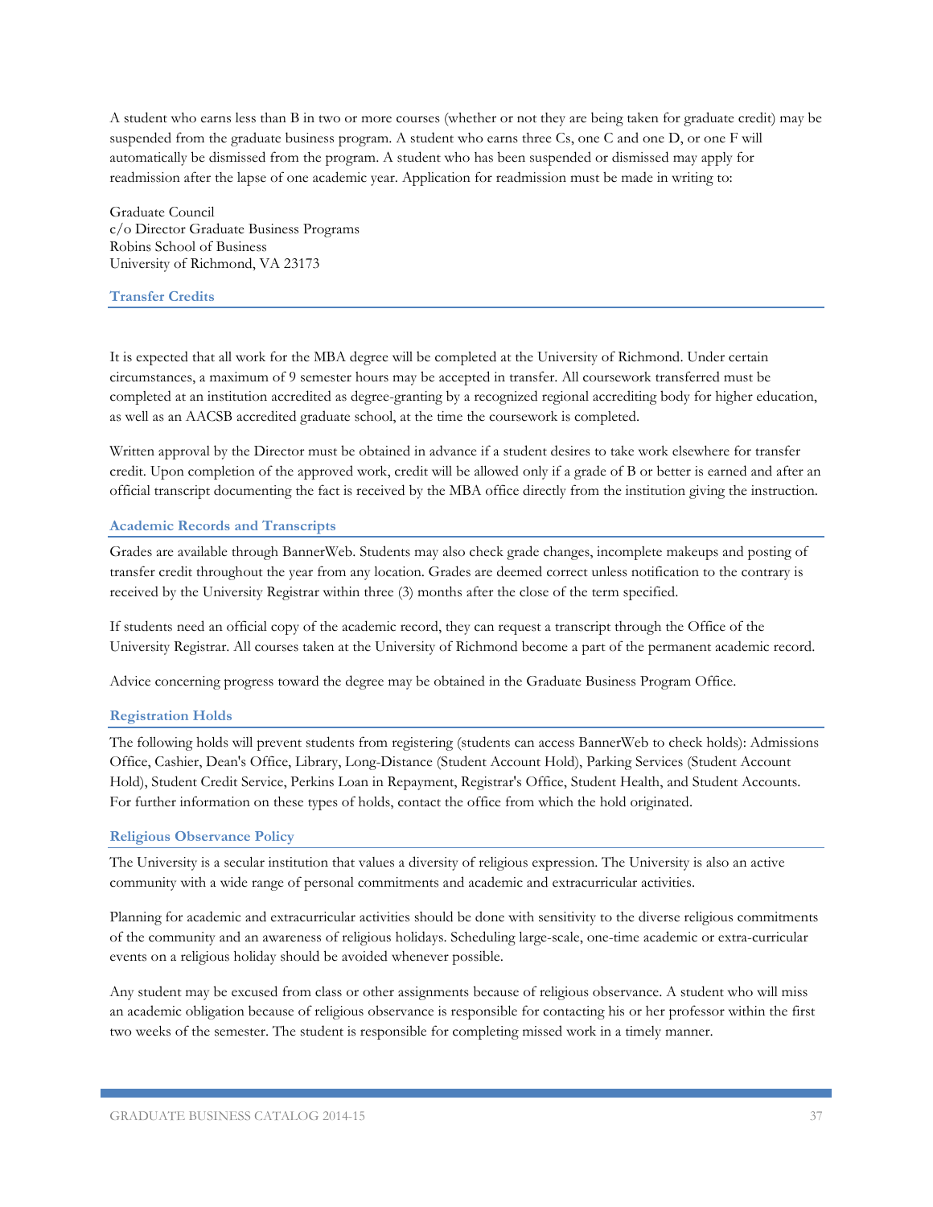A student who earns less than B in two or more courses (whether or not they are being taken for graduate credit) may be suspended from the graduate business program. A student who earns three Cs, one C and one D, or one F will automatically be dismissed from the program. A student who has been suspended or dismissed may apply for readmission after the lapse of one academic year. Application for readmission must be made in writing to:

Graduate Council
c/o Director Graduate Business Programs
Robins School of Business
University of Richmond, VA 23173

### Transfer Credits

It is expected that all work for the MBA degree will be completed at the University of Richmond. Under certain circumstances, a maximum of 9 semester hours may be accepted in transfer. All coursework transferred must be completed at an institution accredited as degree-granting by a recognized regional accrediting body for higher education, as well as an AACSB accredited graduate school, at the time the coursework is completed.

Written approval by the Director must be obtained in advance if a student desires to take work elsewhere for transfer credit. Upon completion of the approved work, credit will be allowed only if a grade of B or better is earned and after an official transcript documenting the fact is received by the MBA office directly from the institution giving the instruction.

### Academic Records and Transcripts

Grades are available through BannerWeb. Students may also check grade changes, incomplete makeups and posting of transfer credit throughout the year from any location. Grades are deemed correct unless notification to the contrary is received by the University Registrar within three (3) months after the close of the term specified.

If students need an official copy of the academic record, they can request a transcript through the Office of the University Registrar. All courses taken at the University of Richmond become a part of the permanent academic record.

Advice concerning progress toward the degree may be obtained in the Graduate Business Program Office.

### Registration Holds

The following holds will prevent students from registering (students can access BannerWeb to check holds): Admissions Office, Cashier, Dean's Office, Library, Long-Distance (Student Account Hold), Parking Services (Student Account Hold), Student Credit Service, Perkins Loan in Repayment, Registrar's Office, Student Health, and Student Accounts. For further information on these types of holds, contact the office from which the hold originated.

### Religious Observance Policy

The University is a secular institution that values a diversity of religious expression. The University is also an active community with a wide range of personal commitments and academic and extracurricular activities.

Planning for academic and extracurricular activities should be done with sensitivity to the diverse religious commitments of the community and an awareness of religious holidays. Scheduling large-scale, one-time academic or extra-curricular events on a religious holiday should be avoided whenever possible.

Any student may be excused from class or other assignments because of religious observance. A student who will miss an academic obligation because of religious observance is responsible for contacting his or her professor within the first two weeks of the semester. The student is responsible for completing missed work in a timely manner.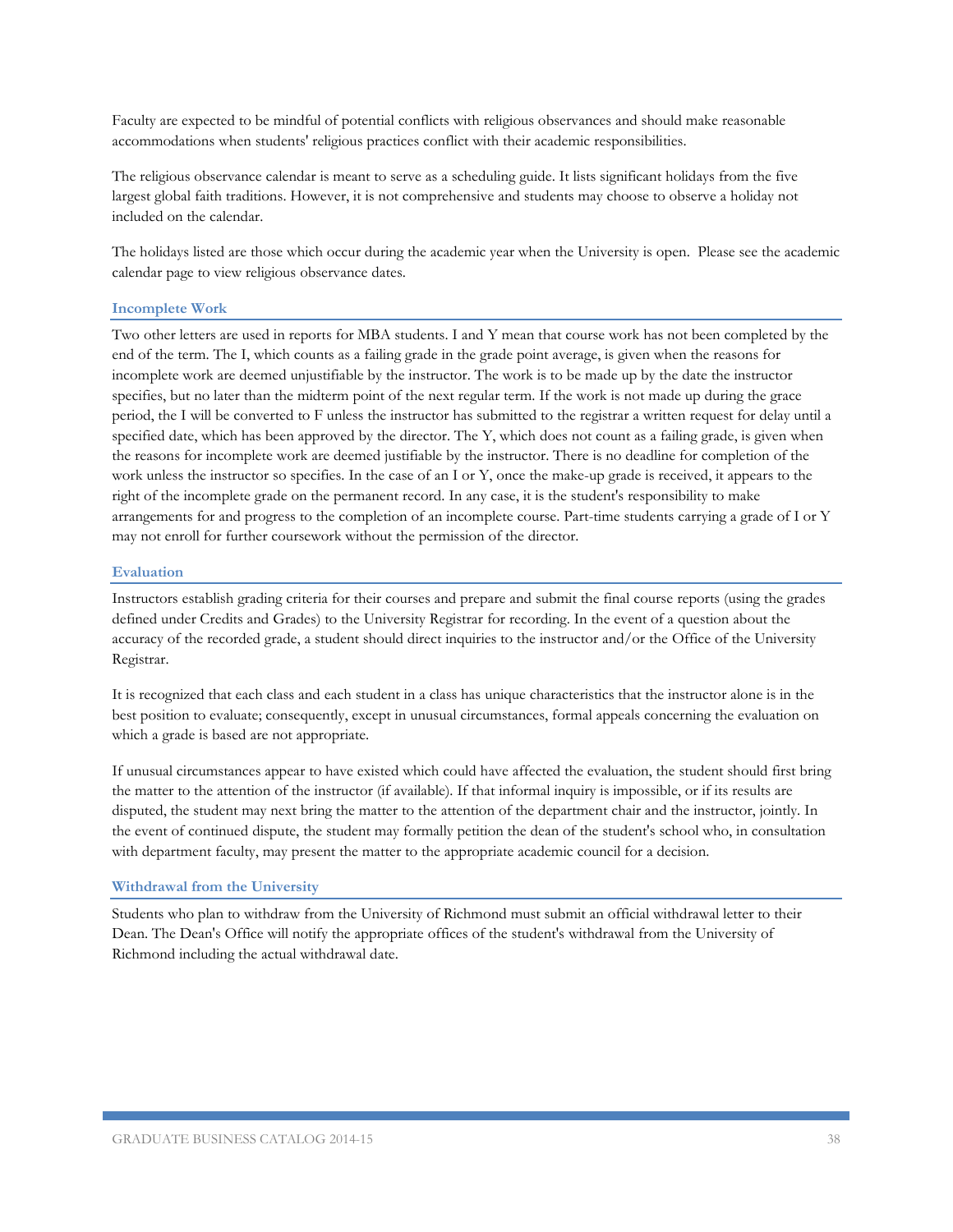Faculty are expected to be mindful of potential conflicts with religious observances and should make reasonable accommodations when students' religious practices conflict with their academic responsibilities.

The religious observance calendar is meant to serve as a scheduling guide. It lists significant holidays from the five largest global faith traditions. However, it is not comprehensive and students may choose to observe a holiday not included on the calendar.

The holidays listed are those which occur during the academic year when the University is open. Please see the academic calendar page to view religious observance dates.

### Incomplete Work

Two other letters are used in reports for MBA students. I and Y mean that course work has not been completed by the end of the term. The I, which counts as a failing grade in the grade point average, is given when the reasons for incomplete work are deemed unjustifiable by the instructor. The work is to be made up by the date the instructor specifies, but no later than the midterm point of the next regular term. If the work is not made up during the grace period, the I will be converted to F unless the instructor has submitted to the registrar a written request for delay until a specified date, which has been approved by the director. The Y, which does not count as a failing grade, is given when the reasons for incomplete work are deemed justifiable by the instructor. There is no deadline for completion of the work unless the instructor so specifies. In the case of an I or Y, once the make-up grade is received, it appears to the right of the incomplete grade on the permanent record. In any case, it is the student's responsibility to make arrangements for and progress to the completion of an incomplete course. Part-time students carrying a grade of I or Y may not enroll for further coursework without the permission of the director.

### Evaluation

Instructors establish grading criteria for their courses and prepare and submit the final course reports (using the grades defined under Credits and Grades) to the University Registrar for recording. In the event of a question about the accuracy of the recorded grade, a student should direct inquiries to the instructor and/or the Office of the University Registrar.

It is recognized that each class and each student in a class has unique characteristics that the instructor alone is in the best position to evaluate; consequently, except in unusual circumstances, formal appeals concerning the evaluation on which a grade is based are not appropriate.

If unusual circumstances appear to have existed which could have affected the evaluation, the student should first bring the matter to the attention of the instructor (if available). If that informal inquiry is impossible, or if its results are disputed, the student may next bring the matter to the attention of the department chair and the instructor, jointly. In the event of continued dispute, the student may formally petition the dean of the student's school who, in consultation with department faculty, may present the matter to the appropriate academic council for a decision.

### Withdrawal from the University

Students who plan to withdraw from the University of Richmond must submit an official withdrawal letter to their Dean. The Dean's Office will notify the appropriate offices of the student's withdrawal from the University of Richmond including the actual withdrawal date.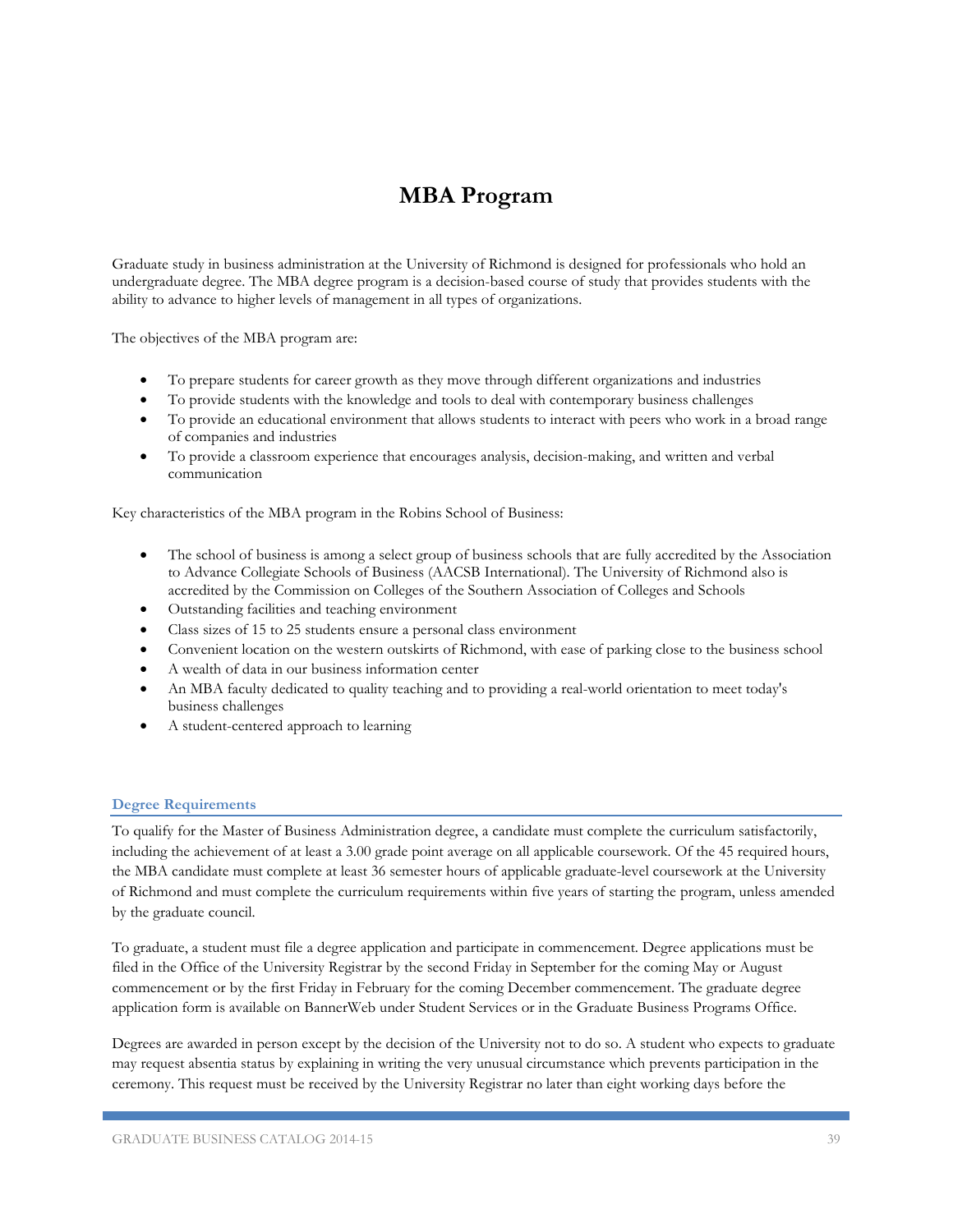# MBA Program

Graduate study in business administration at the University of Richmond is designed for professionals who hold an undergraduate degree. The MBA degree program is a decision-based course of study that provides students with the ability to advance to higher levels of management in all types of organizations.

The objectives of the MBA program are:

- To prepare students for career growth as they move through different organizations and industries
- To provide students with the knowledge and tools to deal with contemporary business challenges
- To provide an educational environment that allows students to interact with peers who work in a broad range of companies and industries
- To provide a classroom experience that encourages analysis, decision-making, and written and verbal communication

Key characteristics of the MBA program in the Robins School of Business:

- The school of business is among a select group of business schools that are fully accredited by the Association to Advance Collegiate Schools of Business (AACSB International). The University of Richmond also is accredited by the Commission on Colleges of the Southern Association of Colleges and Schools
- Outstanding facilities and teaching environment
- Class sizes of 15 to 25 students ensure a personal class environment
- Convenient location on the western outskirts of Richmond, with ease of parking close to the business school
- A wealth of data in our business information center
- An MBA faculty dedicated to quality teaching and to providing a real-world orientation to meet today's business challenges
- A student-centered approach to learning

## Degree Requirements

To qualify for the Master of Business Administration degree, a candidate must complete the curriculum satisfactorily, including the achievement of at least a 3.00 grade point average on all applicable coursework. Of the 45 required hours, the MBA candidate must complete at least 36 semester hours of applicable graduate-level coursework at the University of Richmond and must complete the curriculum requirements within five years of starting the program, unless amended by the graduate council.

To graduate, a student must file a degree application and participate in commencement. Degree applications must be filed in the Office of the University Registrar by the second Friday in September for the coming May or August commencement or by the first Friday in February for the coming December commencement. The graduate degree application form is available on BannerWeb under Student Services or in the Graduate Business Programs Office.

Degrees are awarded in person except by the decision of the University not to do so. A student who expects to graduate may request absentia status by explaining in writing the very unusual circumstance which prevents participation in the ceremony. This request must be received by the University Registrar no later than eight working days before the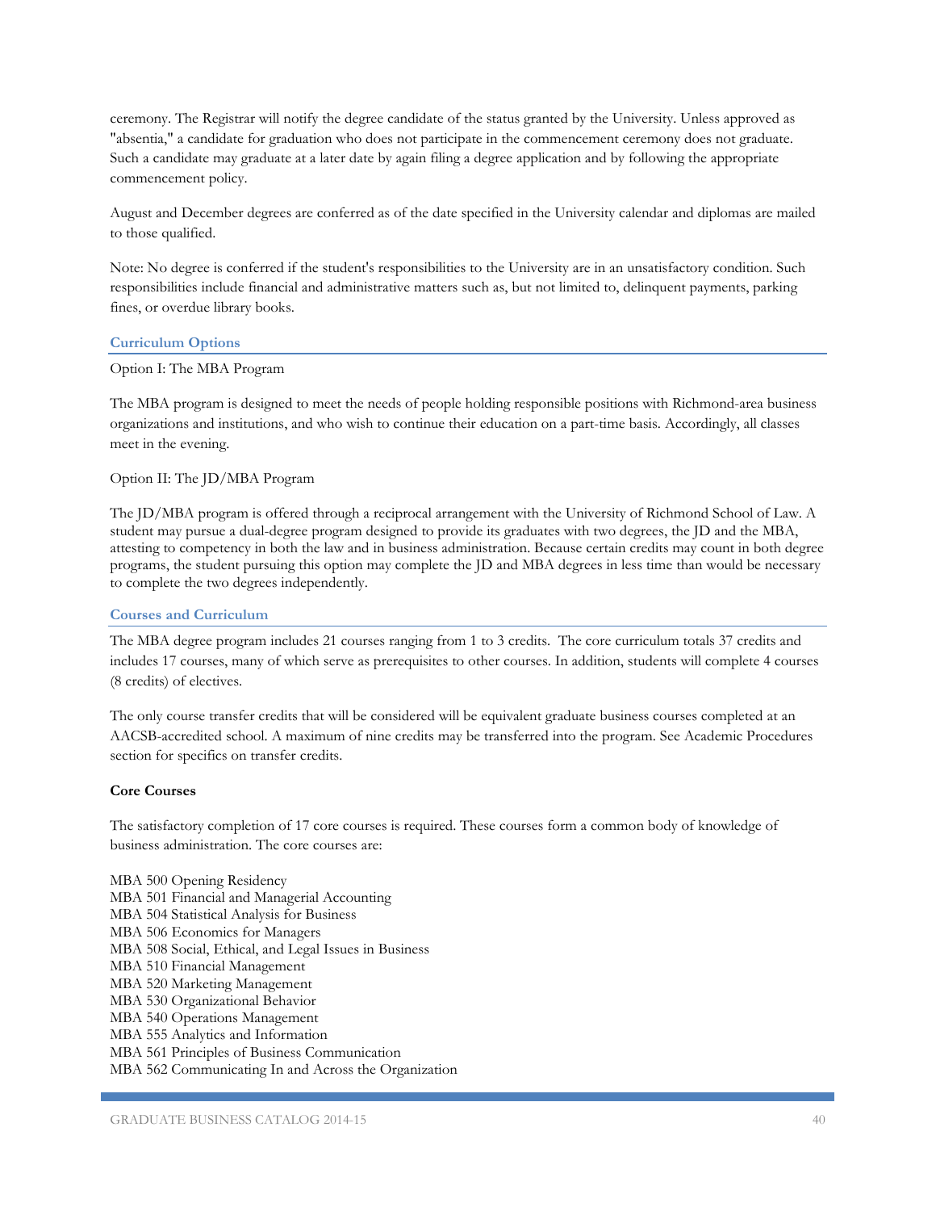ceremony. The Registrar will notify the degree candidate of the status granted by the University. Unless approved as "absentia," a candidate for graduation who does not participate in the commencement ceremony does not graduate. Such a candidate may graduate at a later date by again filing a degree application and by following the appropriate commencement policy.

August and December degrees are conferred as of the date specified in the University calendar and diplomas are mailed to those qualified.

Note: No degree is conferred if the student's responsibilities to the University are in an unsatisfactory condition. Such responsibilities include financial and administrative matters such as, but not limited to, delinquent payments, parking fines, or overdue library books.

## Curriculum Options

Option I: The MBA Program

The MBA program is designed to meet the needs of people holding responsible positions with Richmond-area business organizations and institutions, and who wish to continue their education on a part-time basis. Accordingly, all classes meet in the evening.

Option II: The JD/MBA Program

The JD/MBA program is offered through a reciprocal arrangement with the University of Richmond School of Law. A student may pursue a dual-degree program designed to provide its graduates with two degrees, the JD and the MBA, attesting to competency in both the law and in business administration. Because certain credits may count in both degree programs, the student pursuing this option may complete the JD and MBA degrees in less time than would be necessary to complete the two degrees independently.

## Courses and Curriculum

The MBA degree program includes 21 courses ranging from 1 to 3 credits. The core curriculum totals 37 credits and includes 17 courses, many of which serve as prerequisites to other courses. In addition, students will complete 4 courses (8 credits) of electives.

The only course transfer credits that will be considered will be equivalent graduate business courses completed at an AACSB-accredited school. A maximum of nine credits may be transferred into the program. See Academic Procedures section for specifics on transfer credits.

### Core Courses

The satisfactory completion of 17 core courses is required. These courses form a common body of knowledge of business administration. The core courses are:

MBA 500 Opening Residency  
MBA 501 Financial and Managerial Accounting  
MBA 504 Statistical Analysis for Business  
MBA 506 Economics for Managers  
MBA 508 Social, Ethical, and Legal Issues in Business  
MBA 510 Financial Management  
MBA 520 Marketing Management  
MBA 530 Organizational Behavior  
MBA 540 Operations Management  
MBA 555 Analytics and Information  
MBA 561 Principles of Business Communication  
MBA 562 Communicating In and Across the Organization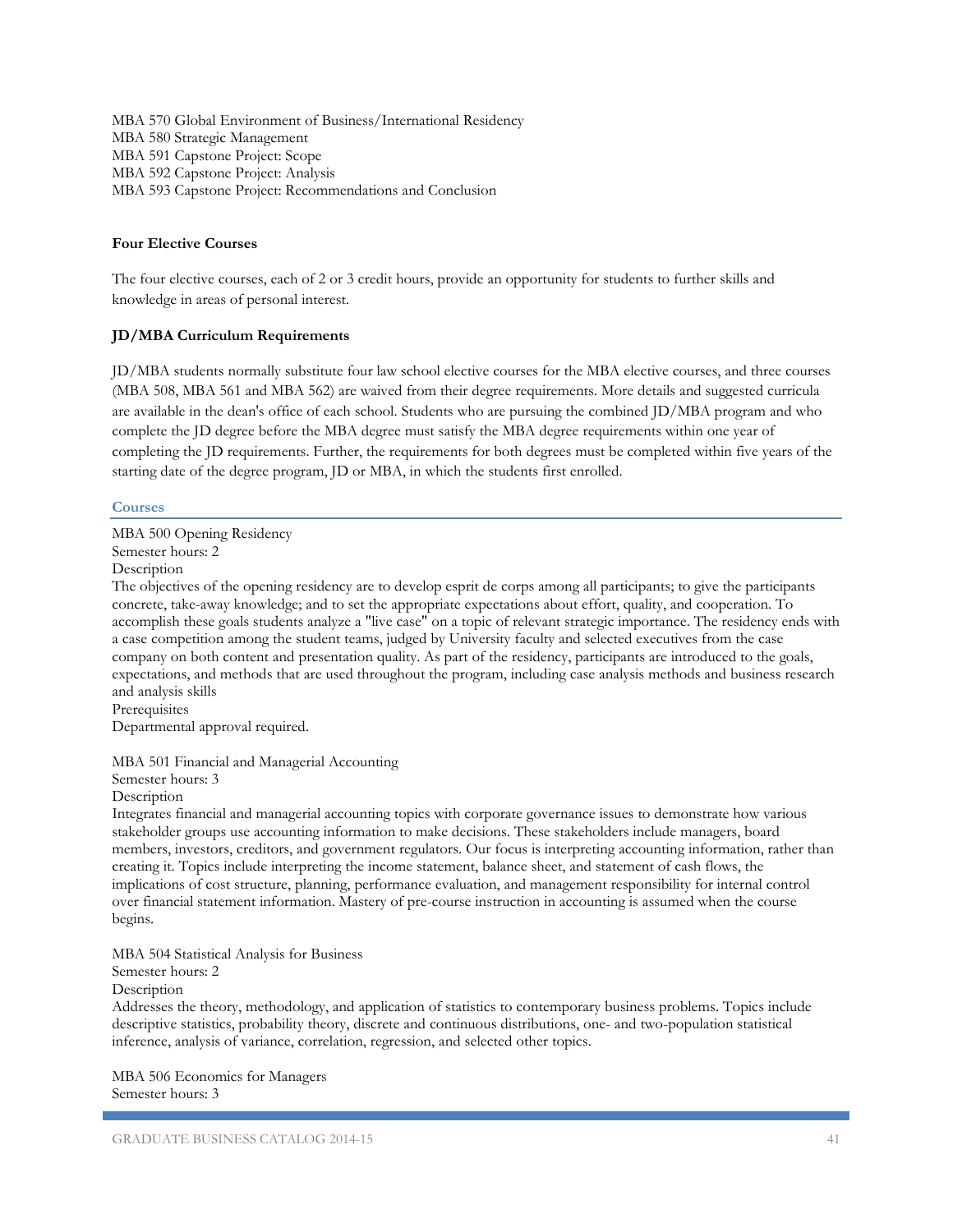MBA 570 Global Environment of Business/International Residency
MBA 580 Strategic Management
MBA 591 Capstone Project: Scope
MBA 592 Capstone Project: Analysis
MBA 593 Capstone Project: Recommendations and Conclusion

**Four Elective Courses**

The four elective courses, each of 2 or 3 credit hours, provide an opportunity for students to further skills and knowledge in areas of personal interest.

**JD/MBA Curriculum Requirements**

JD/MBA students normally substitute four law school elective courses for the MBA elective courses, and three courses (MBA 508, MBA 561 and MBA 562) are waived from their degree requirements. More details and suggested curricula are available in the dean's office of each school. Students who are pursuing the combined JD/MBA program and who complete the JD degree before the MBA degree must satisfy the MBA degree requirements within one year of completing the JD requirements. Further, the requirements for both degrees must be completed within five years of the starting date of the degree program, JD or MBA, in which the students first enrolled.

## Courses

MBA 500 Opening Residency
Semester hours: 2
Description
The objectives of the opening residency are to develop esprit de corps among all participants; to give the participants concrete, take-away knowledge; and to set the appropriate expectations about effort, quality, and cooperation. To accomplish these goals students analyze a "live case" on a topic of relevant strategic importance. The residency ends with a case competition among the student teams, judged by University faculty and selected executives from the case company on both content and presentation quality. As part of the residency, participants are introduced to the goals, expectations, and methods that are used throughout the program, including case analysis methods and business research and analysis skills
Prerequisites
Departmental approval required.

MBA 501 Financial and Managerial Accounting
Semester hours: 3
Description
Integrates financial and managerial accounting topics with corporate governance issues to demonstrate how various stakeholder groups use accounting information to make decisions. These stakeholders include managers, board members, investors, creditors, and government regulators. Our focus is interpreting accounting information, rather than creating it. Topics include interpreting the income statement, balance sheet, and statement of cash flows, the implications of cost structure, planning, performance evaluation, and management responsibility for internal control over financial statement information. Mastery of pre-course instruction in accounting is assumed when the course begins.

MBA 504 Statistical Analysis for Business
Semester hours: 2
Description
Addresses the theory, methodology, and application of statistics to contemporary business problems. Topics include descriptive statistics, probability theory, discrete and continuous distributions, one- and two-population statistical inference, analysis of variance, correlation, regression, and selected other topics.

MBA 506 Economics for Managers
Semester hours: 3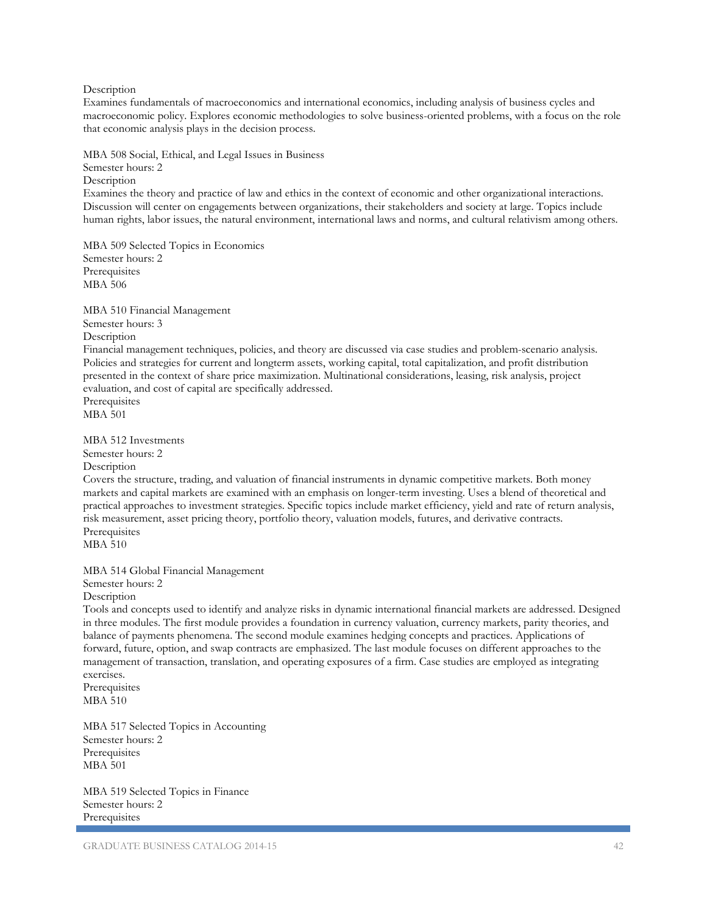Description

Examines fundamentals of macroeconomics and international economics, including analysis of business cycles and macroeconomic policy. Explores economic methodologies to solve business-oriented problems, with a focus on the role that economic analysis plays in the decision process.

MBA 508 Social, Ethical, and Legal Issues in Business

Semester hours: 2

Description

Examines the theory and practice of law and ethics in the context of economic and other organizational interactions. Discussion will center on engagements between organizations, their stakeholders and society at large. Topics include human rights, labor issues, the natural environment, international laws and norms, and cultural relativism among others.

MBA 509 Selected Topics in Economics

Semester hours: 2

Prerequisites

MBA 506

MBA 510 Financial Management

Semester hours: 3

Description

Financial management techniques, policies, and theory are discussed via case studies and problem-scenario analysis. Policies and strategies for current and longterm assets, working capital, total capitalization, and profit distribution presented in the context of share price maximization. Multinational considerations, leasing, risk analysis, project evaluation, and cost of capital are specifically addressed.

Prerequisites

MBA 501

MBA 512 Investments

Semester hours: 2

Description

Covers the structure, trading, and valuation of financial instruments in dynamic competitive markets. Both money markets and capital markets are examined with an emphasis on longer-term investing. Uses a blend of theoretical and practical approaches to investment strategies. Specific topics include market efficiency, yield and rate of return analysis, risk measurement, asset pricing theory, portfolio theory, valuation models, futures, and derivative contracts.

Prerequisites

MBA 510

MBA 514 Global Financial Management

Semester hours: 2

Description

Tools and concepts used to identify and analyze risks in dynamic international financial markets are addressed. Designed in three modules. The first module provides a foundation in currency valuation, currency markets, parity theories, and balance of payments phenomena. The second module examines hedging concepts and practices. Applications of forward, future, option, and swap contracts are emphasized. The last module focuses on different approaches to the management of transaction, translation, and operating exposures of a firm. Case studies are employed as integrating exercises.

Prerequisites

MBA 510

MBA 517 Selected Topics in Accounting

Semester hours: 2

Prerequisites

MBA 501

MBA 519 Selected Topics in Finance

Semester hours: 2

Prerequisites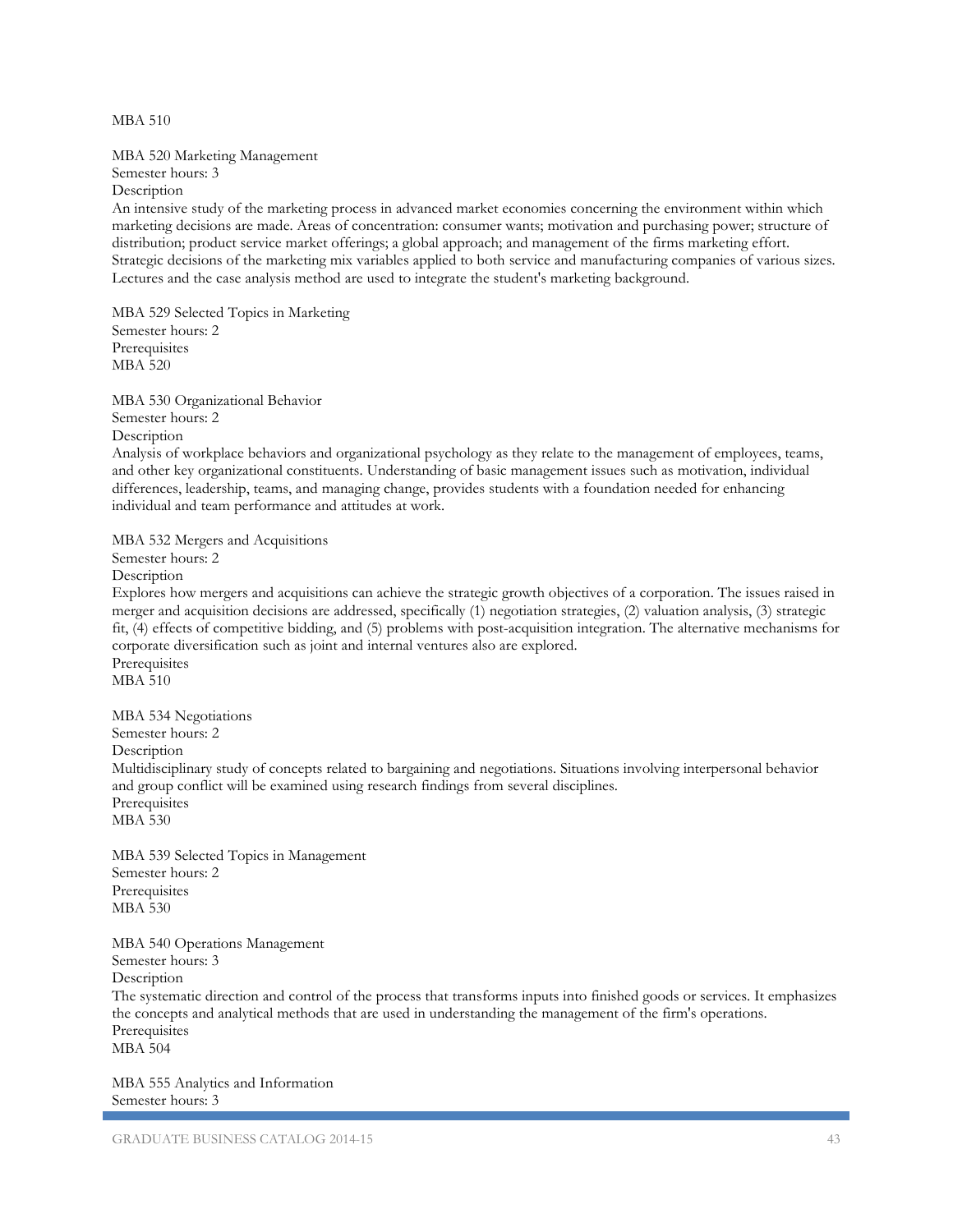MBA 510

MBA 520 Marketing Management
Semester hours: 3
Description
An intensive study of the marketing process in advanced market economies concerning the environment within which marketing decisions are made. Areas of concentration: consumer wants; motivation and purchasing power; structure of distribution; product service market offerings; a global approach; and management of the firms marketing effort. Strategic decisions of the marketing mix variables applied to both service and manufacturing companies of various sizes. Lectures and the case analysis method are used to integrate the student's marketing background.

MBA 529 Selected Topics in Marketing
Semester hours: 2
Prerequisites
MBA 520

MBA 530 Organizational Behavior
Semester hours: 2
Description
Analysis of workplace behaviors and organizational psychology as they relate to the management of employees, teams, and other key organizational constituents. Understanding of basic management issues such as motivation, individual differences, leadership, teams, and managing change, provides students with a foundation needed for enhancing individual and team performance and attitudes at work.

MBA 532 Mergers and Acquisitions
Semester hours: 2
Description
Explores how mergers and acquisitions can achieve the strategic growth objectives of a corporation. The issues raised in merger and acquisition decisions are addressed, specifically (1) negotiation strategies, (2) valuation analysis, (3) strategic fit, (4) effects of competitive bidding, and (5) problems with post-acquisition integration. The alternative mechanisms for corporate diversification such as joint and internal ventures also are explored.
Prerequisites
MBA 510

MBA 534 Negotiations
Semester hours: 2
Description
Multidisciplinary study of concepts related to bargaining and negotiations. Situations involving interpersonal behavior and group conflict will be examined using research findings from several disciplines.
Prerequisites
MBA 530

MBA 539 Selected Topics in Management
Semester hours: 2
Prerequisites
MBA 530

MBA 540 Operations Management
Semester hours: 3
Description
The systematic direction and control of the process that transforms inputs into finished goods or services. It emphasizes the concepts and analytical methods that are used in understanding the management of the firm's operations.
Prerequisites
MBA 504

MBA 555 Analytics and Information
Semester hours: 3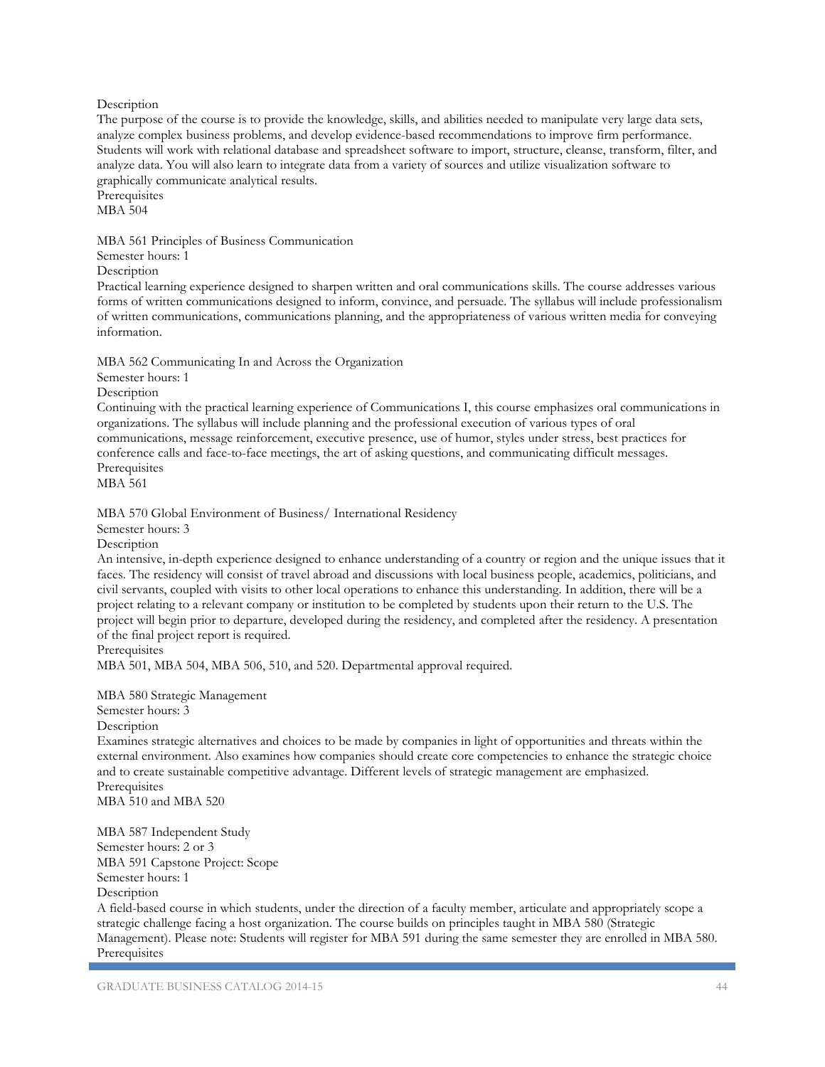Description

The purpose of the course is to provide the knowledge, skills, and abilities needed to manipulate very large data sets, analyze complex business problems, and develop evidence-based recommendations to improve firm performance. Students will work with relational database and spreadsheet software to import, structure, cleanse, transform, filter, and analyze data. You will also learn to integrate data from a variety of sources and utilize visualization software to graphically communicate analytical results.

Prerequisites

MBA 504

MBA 561 Principles of Business Communication

Semester hours: 1

Description

Practical learning experience designed to sharpen written and oral communications skills. The course addresses various forms of written communications designed to inform, convince, and persuade. The syllabus will include professionalism of written communications, communications planning, and the appropriateness of various written media for conveying information.

MBA 562 Communicating In and Across the Organization

Semester hours: 1

Description

Continuing with the practical learning experience of Communications I, this course emphasizes oral communications in organizations. The syllabus will include planning and the professional execution of various types of oral communications, message reinforcement, executive presence, use of humor, styles under stress, best practices for conference calls and face-to-face meetings, the art of asking questions, and communicating difficult messages.

Prerequisites

MBA 561

MBA 570 Global Environment of Business/ International Residency

Semester hours: 3

Description

An intensive, in-depth experience designed to enhance understanding of a country or region and the unique issues that it faces. The residency will consist of travel abroad and discussions with local business people, academics, politicians, and civil servants, coupled with visits to other local operations to enhance this understanding. In addition, there will be a project relating to a relevant company or institution to be completed by students upon their return to the U.S. The project will begin prior to departure, developed during the residency, and completed after the residency. A presentation of the final project report is required.

Prerequisites

MBA 501, MBA 504, MBA 506, 510, and 520. Departmental approval required.

MBA 580 Strategic Management

Semester hours: 3

Description

Examines strategic alternatives and choices to be made by companies in light of opportunities and threats within the external environment. Also examines how companies should create core competencies to enhance the strategic choice and to create sustainable competitive advantage. Different levels of strategic management are emphasized.

Prerequisites

MBA 510 and MBA 520

MBA 587 Independent Study

Semester hours: 2 or 3

MBA 591 Capstone Project: Scope

Semester hours: 1

Description

A field-based course in which students, under the direction of a faculty member, articulate and appropriately scope a strategic challenge facing a host organization. The course builds on principles taught in MBA 580 (Strategic Management). Please note: Students will register for MBA 591 during the same semester they are enrolled in MBA 580.

Prerequisites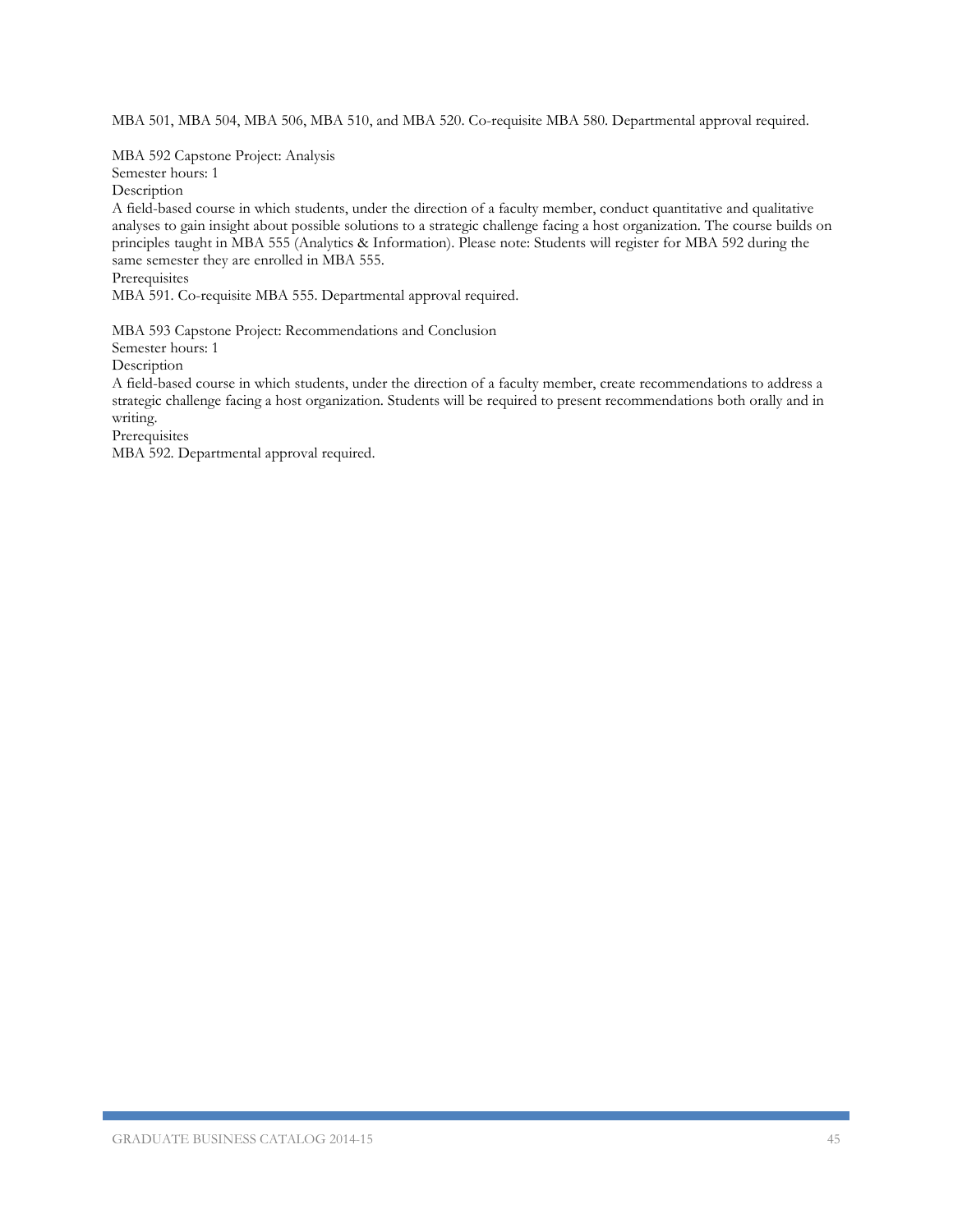MBA 501, MBA 504, MBA 506, MBA 510, and MBA 520. Co-requisite MBA 580. Departmental approval required.

MBA 592 Capstone Project: Analysis
Semester hours: 1
Description
A field-based course in which students, under the direction of a faculty member, conduct quantitative and qualitative analyses to gain insight about possible solutions to a strategic challenge facing a host organization. The course builds on principles taught in MBA 555 (Analytics & Information). Please note: Students will register for MBA 592 during the same semester they are enrolled in MBA 555.
Prerequisites
MBA 591. Co-requisite MBA 555. Departmental approval required.

MBA 593 Capstone Project: Recommendations and Conclusion
Semester hours: 1
Description
A field-based course in which students, under the direction of a faculty member, create recommendations to address a strategic challenge facing a host organization. Students will be required to present recommendations both orally and in writing.
Prerequisites
MBA 592. Departmental approval required.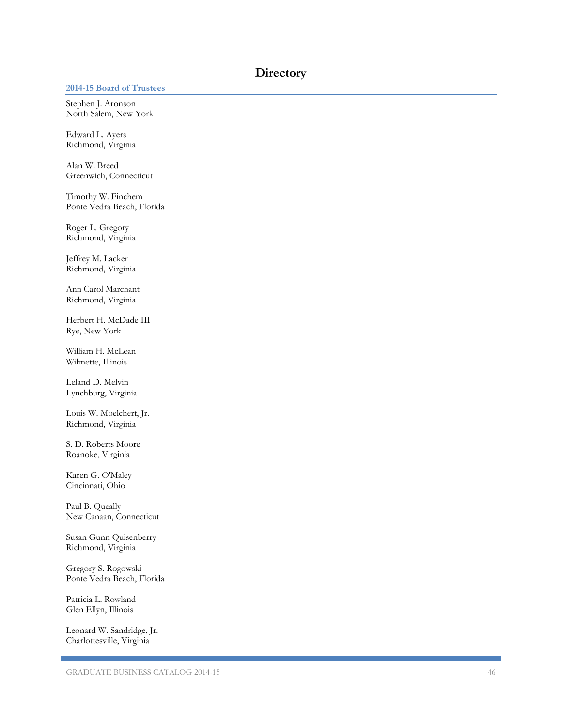# Directory

## 2014-15 Board of Trustees

Stephen J. Aronson
North Salem, New York

Edward L. Ayers
Richmond, Virginia

Alan W. Breed
Greenwich, Connecticut

Timothy W. Finchem
Ponte Vedra Beach, Florida

Roger L. Gregory
Richmond, Virginia

Jeffrey M. Lacker
Richmond, Virginia

Ann Carol Marchant
Richmond, Virginia

Herbert H. McDade III
Rye, New York

William H. McLean
Wilmette, Illinois

Leland D. Melvin
Lynchburg, Virginia

Louis W. Moelchert, Jr.
Richmond, Virginia

S. D. Roberts Moore
Roanoke, Virginia

Karen G. O'Maley
Cincinnati, Ohio

Paul B. Queally
New Canaan, Connecticut

Susan Gunn Quisenberry
Richmond, Virginia

Gregory S. Rogowski
Ponte Vedra Beach, Florida

Patricia L. Rowland
Glen Ellyn, Illinois

Leonard W. Sandridge, Jr.
Charlottesville, Virginia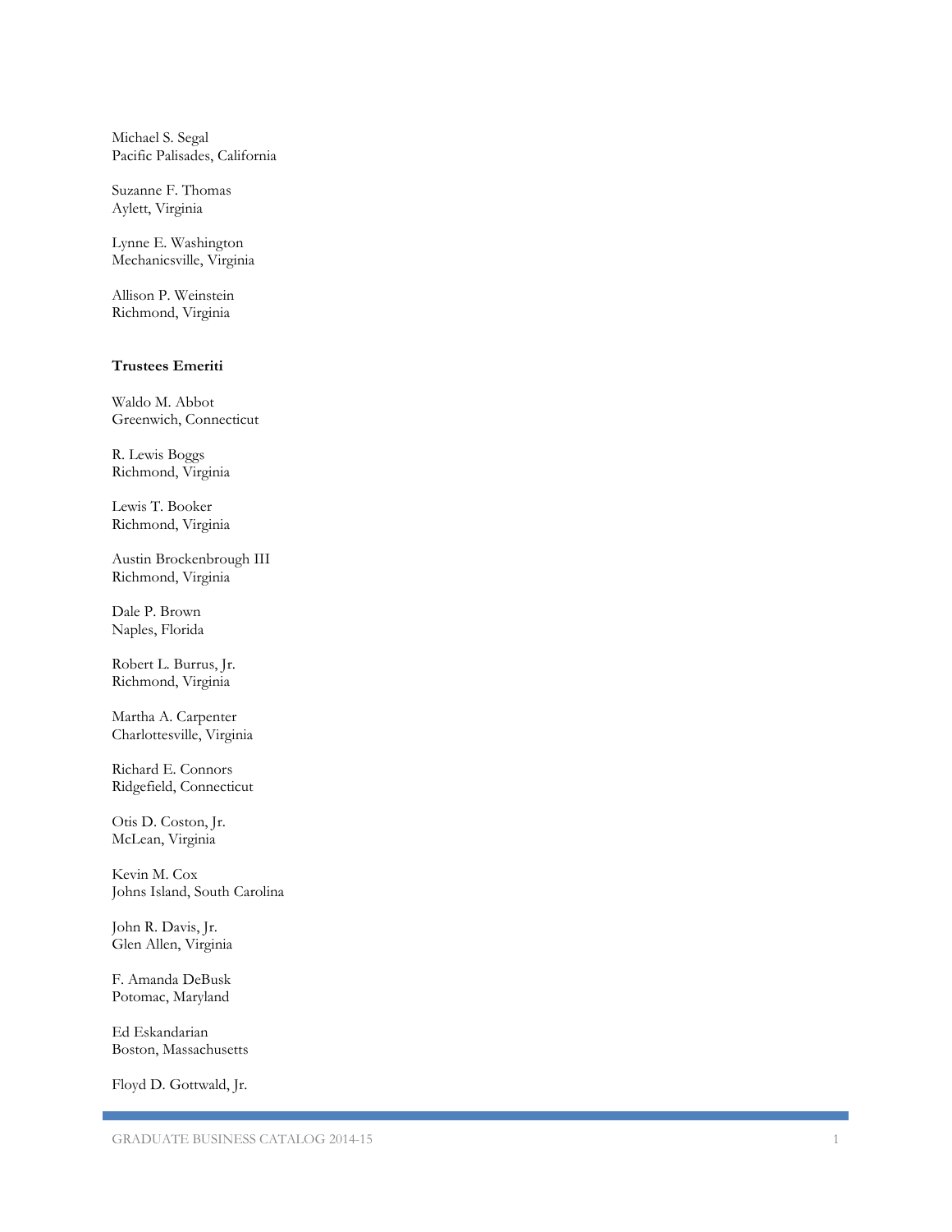Michael S. Segal
Pacific Palisades, California

Suzanne F. Thomas
Aylett, Virginia

Lynne E. Washington
Mechanicsville, Virginia

Allison P. Weinstein
Richmond, Virginia

**Trustees Emeriti**

Waldo M. Abbot
Greenwich, Connecticut

R. Lewis Boggs
Richmond, Virginia

Lewis T. Booker
Richmond, Virginia

Austin Brockenbrough III
Richmond, Virginia

Dale P. Brown
Naples, Florida

Robert L. Burrus, Jr.
Richmond, Virginia

Martha A. Carpenter
Charlottesville, Virginia

Richard E. Connors
Ridgefield, Connecticut

Otis D. Coston, Jr.
McLean, Virginia

Kevin M. Cox
Johns Island, South Carolina

John R. Davis, Jr.
Glen Allen, Virginia

F. Amanda DeBusk
Potomac, Maryland

Ed Eskandarian
Boston, Massachusetts

Floyd D. Gottwald, Jr.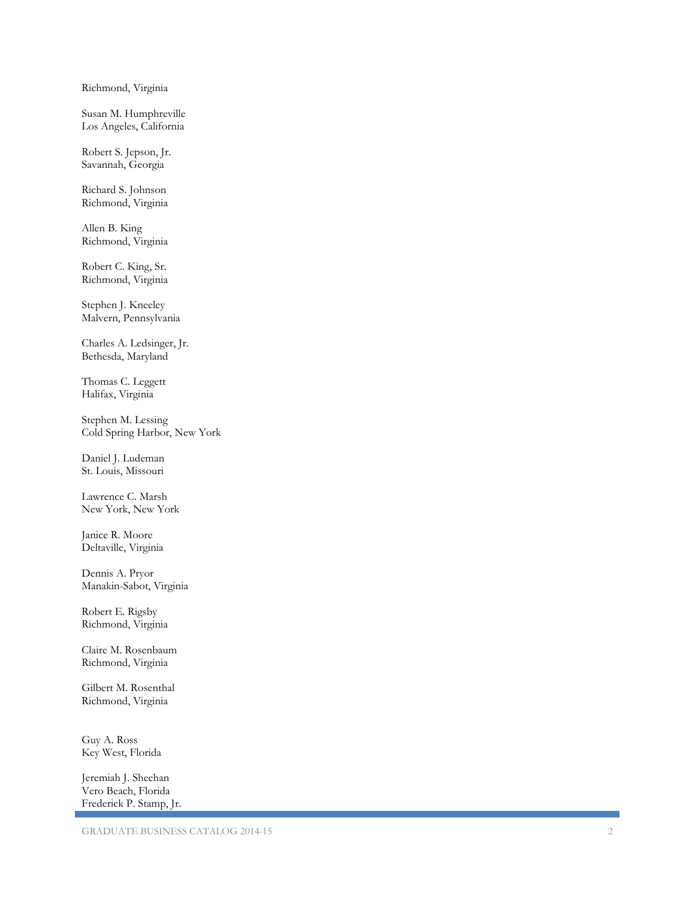Richmond, Virginia

Susan M. Humphreville  
Los Angeles, California

Robert S. Jepson, Jr.  
Savannah, Georgia

Richard S. Johnson  
Richmond, Virginia

Allen B. King  
Richmond, Virginia

Robert C. King, Sr.  
Richmond, Virginia

Stephen J. Kneeley  
Malvern, Pennsylvania

Charles A. Ledsinger, Jr.  
Bethesda, Maryland

Thomas C. Leggett  
Halifax, Virginia

Stephen M. Lessing  
Cold Spring Harbor, New York

Daniel J. Ludeman  
St. Louis, Missouri

Lawrence C. Marsh  
New York, New York

Janice R. Moore  
Deltaville, Virginia

Dennis A. Pryor  
Manakin-Sabot, Virginia

Robert E. Rigsby  
Richmond, Virginia

Claire M. Rosenbaum  
Richmond, Virginia

Gilbert M. Rosenthal  
Richmond, Virginia

Guy A. Ross  
Key West, Florida

Jeremiah J. Sheehan  
Vero Beach, Florida  
Frederick P. Stamp, Jr.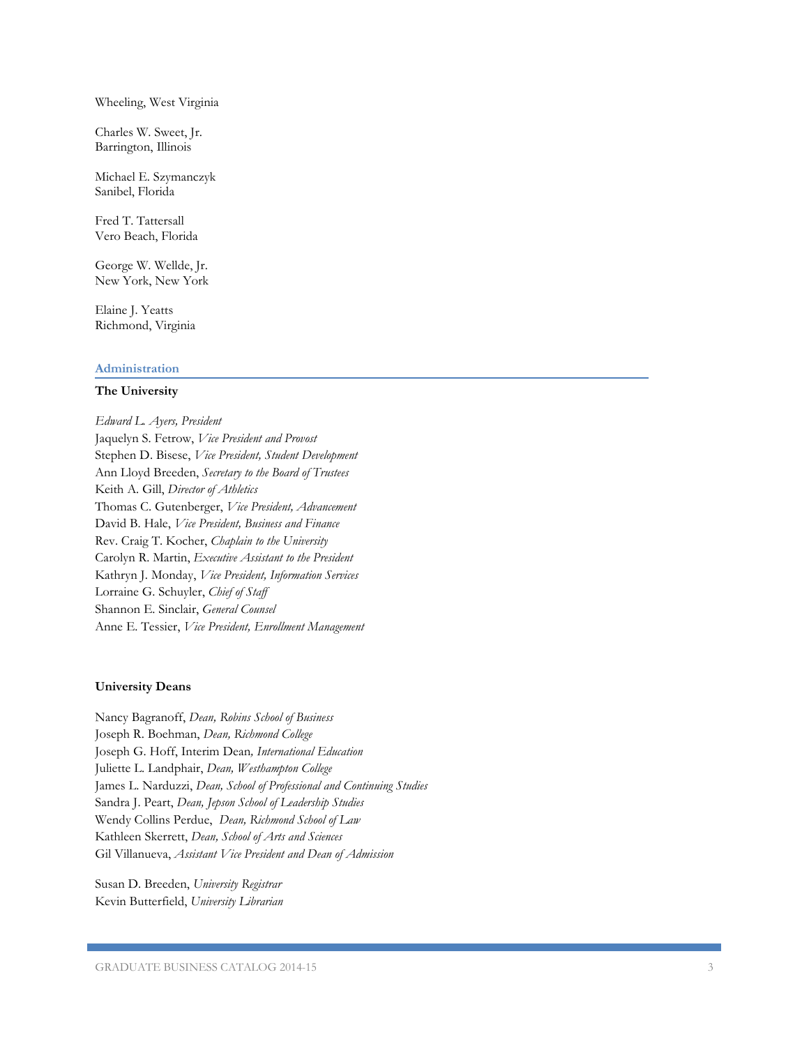Wheeling, West Virginia

Charles W. Sweet, Jr.
Barrington, Illinois

Michael E. Szymanczyk
Sanibel, Florida

Fred T. Tattersall
Vero Beach, Florida

George W. Wellde, Jr.
New York, New York

Elaine J. Yeatts
Richmond, Virginia

## Administration

### The University

*Edward L. Ayers, President*
Jaquelyn S. Fetrow, *Vice President and Provost*
Stephen D. Bisese, *Vice President, Student Development*
Ann Lloyd Breeden, *Secretary to the Board of Trustees*
Keith A. Gill, *Director of Athletics*
Thomas C. Gutenberger, *Vice President, Advancement*
David B. Hale, *Vice President, Business and Finance*
Rev. Craig T. Kocher, *Chaplain to the University*
Carolyn R. Martin, *Executive Assistant to the President*
Kathryn J. Monday, *Vice President, Information Services*
Lorraine G. Schuyler, *Chief of Staff*
Shannon E. Sinclair, *General Counsel*
Anne E. Tessier, *Vice President, Enrollment Management*

### University Deans

Nancy Bagranoff, *Dean, Robins School of Business*
Joseph R. Boehman, *Dean, Richmond College*
Joseph G. Hoff, Interim Dean*, International Education*
Juliette L. Landphair, *Dean, Westhampton College*
James L. Narduzzi, *Dean, School of Professional and Continuing Studies*
Sandra J. Peart, *Dean, Jepson School of Leadership Studies*
Wendy Collins Perdue, *Dean, Richmond School of Law*
Kathleen Skerrett, *Dean, School of Arts and Sciences*
Gil Villanueva, *Assistant Vice President and Dean of Admission*

Susan D. Breeden, *University Registrar*
Kevin Butterfield, *University Librarian*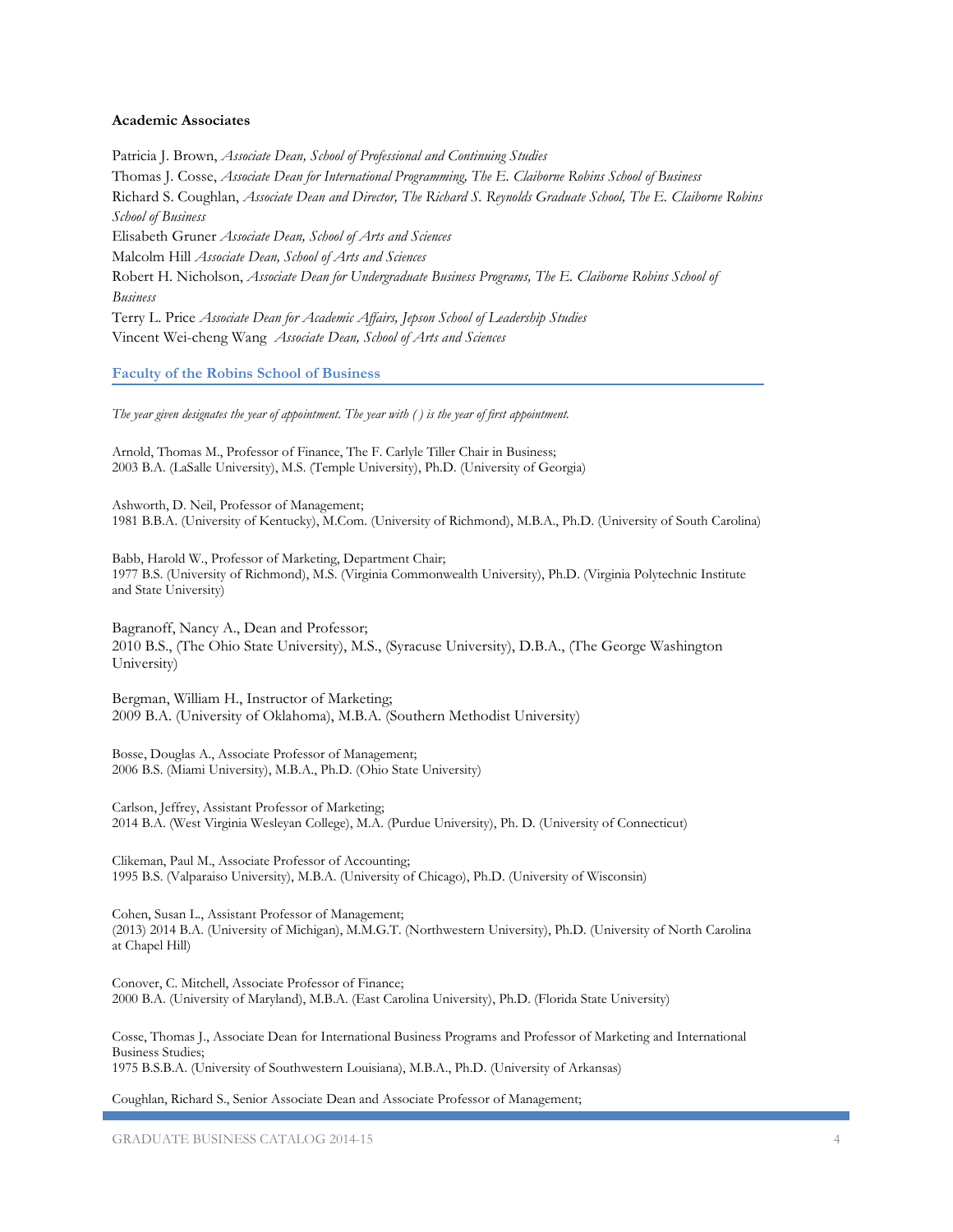### Academic Associates

Patricia J. Brown, *Associate Dean, School of Professional and Continuing Studies*
Thomas J. Cosse, *Associate Dean for International Programming, The E. Claiborne Robins School of Business*
Richard S. Coughlan, *Associate Dean and Director, The Richard S. Reynolds Graduate School, The E. Claiborne Robins School of Business*
Elisabeth Gruner *Associate Dean, School of Arts and Sciences*
Malcolm Hill *Associate Dean, School of Arts and Sciences*
Robert H. Nicholson, *Associate Dean for Undergraduate Business Programs, The E. Claiborne Robins School of Business*
Terry L. Price *Associate Dean for Academic Affairs, Jepson School of Leadership Studies*
Vincent Wei-cheng Wang *Associate Dean, School of Arts and Sciences*

## Faculty of the Robins School of Business

*The year given designates the year of appointment. The year with ( ) is the year of first appointment.*

Arnold, Thomas M., Professor of Finance, The F. Carlyle Tiller Chair in Business;
2003 B.A. (LaSalle University), M.S. (Temple University), Ph.D. (University of Georgia)

Ashworth, D. Neil, Professor of Management;
1981 B.B.A. (University of Kentucky), M.Com. (University of Richmond), M.B.A., Ph.D. (University of South Carolina)

Babb, Harold W., Professor of Marketing, Department Chair;
1977 B.S. (University of Richmond), M.S. (Virginia Commonwealth University), Ph.D. (Virginia Polytechnic Institute and State University)

Bagranoff, Nancy A., Dean and Professor;
2010 B.S., (The Ohio State University), M.S., (Syracuse University), D.B.A., (The George Washington University)

Bergman, William H., Instructor of Marketing;
2009 B.A. (University of Oklahoma), M.B.A. (Southern Methodist University)

Bosse, Douglas A., Associate Professor of Management;
2006 B.S. (Miami University), M.B.A., Ph.D. (Ohio State University)

Carlson, Jeffrey, Assistant Professor of Marketing;
2014 B.A. (West Virginia Wesleyan College), M.A. (Purdue University), Ph. D. (University of Connecticut)

Clikeman, Paul M., Associate Professor of Accounting;
1995 B.S. (Valparaiso University), M.B.A. (University of Chicago), Ph.D. (University of Wisconsin)

Cohen, Susan L., Assistant Professor of Management;
(2013) 2014 B.A. (University of Michigan), M.M.G.T. (Northwestern University), Ph.D. (University of North Carolina at Chapel Hill)

Conover, C. Mitchell, Associate Professor of Finance;
2000 B.A. (University of Maryland), M.B.A. (East Carolina University), Ph.D. (Florida State University)

Cosse, Thomas J., Associate Dean for International Business Programs and Professor of Marketing and International Business Studies;
1975 B.S.B.A. (University of Southwestern Louisiana), M.B.A., Ph.D. (University of Arkansas)

Coughlan, Richard S., Senior Associate Dean and Associate Professor of Management;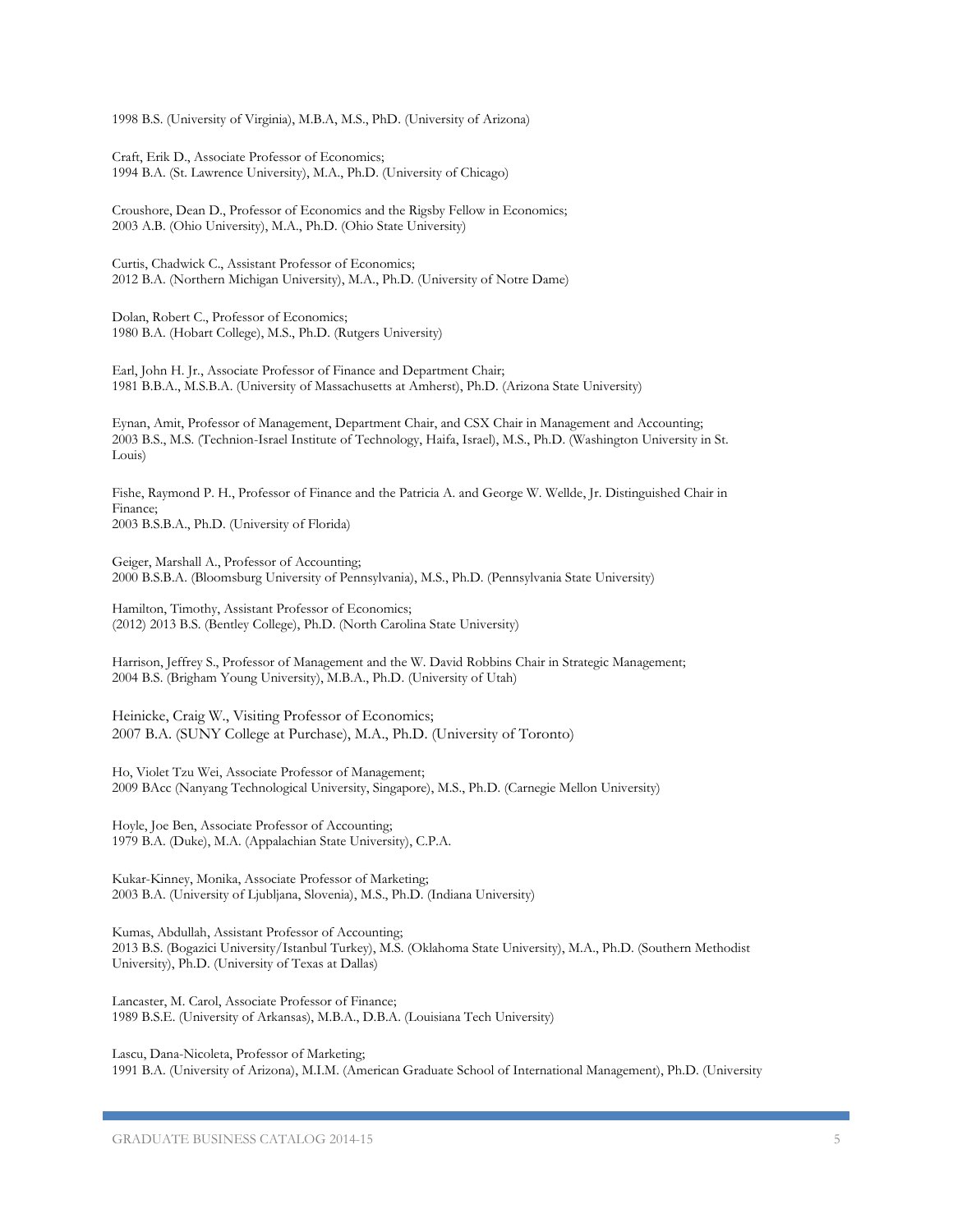1998 B.S. (University of Virginia), M.B.A, M.S., PhD. (University of Arizona)

Craft, Erik D., Associate Professor of Economics;
1994 B.A. (St. Lawrence University), M.A., Ph.D. (University of Chicago)

Croushore, Dean D., Professor of Economics and the Rigsby Fellow in Economics;
2003 A.B. (Ohio University), M.A., Ph.D. (Ohio State University)

Curtis, Chadwick C., Assistant Professor of Economics;
2012 B.A. (Northern Michigan University), M.A., Ph.D. (University of Notre Dame)

Dolan, Robert C., Professor of Economics;
1980 B.A. (Hobart College), M.S., Ph.D. (Rutgers University)

Earl, John H. Jr., Associate Professor of Finance and Department Chair;
1981 B.B.A., M.S.B.A. (University of Massachusetts at Amherst), Ph.D. (Arizona State University)

Eynan, Amit, Professor of Management, Department Chair, and CSX Chair in Management and Accounting;
2003 B.S., M.S. (Technion-Israel Institute of Technology, Haifa, Israel), M.S., Ph.D. (Washington University in St. Louis)

Fishe, Raymond P. H., Professor of Finance and the Patricia A. and George W. Wellde, Jr. Distinguished Chair in Finance;
2003 B.S.B.A., Ph.D. (University of Florida)

Geiger, Marshall A., Professor of Accounting;
2000 B.S.B.A. (Bloomsburg University of Pennsylvania), M.S., Ph.D. (Pennsylvania State University)

Hamilton, Timothy, Assistant Professor of Economics;
(2012) 2013 B.S. (Bentley College), Ph.D. (North Carolina State University)

Harrison, Jeffrey S., Professor of Management and the W. David Robbins Chair in Strategic Management;
2004 B.S. (Brigham Young University), M.B.A., Ph.D. (University of Utah)

Heinicke, Craig W., Visiting Professor of Economics;
2007 B.A. (SUNY College at Purchase), M.A., Ph.D. (University of Toronto)

Ho, Violet Tzu Wei, Associate Professor of Management;
2009 BAcc (Nanyang Technological University, Singapore), M.S., Ph.D. (Carnegie Mellon University)

Hoyle, Joe Ben, Associate Professor of Accounting;
1979 B.A. (Duke), M.A. (Appalachian State University), C.P.A.

Kukar-Kinney, Monika, Associate Professor of Marketing;
2003 B.A. (University of Ljubljana, Slovenia), M.S., Ph.D. (Indiana University)

Kumas, Abdullah, Assistant Professor of Accounting;
2013 B.S. (Bogazici University/Istanbul Turkey), M.S. (Oklahoma State University), M.A., Ph.D. (Southern Methodist University), Ph.D. (University of Texas at Dallas)

Lancaster, M. Carol, Associate Professor of Finance;
1989 B.S.E. (University of Arkansas), M.B.A., D.B.A. (Louisiana Tech University)

Lascu, Dana-Nicoleta, Professor of Marketing;
1991 B.A. (University of Arizona), M.I.M. (American Graduate School of International Management), Ph.D. (University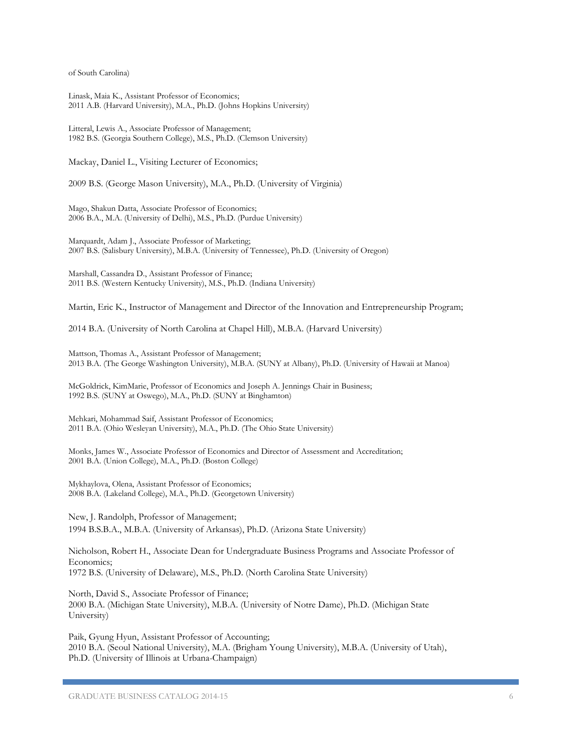of South Carolina)

Linask, Maia K., Assistant Professor of Economics;
2011 A.B. (Harvard University), M.A., Ph.D. (Johns Hopkins University)

Litteral, Lewis A., Associate Professor of Management;
1982 B.S. (Georgia Southern College), M.S., Ph.D. (Clemson University)

Mackay, Daniel L., Visiting Lecturer of Economics;

2009 B.S. (George Mason University), M.A., Ph.D. (University of Virginia)

Mago, Shakun Datta, Associate Professor of Economics;
2006 B.A., M.A. (University of Delhi), M.S., Ph.D. (Purdue University)

Marquardt, Adam J., Associate Professor of Marketing;
2007 B.S. (Salisbury University), M.B.A. (University of Tennessee), Ph.D. (University of Oregon)

Marshall, Cassandra D., Assistant Professor of Finance;
2011 B.S. (Western Kentucky University), M.S., Ph.D. (Indiana University)

Martin, Eric K., Instructor of Management and Director of the Innovation and Entrepreneurship Program;

2014 B.A. (University of North Carolina at Chapel Hill), M.B.A. (Harvard University)

Mattson, Thomas A., Assistant Professor of Management;
2013 B.A. (The George Washington University), M.B.A. (SUNY at Albany), Ph.D. (University of Hawaii at Manoa)

McGoldrick, KimMarie, Professor of Economics and Joseph A. Jennings Chair in Business;
1992 B.S. (SUNY at Oswego), M.A., Ph.D. (SUNY at Binghamton)

Mehkari, Mohammad Saif, Assistant Professor of Economics;
2011 B.A. (Ohio Wesleyan University), M.A., Ph.D. (The Ohio State University)

Monks, James W., Associate Professor of Economics and Director of Assessment and Accreditation;
2001 B.A. (Union College), M.A., Ph.D. (Boston College)

Mykhaylova, Olena, Assistant Professor of Economics;
2008 B.A. (Lakeland College), M.A., Ph.D. (Georgetown University)

New, J. Randolph, Professor of Management;
1994 B.S.B.A., M.B.A. (University of Arkansas), Ph.D. (Arizona State University)

Nicholson, Robert H., Associate Dean for Undergraduate Business Programs and Associate Professor of Economics;
1972 B.S. (University of Delaware), M.S., Ph.D. (North Carolina State University)

North, David S., Associate Professor of Finance;
2000 B.A. (Michigan State University), M.B.A. (University of Notre Dame), Ph.D. (Michigan State University)

Paik, Gyung Hyun, Assistant Professor of Accounting;
2010 B.A. (Seoul National University), M.A. (Brigham Young University), M.B.A. (University of Utah), Ph.D. (University of Illinois at Urbana-Champaign)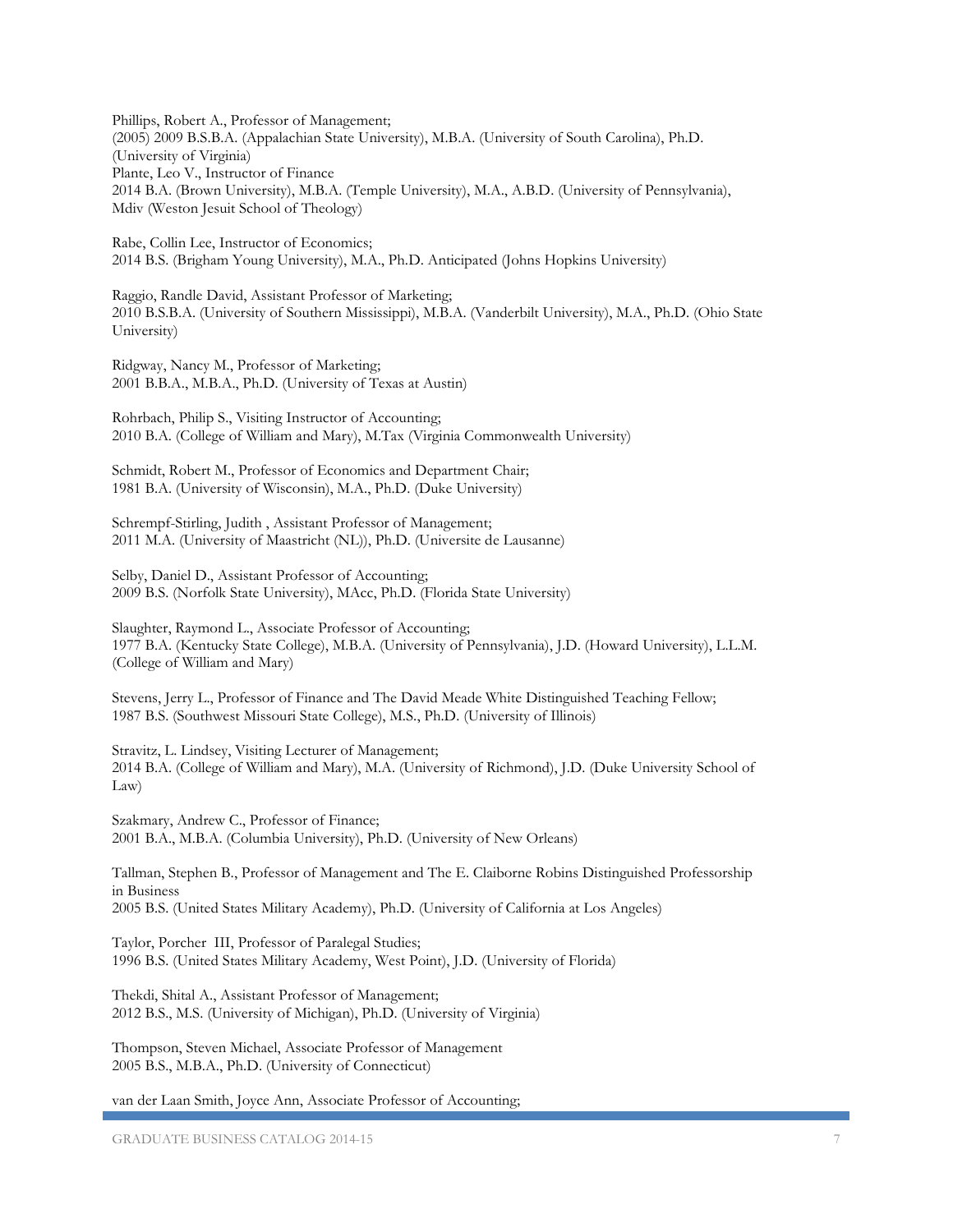Phillips, Robert A., Professor of Management;
(2005) 2009 B.S.B.A. (Appalachian State University), M.B.A. (University of South Carolina), Ph.D. (University of Virginia)
Plante, Leo V., Instructor of Finance
2014 B.A. (Brown University), M.B.A. (Temple University), M.A., A.B.D. (University of Pennsylvania), Mdiv (Weston Jesuit School of Theology)

Rabe, Collin Lee, Instructor of Economics;
2014 B.S. (Brigham Young University), M.A., Ph.D. Anticipated (Johns Hopkins University)

Raggio, Randle David, Assistant Professor of Marketing;
2010 B.S.B.A. (University of Southern Mississippi), M.B.A. (Vanderbilt University), M.A., Ph.D. (Ohio State University)

Ridgway, Nancy M., Professor of Marketing;
2001 B.B.A., M.B.A., Ph.D. (University of Texas at Austin)

Rohrbach, Philip S., Visiting Instructor of Accounting;
2010 B.A. (College of William and Mary), M.Tax (Virginia Commonwealth University)

Schmidt, Robert M., Professor of Economics and Department Chair;
1981 B.A. (University of Wisconsin), M.A., Ph.D. (Duke University)

Schrempf-Stirling, Judith , Assistant Professor of Management;
2011 M.A. (University of Maastricht (NL)), Ph.D. (Universite de Lausanne)

Selby, Daniel D., Assistant Professor of Accounting;
2009 B.S. (Norfolk State University), MAcc, Ph.D. (Florida State University)

Slaughter, Raymond L., Associate Professor of Accounting;
1977 B.A. (Kentucky State College), M.B.A. (University of Pennsylvania), J.D. (Howard University), L.L.M. (College of William and Mary)

Stevens, Jerry L., Professor of Finance and The David Meade White Distinguished Teaching Fellow;
1987 B.S. (Southwest Missouri State College), M.S., Ph.D. (University of Illinois)

Stravitz, L. Lindsey, Visiting Lecturer of Management;
2014 B.A. (College of William and Mary), M.A. (University of Richmond), J.D. (Duke University School of Law)

Szakmary, Andrew C., Professor of Finance;
2001 B.A., M.B.A. (Columbia University), Ph.D. (University of New Orleans)

Tallman, Stephen B., Professor of Management and The E. Claiborne Robins Distinguished Professorship in Business
2005 B.S. (United States Military Academy), Ph.D. (University of California at Los Angeles)

Taylor, Porcher III, Professor of Paralegal Studies;
1996 B.S. (United States Military Academy, West Point), J.D. (University of Florida)

Thekdi, Shital A., Assistant Professor of Management;
2012 B.S., M.S. (University of Michigan), Ph.D. (University of Virginia)

Thompson, Steven Michael, Associate Professor of Management
2005 B.S., M.B.A., Ph.D. (University of Connecticut)

van der Laan Smith, Joyce Ann, Associate Professor of Accounting;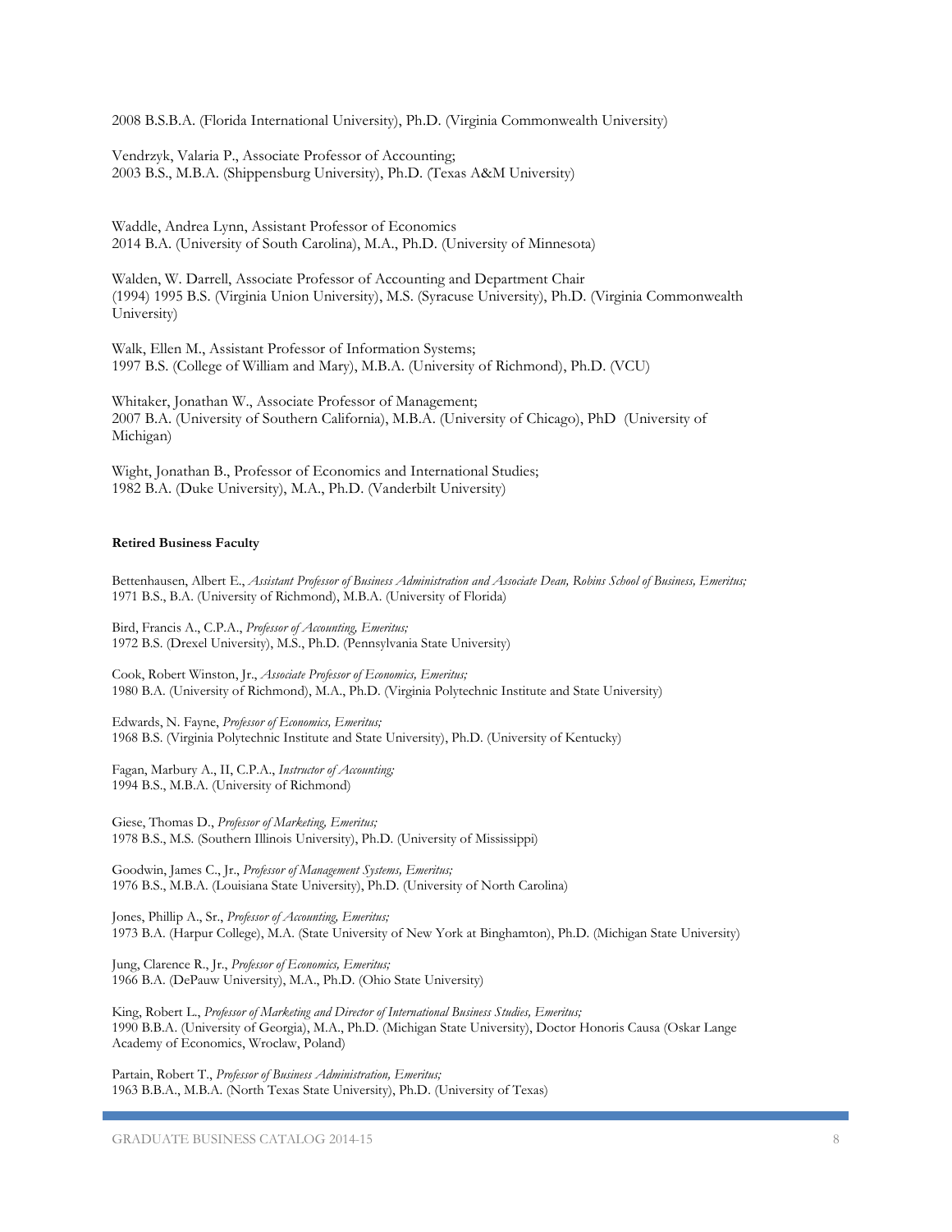2008 B.S.B.A. (Florida International University), Ph.D. (Virginia Commonwealth University)

Vendrzyk, Valaria P., Associate Professor of Accounting;
2003 B.S., M.B.A. (Shippensburg University), Ph.D. (Texas A&M University)

Waddle, Andrea Lynn, Assistant Professor of Economics
2014 B.A. (University of South Carolina), M.A., Ph.D. (University of Minnesota)

Walden, W. Darrell, Associate Professor of Accounting and Department Chair
(1994) 1995 B.S. (Virginia Union University), M.S. (Syracuse University), Ph.D. (Virginia Commonwealth University)

Walk, Ellen M., Assistant Professor of Information Systems;
1997 B.S. (College of William and Mary), M.B.A. (University of Richmond), Ph.D. (VCU)

Whitaker, Jonathan W., Associate Professor of Management;
2007 B.A. (University of Southern California), M.B.A. (University of Chicago), PhD (University of Michigan)

Wight, Jonathan B., Professor of Economics and International Studies;
1982 B.A. (Duke University), M.A., Ph.D. (Vanderbilt University)

**Retired Business Faculty**

Bettenhausen, Albert E., *Assistant Professor of Business Administration and Associate Dean, Robins School of Business, Emeritus;*
1971 B.S., B.A. (University of Richmond), M.B.A. (University of Florida)

Bird, Francis A., C.P.A., *Professor of Accounting, Emeritus;*
1972 B.S. (Drexel University), M.S., Ph.D. (Pennsylvania State University)

Cook, Robert Winston, Jr., *Associate Professor of Economics, Emeritus;*
1980 B.A. (University of Richmond), M.A., Ph.D. (Virginia Polytechnic Institute and State University)

Edwards, N. Fayne, *Professor of Economics, Emeritus;*
1968 B.S. (Virginia Polytechnic Institute and State University), Ph.D. (University of Kentucky)

Fagan, Marbury A., II, C.P.A., *Instructor of Accounting;*
1994 B.S., M.B.A. (University of Richmond)

Giese, Thomas D., *Professor of Marketing, Emeritus;*
1978 B.S., M.S. (Southern Illinois University), Ph.D. (University of Mississippi)

Goodwin, James C., Jr., *Professor of Management Systems, Emeritus;*
1976 B.S., M.B.A. (Louisiana State University), Ph.D. (University of North Carolina)

Jones, Phillip A., Sr., *Professor of Accounting, Emeritus;*
1973 B.A. (Harpur College), M.A. (State University of New York at Binghamton), Ph.D. (Michigan State University)

Jung, Clarence R., Jr., *Professor of Economics, Emeritus;*
1966 B.A. (DePauw University), M.A., Ph.D. (Ohio State University)

King, Robert L., *Professor of Marketing and Director of International Business Studies, Emeritus;*
1990 B.B.A. (University of Georgia), M.A., Ph.D. (Michigan State University), Doctor Honoris Causa (Oskar Lange Academy of Economics, Wroclaw, Poland)

Partain, Robert T., *Professor of Business Administration, Emeritus;*
1963 B.B.A., M.B.A. (North Texas State University), Ph.D. (University of Texas)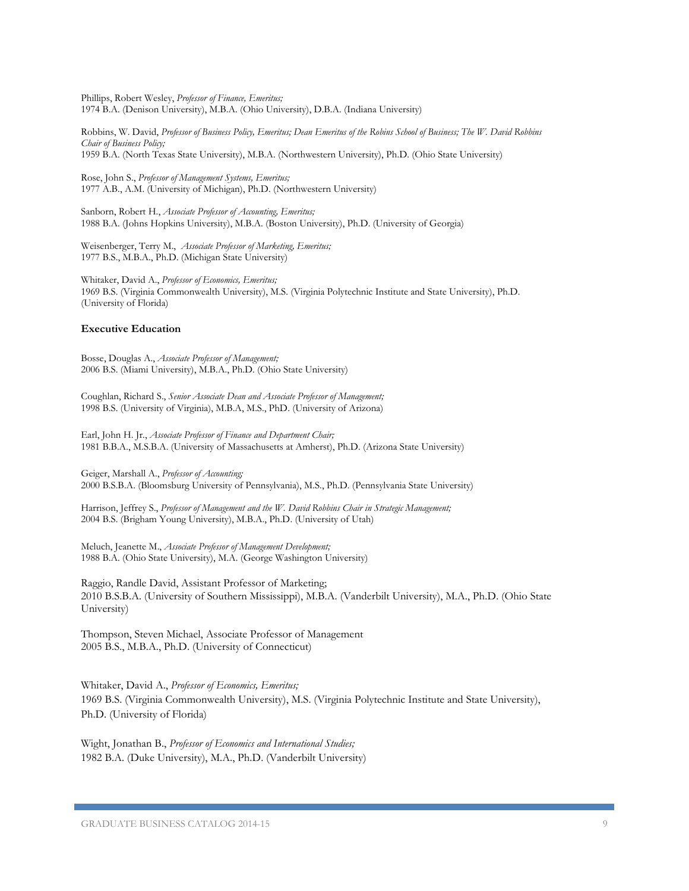Phillips, Robert Wesley, *Professor of Finance, Emeritus;*
1974 B.A. (Denison University), M.B.A. (Ohio University), D.B.A. (Indiana University)

Robbins, W. David, *Professor of Business Policy, Emeritus; Dean Emeritus of the Robins School of Business; The W. David Robbins Chair of Business Policy;*
1959 B.A. (North Texas State University), M.B.A. (Northwestern University), Ph.D. (Ohio State University)

Rose, John S., *Professor of Management Systems, Emeritus;*
1977 A.B., A.M. (University of Michigan), Ph.D. (Northwestern University)

Sanborn, Robert H., *Associate Professor of Accounting, Emeritus;*
1988 B.A. (Johns Hopkins University), M.B.A. (Boston University), Ph.D. (University of Georgia)

Weisenberger, Terry M., *Associate Professor of Marketing, Emeritus;*
1977 B.S., M.B.A., Ph.D. (Michigan State University)

Whitaker, David A., *Professor of Economics, Emeritus;*
1969 B.S. (Virginia Commonwealth University), M.S. (Virginia Polytechnic Institute and State University), Ph.D. (University of Florida)

### Executive Education

Bosse, Douglas A., *Associate Professor of Management;*
2006 B.S. (Miami University), M.B.A., Ph.D. (Ohio State University)

Coughlan, Richard S., *Senior Associate Dean and Associate Professor of Management;*
1998 B.S. (University of Virginia), M.B.A, M.S., PhD. (University of Arizona)

Earl, John H. Jr., *Associate Professor of Finance and Department Chair;*
1981 B.B.A., M.S.B.A. (University of Massachusetts at Amherst), Ph.D. (Arizona State University)

Geiger, Marshall A., *Professor of Accounting;*
2000 B.S.B.A. (Bloomsburg University of Pennsylvania), M.S., Ph.D. (Pennsylvania State University)

Harrison, Jeffrey S., *Professor of Management and the W. David Robbins Chair in Strategic Management;*
2004 B.S. (Brigham Young University), M.B.A., Ph.D. (University of Utah)

Meluch, Jeanette M., *Associate Professor of Management Development;*
1988 B.A. (Ohio State University), M.A. (George Washington University)

Raggio, Randle David, Assistant Professor of Marketing;
2010 B.S.B.A. (University of Southern Mississippi), M.B.A. (Vanderbilt University), M.A., Ph.D. (Ohio State University)

Thompson, Steven Michael, Associate Professor of Management
2005 B.S., M.B.A., Ph.D. (University of Connecticut)

Whitaker, David A., *Professor of Economics, Emeritus;*
1969 B.S. (Virginia Commonwealth University), M.S. (Virginia Polytechnic Institute and State University), Ph.D. (University of Florida)

Wight, Jonathan B., *Professor of Economics and International Studies;*
1982 B.A. (Duke University), M.A., Ph.D. (Vanderbilt University)